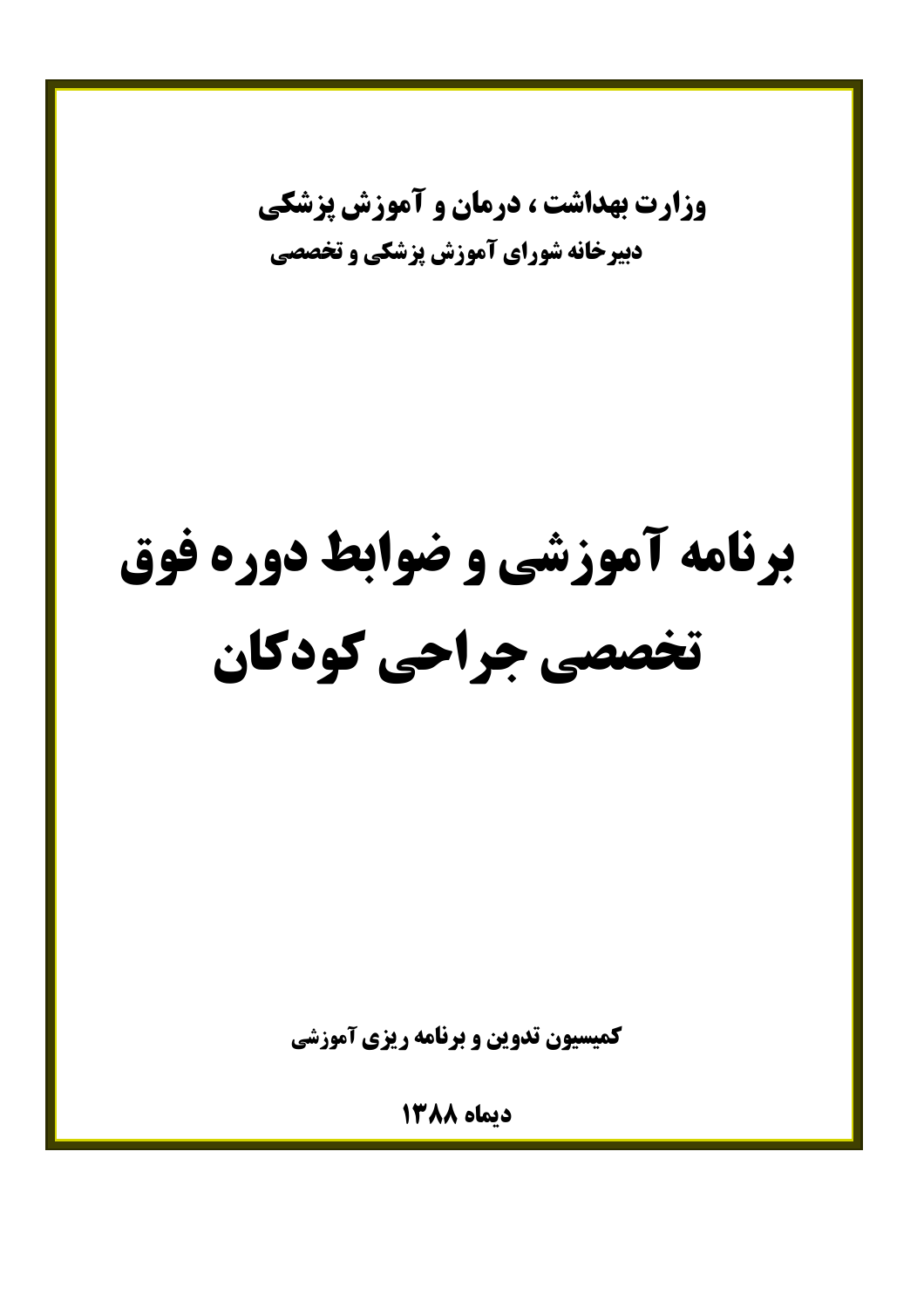**وزارت بهداشت ، درمان و آموزش پزشکی**

**دبیرخانه شورای آموزش پزشکی و تخصصی**

# برنامه آموزشی و ضوابط دوره فوق تخصصی جراحی کودکان

**کمیسیون تدوین و برنامه ریزی آموزشی**

**دیماه ۱۳۸۸**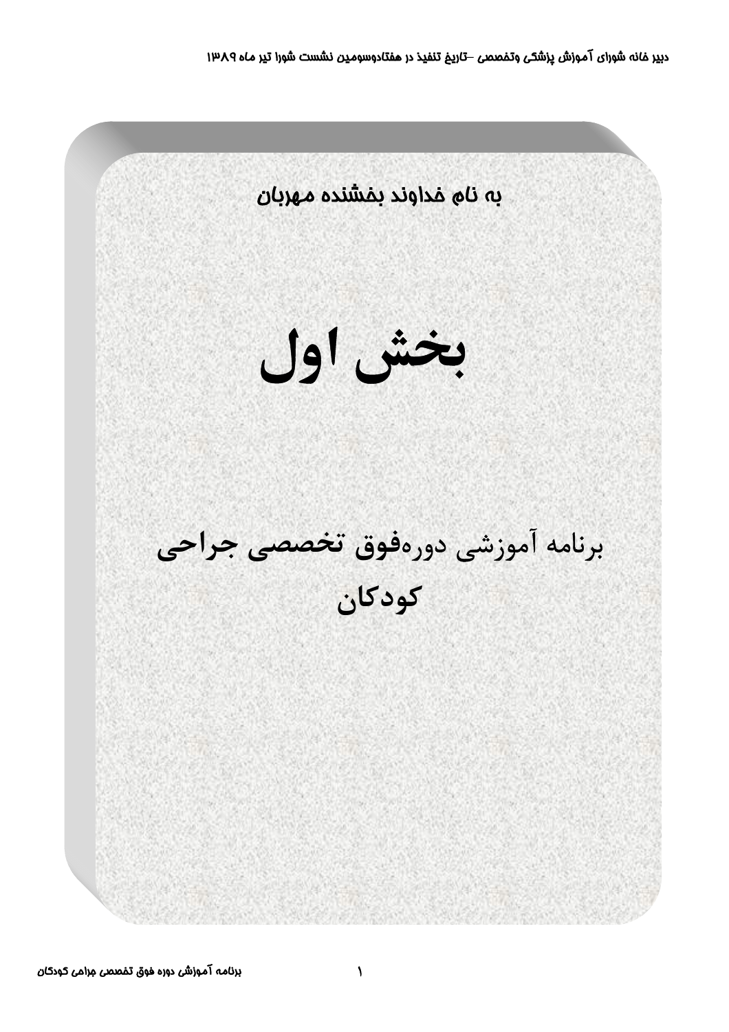به نام خداوند بخشنده مهربان

# بخش اول

## برنامه آموزشی دوره‌فوق تخصصی جراحی کودکان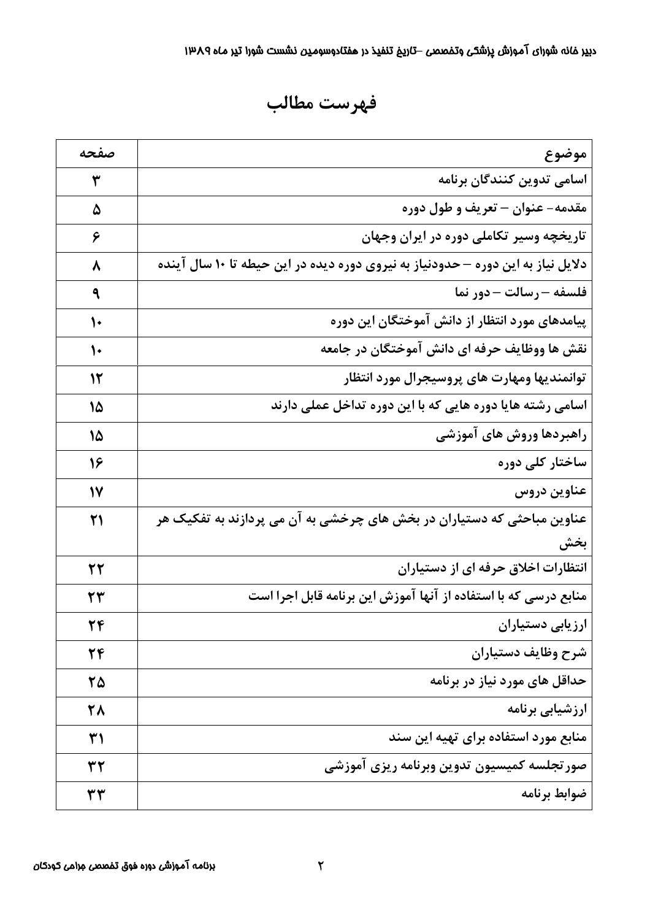# فهرست مطالب

| موضوع | صفحه |
|---|---|
| اسامی تدوین کنندگان برنامه | ۳ |
| مقدمه- عنوان – تعریف و طول دوره | ۵ |
| تاریخچه وسیر تکاملی دوره در ایران وجهان | ۶ |
| دلایل نیاز به این دوره – حدودنیاز به نیروی دوره دیده در این حیطه تا ۱۰ سال آینده | ۸ |
| فلسفه – رسالت – دور نما | ۹ |
| پیامدهای مورد انتظار از دانش آموختگان این دوره | ۱۰ |
| نقش ها ووظایف حرفه ای دانش آموختگان در جامعه | ۱۰ |
| توانمندیها ومهارت های پروسیجرال مورد انتظار | ۱۲ |
| اسامی رشته هایا دوره هایی که با این دوره تداخل عملی دارند | ۱۵ |
| راهبردها وروش های آموزشی | ۱۵ |
| ساختار کلی دوره | ۱۶ |
| عناوین دروس | ۱۷ |
| عناوین مباحثی که دستیاران در بخش های چرخشی به آن می پردازند به تفکیک هر بخش | ۲۱ |
| انتظارات اخلاق حرفه ای از دستیاران | ۲۲ |
| منابع درسی که با استفاده از آنها آموزش این برنامه قابل اجرا است | ۲۳ |
| ارزیابی دستیاران | ۲۴ |
| شرح وظایف دستیاران | ۲۴ |
| حداقل های مورد نیاز در برنامه | ۲۵ |
| ارزشیابی برنامه | ۲۸ |
| منابع مورد استفاده برای تهیه این سند | ۳۱ |
| صورتجلسه کمیسیون تدوین وبرنامه ریزی آموزشی | ۳۲ |
| ضوابط برنامه | ۳۳ |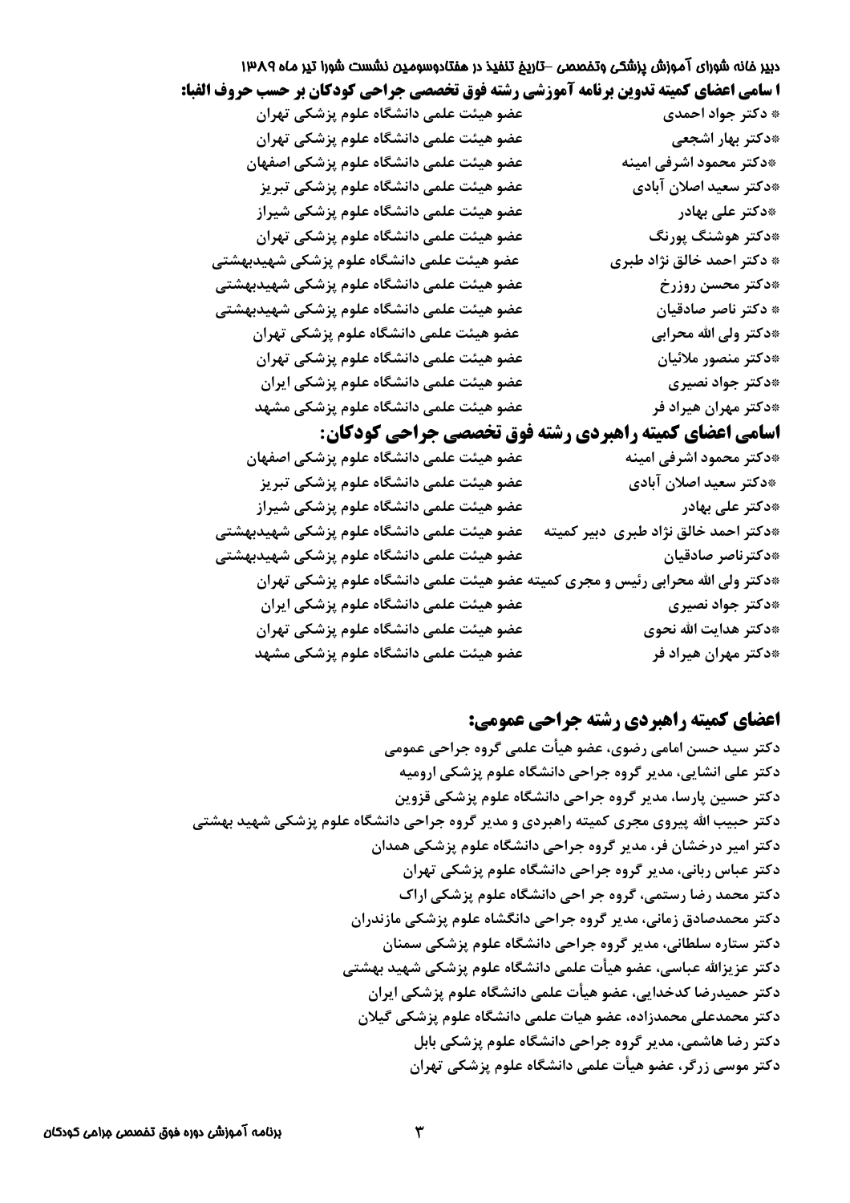دبیر خانه شورای آموزش پزشکی وتخصصی –تاریخ تنفیذ در هفتادوسومین نشست شورا تیر ماه ۱۳۸۹

**ا سامی اعضای کمیته تدوین برنامه آموزشی رشته فوق تخصصی جراحی کودکان بر حسب حروف الفبا:**

| | |
|---|---|
| * دکتر جواد احمدی | عضو هیئت علمی دانشگاه علوم پزشکی تهران |
| *دکتر بهار اشجعی | عضو هیئت علمی دانشگاه علوم پزشکی تهران |
| *دکتر محمود اشرفی امینه | عضو هیئت علمی دانشگاه علوم پزشکی اصفهان |
| *دکتر سعید اصلان آبادی | عضو هیئت علمی دانشگاه علوم پزشکی تبریز |
| *دکتر علی بهادر | عضو هیئت علمی دانشگاه علوم پزشکی شیراز |
| *دکتر هوشنگ پورنگ | عضو هیئت علمی دانشگاه علوم پزشکی تهران |
| * دکتر احمد خالق نژاد طبری | عضو هیئت علمی دانشگاه علوم پزشکی شهیدبهشتی |
| *دکتر محسن روزرخ | عضو هیئت علمی دانشگاه علوم پزشکی شهیدبهشتی |
| * دکتر ناصر صادقیان | عضو هیئت علمی دانشگاه علوم پزشکی شهیدبهشتی |
| *دکتر ولی الله محرابی | عضو هیئت علمی دانشگاه علوم پزشکی تهران |
| *دکتر منصور ملائیان | عضو هیئت علمی دانشگاه علوم پزشکی تهران |
| *دکتر جواد نصیری | عضو هیئت علمی دانشگاه علوم پزشکی ایران |
| *دکتر مهران هیراد فر | عضو هیئت علمی دانشگاه علوم پزشکی مشهد |

## اسامی اعضای کمیته راهبردی رشته فوق تخصصی جراحی کودکان:

| | |
|---|---|
| *دکتر محمود اشرفی امینه | عضو هیئت علمی دانشگاه علوم پزشکی اصفهان |
| *دکتر سعید اصلان آبادی | عضو هیئت علمی دانشگاه علوم پزشکی تبریز |
| *دکتر علی بهادر | عضو هیئت علمی دانشگاه علوم پزشکی شیراز |
| *دکتر احمد خالق نژاد طبری دبیر کمیته | عضو هیئت علمی دانشگاه علوم پزشکی شهیدبهشتی |
| *دکترناصر صادقیان | عضو هیئت علمی دانشگاه علوم پزشکی شهیدبهشتی |
| *دکتر ولی الله محرابی رئیس و مجری کمیته | عضو هیئت علمی دانشگاه علوم پزشکی تهران |
| *دکتر جواد نصیری | عضو هیئت علمی دانشگاه علوم پزشکی ایران |
| *دکتر هدایت الله نحوی | عضو هیئت علمی دانشگاه علوم پزشکی تهران |
| *دکتر مهران هیراد فر | عضو هیئت علمی دانشگاه علوم پزشکی مشهد |

## اعضای کمیته راهبردی رشته جراحی عمومی:

دکتر سید حسن امامی رضوی، عضو هیأت علمی گروه جراحی عمومی
دکتر علی انشایی، مدیر گروه جراحی دانشگاه علوم پزشکی ارومیه
دکتر حسین پارسا، مدیر گروه جراحی دانشگاه علوم پزشکی قزوین
دکتر حبیب الله پیروی مجری کمیته راهبردی و مدیر گروه جراحی دانشگاه علوم پزشکی شهید بهشتی
دکتر امیر درخشان فر، مدیر گروه جراحی دانشگاه علوم پزشکی همدان
دکتر عباس ربانی، مدیر گروه جراحی دانشگاه علوم پزشکی تهران
دکتر محمد رضا رستمی، گروه جر احی دانشگاه علوم پزشکی اراک
دکتر محمدصادق زمانی، مدیر گروه جراحی دانگشاه علوم پزشکی مازندران
دکتر ستاره سلطانی، مدیر گروه جراحی دانشگاه علوم پزشکی سمنان
دکتر عزیزالله عباسی، عضو هیأت علمی دانشگاه علوم پزشکی شهید بهشتی
دکتر حمیدرضا کدخدایی، عضو هیأت علمی دانشگاه علوم پزشکی ایران
دکتر محمدعلی محمدزاده، عضو هیات علمی دانشگاه علوم پزشکی گیلان
دکتر رضا هاشمی، مدیر گروه جراحی دانشگاه علوم پزشکی بابل
دکتر موسی زرگر، عضو هیأت علمی دانشگاه علوم پزشکی تهران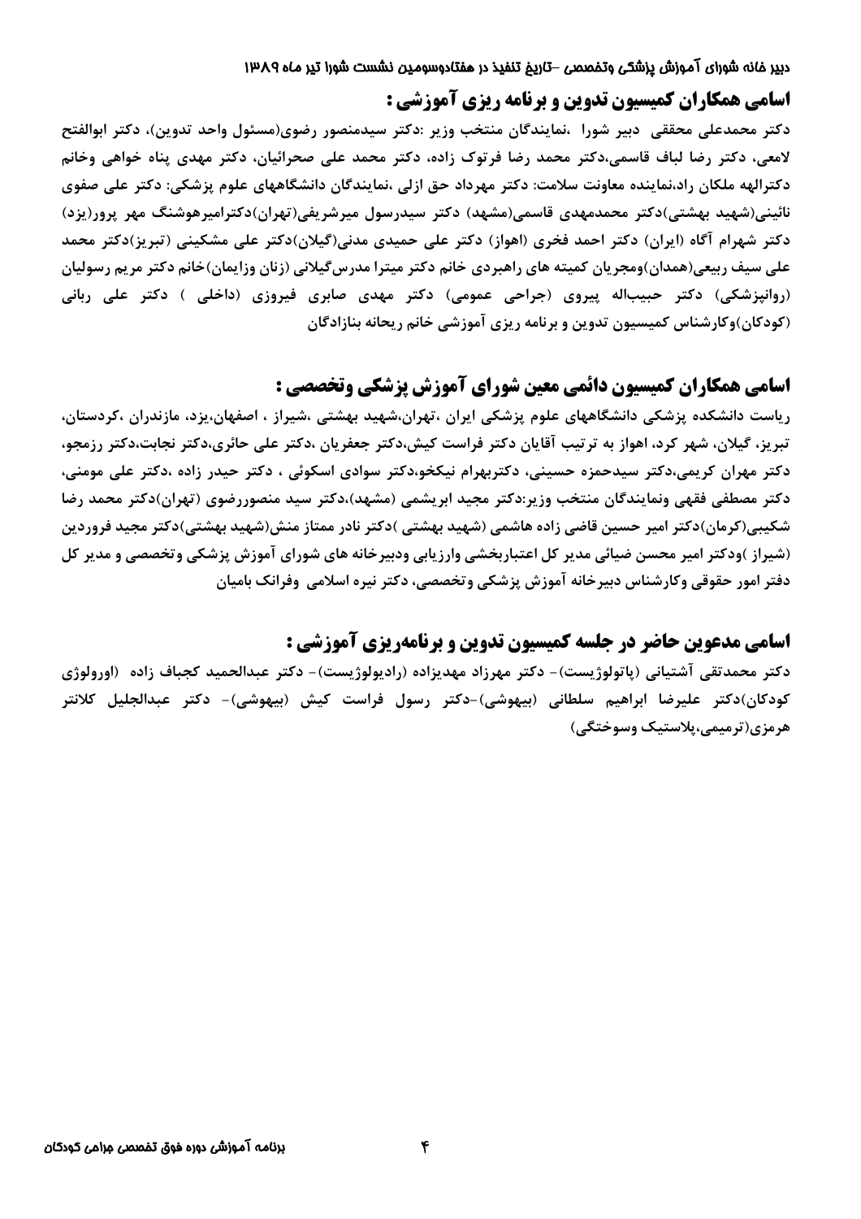## اسامی همکاران کمیسیون تدوین و برنامه ریزی آموزشی :

دکتر محمدعلی محققی دبیر شورا ،نمایندگان منتخب وزیر :دکتر سیدمنصور رضوی(مسئول واحد تدوین)، دکتر ابوالفتح لامعی، دکتر رضا لباف قاسمی،دکتر محمد رضا فرتوک زاده، دکتر محمد علی صحرائیان، دکتر مهدی پناه خواهی وخانم دکترالهه ملکان راد،نماینده معاونت سلامت: دکتر مهرداد حق ازلی ،نمایندگان دانشگاههای علوم پزشکی: دکتر علی صفوی نائینی(شهید بهشتی)دکتر محمدمهدی قاسمی(مشهد) دکتر سیدرسول میرشریفی(تهران)دکترامیرهوشنگ مهر پرور(یزد) دکتر شهرام آگاه (ایران) دکتر احمد فخری (اهواز) دکتر علی حمیدی مدنی(گیلان)دکتر علی مشکینی (تبریز)دکتر محمد علی سیف ربیعی(همدان)ومجریان کمیته های راهبردی خانم دکتر میترا مدرس‌گیلانی (زنان وزایمان)خانم دکتر مریم رسولیان (روانپزشکی) دکتر حبیب‌اله پیروی (جراحی عمومی) دکتر مهدی صابری فیروزی (داخلی ) دکتر علی ربانی (کودکان)وکارشناس کمیسیون تدوین و برنامه ریزی آموزشی خانم ریحانه بنازادگان

## اسامی همکاران کمیسیون دائمی معین شورای آموزش پزشکی وتخصصی :

ریاست دانشکده پزشکی دانشگاههای علوم پزشکی ایران ،تهران،شهید بهشتی ،شیراز ، اصفهان،یزد، مازندران ،کردستان، تبریز، گیلان، شهر کرد، اهواز به ترتیب آقایان دکتر فراست کیش،دکتر جعفریان ،دکتر علی حائری،دکتر نجابت،دکتر رزمجو، دکتر مهران کریمی،دکتر سیدحمزه حسینی، دکتربهرام نیکخو،دکتر سوادی اسکوئی ، دکتر حیدر زاده ،دکتر علی مومنی، دکتر مصطفی فقهی ونمایندگان منتخب وزیر:دکتر مجید ابریشمی (مشهد)،دکتر سید منصوررضوی (تهران)دکتر محمد رضا شکیبی(کرمان)دکتر امیر حسین قاضی زاده هاشمی (شهید بهشتی )دکتر نادر ممتاز منش(شهید بهشتی)دکتر مجید فروردین (شیراز )ودکتر امیر محسن ضیائی مدیر کل اعتباربخشی وارزیابی ودبیرخانه های شورای آموزش پزشکی وتخصصی و مدیر کل دفتر امور حقوقی وکارشناس دبیرخانه آموزش پزشکی وتخصصی، دکتر نیره اسلامی وفرانک بامیان

## اسامی مدعوین حاضر در جلسه کمیسیون تدوین و برنامه‌ریزی آموزشی :

دکتر محمدتقی آشتیانی (پاتولوژیست)- دکتر مهرزاد مهدیزاده (رادیولوژیست)- دکتر عبدالحمید کجباف زاده (اورولوژی کودکان)دکتر علیرضا ابراهیم سلطانی (بیهوشی)-دکتر رسول فراست کیش (بیهوشی)- دکتر عبدالجلیل کلانتر هرمزی(ترمیمی،پلاستیک وسوختگی)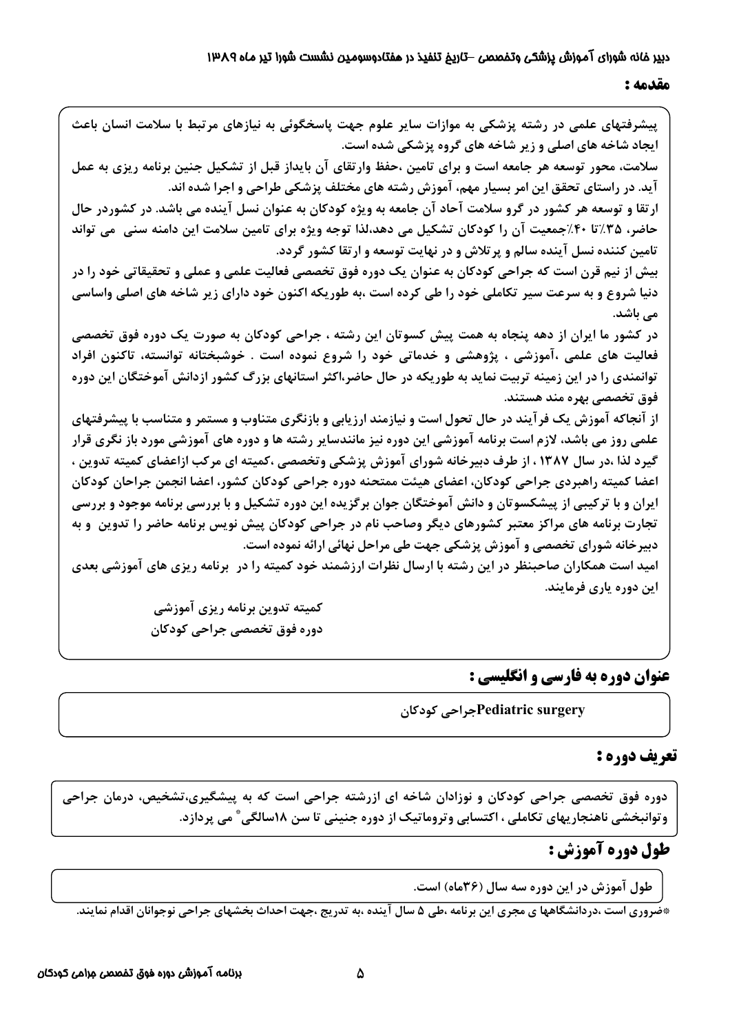## مقدمه :

پیشرفتهای علمی در رشته پزشکی به موازات سایر علوم جهت پاسخگوئی به نیازهای مرتبط با سلامت انسان باعث ایجاد شاخه های اصلی و زیر شاخه های گروه پزشکی شده است.

سلامت، محور توسعه هر جامعه است و برای تامین ،حفظ وارتقای آن بایداز قبل از تشکیل جنین برنامه ریزی به عمل آید. در راستای تحقق این امر بسیار مهم، آموزش رشته های مختلف پزشکی طراحی و اجرا شده اند.

ارتقا و توسعه هر کشور در گرو سلامت آحاد آن جامعه به ویژه کودکان به عنوان نسل آینده می باشد. در کشوردر حال حاضر، ۳۵٪تا ۴۰٪جمعیت آن را کودکان تشکیل می دهد،لذا توجه ویژه برای تامین سلامت این دامنه سنی می تواند تامین کننده نسل آینده سالم و پر تلاش و در نهایت توسعه و ارتقا کشور گردد.

بیش از نیم قرن است که جراحی کودکان به عنوان یک دوره فوق تخصصی فعالیت علمی و عملی و تحقیقاتی خود را در دنیا شروع و به سرعت سیر تکاملی خود را طی کرده است ،به طوریکه اکنون خود دارای زیر شاخه های اصلی واساسی می باشد.

در کشور ما ایران از دهه پنجاه به همت پیش کسوتان این رشته ، جراحی کودکان به صورت یک دوره فوق تخصصی فعالیت های علمی ،آموزشی ، پژوهشی و خدماتی خود را شروع نموده است . خوشبختانه توانسته، تاکنون افراد توانمندی را در این زمینه تربیت نماید به طوریکه در حال حاضر،اکثر استانهای بزرگ کشور ازدانش آموختگان این دوره فوق تخصصی بهره مند هستند.

از آنجاکه آموزش یک فرآیند در حال تحول است و نیازمند ارزیابی و بازنگری متناوب و مستمر و متناسب با پیشرفتهای علمی روز می باشد، لازم است برنامه آموزشی این دوره نیز مانندسایر رشته ها و دوره های آموزشی مورد باز نگری قرار گیرد لذا ،در سال ۱۳۸۷ ، از طرف دبیرخانه شورای آموزش پزشکی وتخصصی ،کمیته ای مرکب ازاعضای کمیته تدوین ، اعضا کمیته راهبردی جراحی کودکان، اعضای هیئت ممتحنه دوره جراحی کودکان کشور، اعضا انجمن جراحان کودکان ایران و با ترکیبی از پیشکسوتان و دانش آموختگان جوان برگزیده این دوره تشکیل و با بررسی برنامه موجود و بررسی تجارت برنامه های مراکز معتبر کشورهای دیگر وصاحب نام در جراحی کودکان پیش نویس برنامه حاضر را تدوین و به دبیرخانه شورای تخصصی و آموزش پزشکی جهت طی مراحل نهائی ارائه نموده است.

امید است همکاران صاحبنظر در این رشته با ارسال نظرات ارزشمند خود کمیته را در برنامه ریزی های آموزشی بعدی این دوره یاری فرمایند.

کمیته تدوین برنامه ریزی آموزشی

دوره فوق تخصصی جراحی کودکان

## عنوان دوره به فارسی و انگلیسی :

Pediatric surgeryجراحی کودکان

## تعریف دوره :

دوره فوق تخصصی جراحی کودکان و نوزادان شاخه ای ازرشته جراحی است که به پیشگیری،تشخیص، درمان جراحی وتوانبخشی ناهنجاریهای تکاملی ، اکتسابی وتروماتیک از دوره جنینی تا سن ۱۸سالگی* می پردازد.

## طول دوره آموزش :

طول آموزش در این دوره سه سال (۳۶ماه) است.

*ضروری است ،دردانشگاهها ی مجری این برنامه ،طی ۵ سال آینده ،به تدریج ،جهت احداث بخشهای جراحی نوجوانان اقدام نمایند.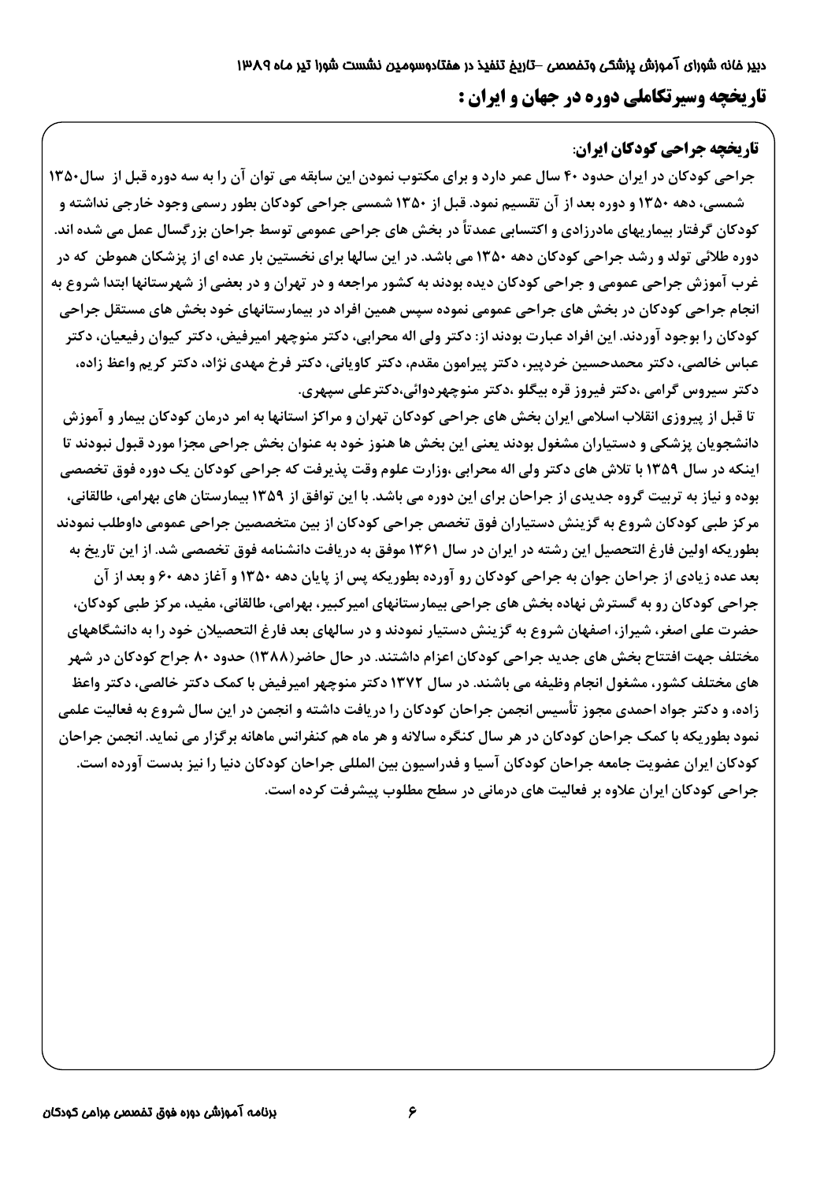## تاریخچه وسیرتکاملی دوره در جهان و ایران :

### تاریخچه جراحی کودکان ایران:

جراحی کودکان در ایران حدود ۴۰ سال عمر دارد و برای مکتوب نمودن این سابقه می توان آن را به سه دوره قبل از سال ۱۳۵۰ شمسی، دهه ۱۳۵۰ و دوره بعد از آن تقسیم نمود. قبل از ۱۳۵۰ شمسی جراحی کودکان بطور رسمی وجود خارجی نداشته و کودکان گرفتار بیماریهای مادرزادی و اکتسابی عمدتاً در بخش های جراحی عمومی توسط جراحان بزرگسال عمل می شده اند. دوره طلائی تولد و رشد جراحی کودکان دهه ۱۳۵۰ می باشد. در این سالها برای نخستین بار عده ای از پزشکان هموطن که در غرب آموزش جراحی عمومی و جراحی کودکان دیده بودند به کشور مراجعه و در تهران و در بعضی از شهرستانها ابتدا شروع به انجام جراحی کودکان در بخش های جراحی عمومی نموده سپس همین افراد در بیمارستانهای خود بخش های مستقل جراحی کودکان را بوجود آوردند. این افراد عبارت بودند از: دکتر ولی اله محرابی، دکتر منوچهر امیرفیض، دکتر کیوان رفیعیان، دکتر عباس خالصی، دکتر محمدحسین خردپیر، دکتر پیرامون مقدم، دکتر کاویانی، دکتر فرخ مهدی نژاد، دکتر کریم واعظ زاده، دکتر سیروس گرامی ،دکتر فیروز قره بیگلو ،دکتر منوچهردوائی،دکترعلی سپهری.

تا قبل از پیروزی انقلاب اسلامی ایران بخش های جراحی کودکان تهران و مراکز استانها به امر درمان کودکان بیمار و آموزش دانشجویان پزشکی و دستیاران مشغول بودند یعنی این بخش ها هنوز خود به عنوان بخش جراحی مجزا مورد قبول نبودند تا اینکه در سال ۱۳۵۹ با تلاش های دکتر ولی اله محرابی ،وزارت علوم وقت پذیرفت که جراحی کودکان یک دوره فوق تخصصی بوده و نیاز به تربیت گروه جدیدی از جراحان برای این دوره می باشد. با این توافق از ۱۳۵۹ بیمارستان های بهرامی، طالقانی، مرکز طبی کودکان شروع به گزینش دستیاران فوق تخصص جراحی کودکان از بین متخصصین جراحی عمومی داوطلب نمودند بطوریکه اولین فارغ التحصیل این رشته در ایران در سال ۱۳۶۱ موفق به دریافت دانشنامه فوق تخصصی شد. از این تاریخ به بعد عده زیادی از جراحان جوان به جراحی کودکان رو آورده بطوریکه پس از پایان دهه ۱۳۵۰ و آغاز دهه ۶۰ و بعد از آن جراحی کودکان رو به گسترش نهاده بخش های جراحی بیمارستانهای امیرکبیر، بهرامی، طالقانی، مفید، مرکز طبی کودکان، حضرت علی اصغر، شیراز، اصفهان شروع به گزینش دستیار نمودند و در سالهای بعد فارغ التحصیلان خود را به دانشگاههای مختلف جهت افتتاح بخش های جدید جراحی کودکان اعزام داشتند. در حال حاضر(۱۳۸۸) حدود ۸۰ جراح کودکان در شهر های مختلف کشور، مشغول انجام وظیفه می باشند. در سال ۱۳۷۲ دکتر منوچهر امیرفیض با کمک دکتر خالصی، دکتر واعظ زاده، و دکتر جواد احمدی مجوز تأسیس انجمن جراحان کودکان را دریافت داشته و انجمن در این سال شروع به فعالیت علمی نمود بطوریکه با کمک جراحان کودکان در هر سال کنگره سالانه و هر ماه هم کنفرانس ماهانه برگزار می نماید. انجمن جراحان کودکان ایران عضویت جامعه جراحان کودکان آسیا و فدراسیون بین المللی جراحان کودکان دنیا را نیز بدست آورده است. جراحی کودکان ایران علاوه بر فعالیت های درمانی در سطح مطلوب پیشرفت کرده است.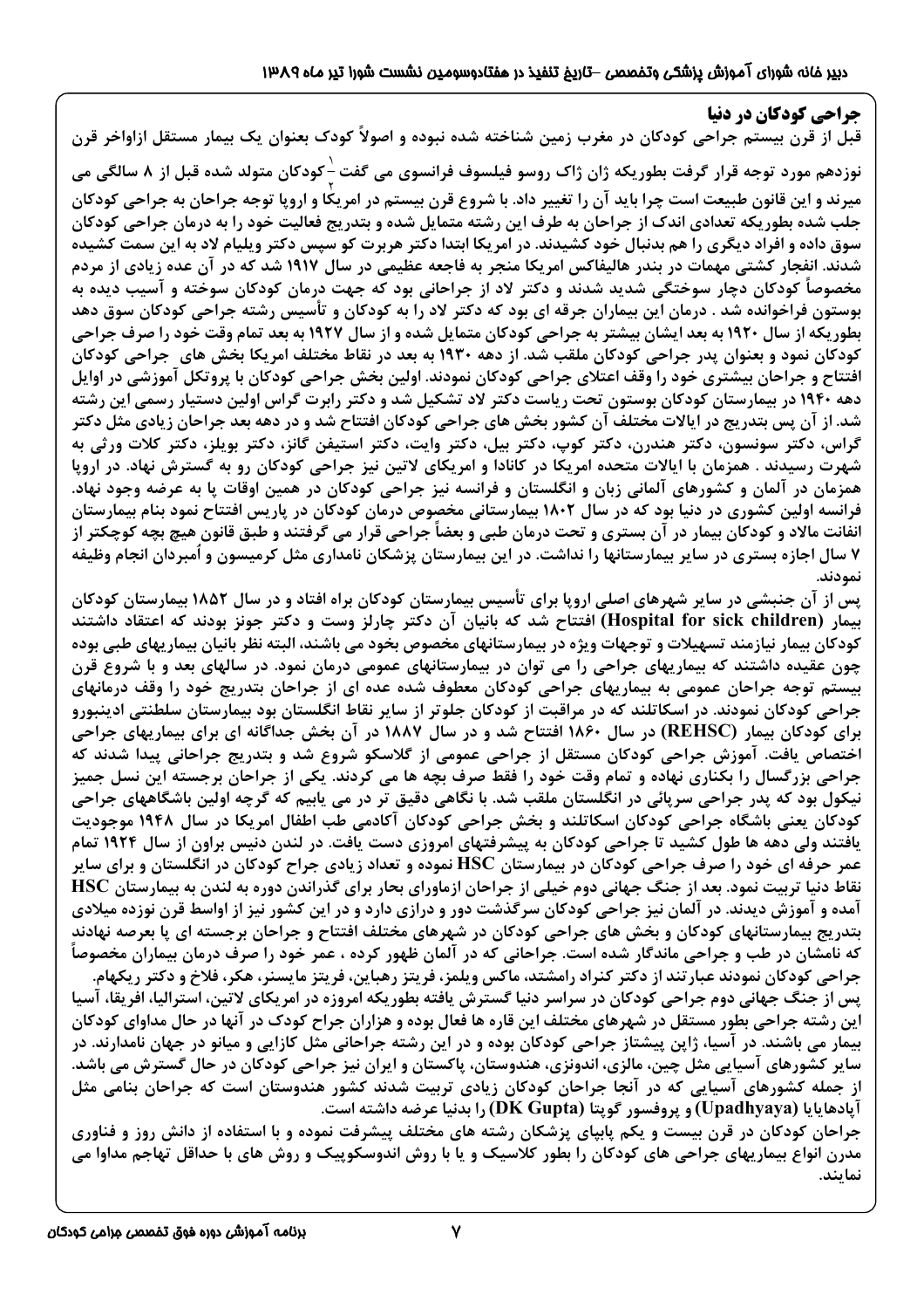## جراحی کودکان در دنیا

قبل از قرن بیستم جراحی کودکان در مغرب زمین شناخته شده نبوده و اصولاً کودک بعنوان یک بیمار مستقل ازاواخر قرن نوزدهم مورد توجه قرار گرفت بطوریکه ژان ژاک روسو فیلسوف فرانسوی می گفت[1] کودکان متولد شده قبل از ۸ سالگی می میرند و این قانون طبیعت است چرا باید آن را تغییر داد. با شروع قرن بیستم در امریکا و اروپا توجه جراحان به جراحی کودکان جلب شده بطوریکه تعدادی اندک از جراحان به طرف این رشته متمایل شده و بتدریج فعالیت خود را به درمان جراحی کودکان سوق داده و افراد دیگری را هم بدنبال خود کشیدند. در امریکا ابتدا دکتر هربرت کو سپس دکتر ویلیام لاد به این سمت کشیده شدند. انفجار کشتی مهمات در بندر هالیفاکس امریکا منجر به فاجعه عظیمی در سال ۱۹۱۷ شد که در آن عده زیادی از مردم مخصوصاً کودکان دچار سوختگی شدید شدند و دکتر لاد از جراحانی بود که جهت درمان کودکان سوخته و آسیب دیده به بوستون فراخوانده شد . درمان این بیماران جرقه ای بود که دکتر لاد را به کودکان و تأسیس رشته جراحی کودکان سوق دهد بطوریکه از سال ۱۹۲۰ به بعد ایشان بیشتر به جراحی کودکان متمایل شده و از سال ۱۹۲۷ به بعد تمام وقت خود را صرف جراحی کودکان نمود و بعنوان پدر جراحی کودکان ملقب شد. از دهه ۱۹۳۰ به بعد در نقاط مختلف امریکا بخش های جراحی کودکان افتتاح و جراحان بیشتری خود را وقف اعتلای جراحی کودکان نمودند. اولین بخش جراحی کودکان با پروتکل آموزشی در اوایل دهه ۱۹۴۰ در بیمارستان کودکان بوستون تحت ریاست دکتر لاد تشکیل شد و دکتر رابرت گراس اولین دستیار رسمی این رشته شد. از آن پس بتدریج در ایالات مختلف آن کشور بخش های جراحی کودکان افتتاح شد و در دهه بعد جراحان زیادی مثل دکتر گراس، دکتر سونسون، دکتر هندرن، دکتر کوپ، دکتر بیل، دکتر وایت، دکتر استیفن گانز، دکتر بویلز، دکتر کلات ورثی به شهرت رسیدند . همزمان با ایالات متحده امریکا در کانادا و امریکای لاتین نیز جراحی کودکان رو به گسترش نهاد. در اروپا همزمان در آلمان و کشورهای آلمانی زبان و انگلستان و فرانسه نیز جراحی کودکان در همین اوقات پا به عرصه وجود نهاد. فرانسه اولین کشوری در دنیا بود که در سال ۱۸۰۲ بیمارستانی مخصوص درمان کودکان در پاریس افتتاح نمود بنام بیمارستان انفانت مالاد و کودکان بیمار در آن بستری و تحت درمان طبی و بعضاً جراحی قرار می گرفتند و طبق قانون هیچ بچه کوچکتر از ۷ سال اجازه بستری در سایر بیمارستانها را نداشت. در این بیمارستان پزشکان نامداری مثل کرمیسون و اُمبردان انجام وظیفه نمودند.

پس از آن جنبشی در سایر شهرهای اصلی اروپا برای تأسیس بیمارستان کودکان براه افتاد و در سال ۱۸۵۲ بیمارستان کودکان بیمار (Hospital for sick children) افتتاح شد که بانیان آن دکتر چارلز وست و دکتر جونز بودند که اعتقاد داشتند کودکان بیمار نیازمند تسهیلات و توجهات ویژه در بیمارستانهای مخصوص بخود می باشند، البته نظر بانیان بیماریهای طبی بوده چون عقیده داشتند که بیماریهای جراحی را می توان در بیمارستانهای عمومی درمان نمود. در سالهای بعد و با شروع قرن بیستم توجه جراحان عمومی به بیماریهای جراحی کودکان معطوف شده عده ای از جراحان بتدریج خود را وقف درمانهای جراحی کودکان نمودند. در اسکاتلند که در مراقبت از کودکان جلوتر از سایر نقاط انگلستان بود بیمارستان سلطنتی ادینبورو برای کودکان بیمار (REHSC) در سال ۱۸۶۰ افتتاح شد و در سال ۱۸۸۷ در آن بخش جداگانه ای برای بیماریهای جراحی اختصاص یافت. آموزش جراحی کودکان مستقل از جراحی عمومی از گلاسکو شروع شد و بتدریج جراحانی پیدا شدند که جراحی بزرگسال را بکناری نهاده و تمام وقت خود را فقط صرف بچه ها می کردند. یکی از جراحان برجسته این نسل جمیز نیکول بود که پدر جراحی سرپائی در انگلستان ملقب شد. با نگاهی دقیق تر در می یابیم که گرچه اولین باشگاههای جراحی کودکان یعنی باشگاه جراحی کودکان اسکاتلند و بخش جراحی کودکان آکادمی طب اطفال امریکا در سال ۱۹۴۸ موجودیت یافتند ولی دهه ها طول کشید تا جراحی کودکان به پیشرفتهای امروزی دست یافت. در لندن دنیس براون از سال ۱۹۲۴ تمام عمر حرفه ای خود را صرف جراحی کودکان در بیمارستان HSC نموده و تعداد زیادی جراح کودکان در انگلستان و برای سایر نقاط دنیا تربیت نمود. بعد از جنگ جهانی دوم خیلی از جراحان ازماورای بحار برای گذراندن دوره به لندن به بیمارستان HSC آمده و آموزش دیدند. در آلمان نیز جراحی کودکان سرگذشت دور و درازی دارد و در این کشور نیز از اواسط قرن نوزده میلادی بتدریج بیمارستانهای کودکان و بخش های جراحی کودکان در شهرهای مختلف افتتاح و جراحان برجسته ای پا بعرصه نهادند که نامشان در طب و جراحی ماندگار شده است. جراحانی که در آلمان ظهور کرده ، عمر خود را صرف درمان بیماران مخصوصاً جراحی کودکان نمودند عبارتند از دکتر کنراد رامشتد، ماکس ویلمز، فریتز رهباین، فریتز مایسنر، هکر، فلاخ و دکتر ریکهام.

پس از جنگ جهانی دوم جراحی کودکان در سراسر دنیا گسترش یافته بطوریکه امروزه در امریکای لاتین، استرالیا، افریقا، آسیا این رشته جراحی بطور مستقل در شهرهای مختلف این قاره ها فعال بوده و هزاران جراح کودک در آنها در حال مداوای کودکان بیمار می باشند. در آسیا، ژاپن پیشتاز جراحی کودکان بوده و در این رشته جراحانی مثل کازایی و میانو در جهان نامدارند. در سایر کشورهای آسیایی مثل چین، مالزی، اندونزی، هندوستان، پاکستان و ایران نیز جراحی کودکان در حال گسترش می باشد. از جمله کشورهای آسیایی که در آنجا جراحان کودکان زیادی تربیت شدند کشور هندوستان است که جراحان بنامی مثل آپادهایایا (Upadhyaya) و پروفسور گوپتا (DK Gupta) را بدنیا عرضه داشته است.

جراحان کودکان در قرن بیست و یکم پاپپای پزشکان رشته های مختلف پیشرفت نموده و با استفاده از دانش روز و فناوری مدرن انواع بیماریهای جراحی های کودکان را بطور کلاسیک و یا با روش اندوسکوپیک و روش های با حداقل تهاجم مداوا می نمایند.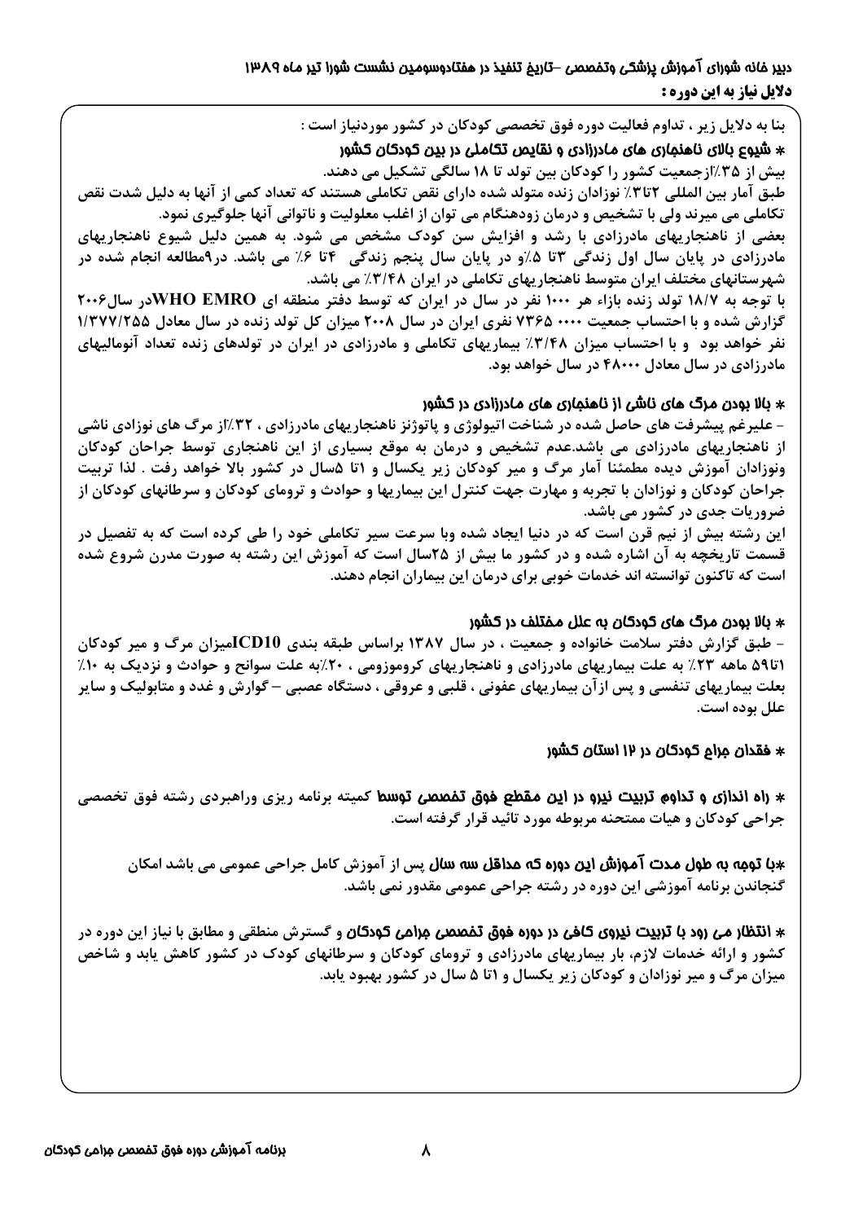دبیر خانه شورای آموزش پزشکی وتخصصی –تاریخ تنفیذ در هفتادوسومین نشست شورا تیر ماه ۱۳۸۹

**دلایل نیاز به این دوره :**

بنا به دلایل زیر ، تداوم فعالیت دوره فوق تخصصی کودکان در کشور موردنیاز است :

**\* شیوع بالای ناهنجاری های مادرزادی و نقایص تکاملی در بین کودکان کشور**

بیش از ۳۵٪ازجمعیت کشور را کودکان بین تولد تا ۱۸ سالگی تشکیل می دهند.

طبق آمار بین المللی ۲تا۳٪ نوزادان زنده متولد شده دارای نقص تکاملی هستند که تعداد کمی از آنها به دلیل شدت نقص تکاملی می میرند ولی با تشخیص و درمان زودهنگام می توان از اغلب معلولیت و ناتوانی آنها جلوگیری نمود.

بعضی از ناهنجاریهای مادرزادی با رشد و افزایش سن کودک مشخص می شود. به همین دلیل شیوع ناهنجاریهای مادرزادی در پایان سال اول زندگی ۳تا ۵٪و در پایان سال پنجم زندگی ۴تا ۶٪ می باشد. در۹مطالعه انجام شده در شهرستانهای مختلف ایران متوسط ناهنجاریهای تکاملی در ایران ۳/۴۸٪ می باشد.

با توجه به ۱۸/۷ تولد زنده بازاء هر ۱۰۰۰ نفر در سال در ایران که توسط دفتر منطقه ای WHO EMROدر سال۲۰۰۶ گزارش شده و با احتساب جمعیت ۷۳۶۵۰۰۰۰ نفری ایران در سال ۲۰۰۸ میزان کل تولد زنده در سال معادل ۱/۳۷۷/۲۵۵ نفر خواهد بود و با احتساب میزان ۳/۴۸٪ بیماریهای تکاملی و مادرزادی در ایران در تولدهای زنده تعداد آنومالیهای مادرزادی در سال معادل ۴۸۰۰۰ در سال خواهد بود.

**\* بالا بودن مرگ های ناشی از ناهنجاری های مادرزادی در کشور**

- علیرغم پیشرفت های حاصل شده در شناخت اتیولوژی و پاتوژنز ناهنجاریهای مادرزادی ، ۳۲٪از مرگ های نوزادی ناشی از ناهنجاریهای مادرزادی می باشد.عدم تشخیص و درمان به موقع بسیاری از این ناهنجاری توسط جراحان کودکان ونوزادان آموزش دیده مطمئنا آمار مرگ و میر کودکان زیر یکسال و ۱تا ۵سال در کشور بالا خواهد رفت . لذا تربیت جراحان کودکان و نوزادان با تجربه و مهارت جهت کنترل این بیماریها و حوادث و ترومای کودکان و سرطانهای کودکان از ضروریات جدی در کشور می باشد.

این رشته بیش از نیم قرن است که در دنیا ایجاد شده وبا سرعت سیر تکاملی خود را طی کرده است که به تفصیل در قسمت تاریخچه به آن اشاره شده و در کشور ما بیش از ۲۵سال است که آموزش این رشته به صورت مدرن شروع شده است که تاکنون توانسته اند خدمات خوبی برای درمان این بیماران انجام دهند.

**\* بالا بودن مرگ های کودکان به علل مختلف در کشور**

- طبق گزارش دفتر سلامت خانواده و جمعیت ، در سال ۱۳۸۷ براساس طبقه بندی ICD10میزان مرگ و میر کودکان ۱تا۵۹ ماهه ۲۳٪ به علت بیماریهای مادرزادی و ناهنجاریهای کروموزومی ، ۲۰٪به علت سوانح و حوادث و نزدیک به ۱۰٪ بعلت بیماریهای تنفسی و پس ازآن بیماریهای عفونی ، قلبی و عروقی ، دستگاه عصبی – گوارش و غدد و متابولیک و سایر علل بوده است.

**\* فقدان جراح کودکان در ۱۲ استان کشور**

**\* راه اندازی و تداوم تربیت نیرو در این مقطع فوق تخصصی توسط** کمیته برنامه ریزی وراهبردی رشته فوق تخصصی جراحی کودکان و هیات ممتحنه مربوطه مورد تائید قرار گرفته است.

**\*با توجه به طول مدت آموزش این دوره که حداقل سه سال** پس از آموزش کامل جراحی عمومی می باشد امکان گنجاندن برنامه آموزشی این دوره در رشته جراحی عمومی مقدور نمی باشد.

**\* انتظار می رود با تربیت نیروی کافی در دوره فوق تخصصی جراحی کودکان** و گسترش منطقی و مطابق با نیاز این دوره در کشور و ارائه خدمات لازم، بار بیماریهای مادرزادی و ترومای کودکان و سرطانهای کودک در کشور کاهش یابد و شاخص میزان مرگ و میر نوزادان و کودکان زیر یکسال و ۱تا ۵ سال در کشور بهبود یابد.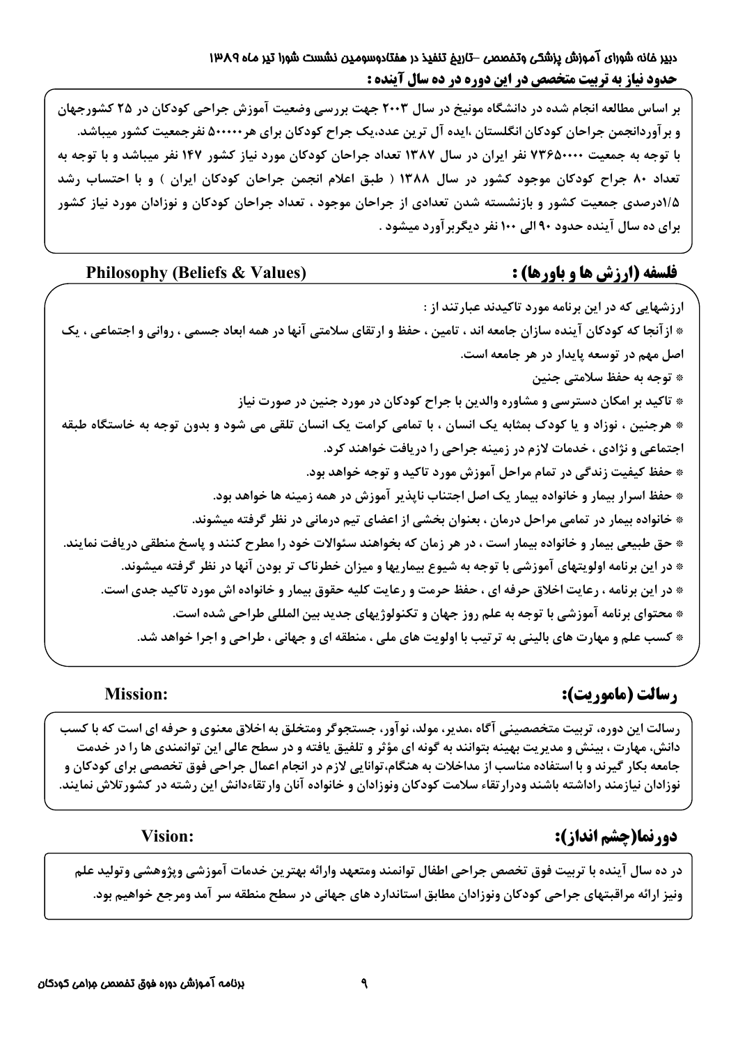## حدود نیاز به تربیت متخصص در این دوره در ده سال آینده :

بر اساس مطالعه انجام شده در دانشگاه مونیخ در سال ۲۰۰۳ جهت بررسی وضعیت آموزش جراحی کودکان در ۲۵ کشورجهان و برآوردانجمن جراحان کودکان انگلستان ،ایده آل ترین عدد،یک جراح کودکان برای هر۵۰۰۰۰۰ نفرجمعیت کشور میباشد. با توجه به جمعیت ۷۳۶۵۰۰۰۰ نفر ایران در سال ۱۳۸۷ تعداد جراحان کودکان مورد نیاز کشور ۱۴۷ نفر میباشد و با توجه به تعداد ۸۰ جراح کودکان موجود کشور در سال ۱۳۸۸ ( طبق اعلام انجمن جراحان کودکان ایران ) و با احتساب رشد ۱/۵درصدی جمعیت کشور و بازنشسته شدن تعدادی از جراحان موجود ، تعداد جراحان کودکان و نوزادان مورد نیاز کشور برای ده سال آینده حدود ۹۰ الی ۱۰۰ نفر دیگربرآورد میشود .

## فلسفه (ارزش ها و باورها) : Philosophy (Beliefs & Values)

ارزشهایی که در این برنامه مورد تاکیدند عبارتند از :

* ازآنجا که کودکان آینده سازان جامعه اند ، تامین ، حفظ و ارتقای سلامتی آنها در همه ابعاد جسمی ، روانی و اجتماعی ، یک اصل مهم در توسعه پایدار در هر جامعه است.
* توجه به حفظ سلامتی جنین
* تاکید بر امکان دسترسی و مشاوره والدین با جراح کودکان در مورد جنین در صورت نیاز
* هرجنین ، نوزاد و یا کودک بمثابه یک انسان ، با تمامی کرامت یک انسان تلقی می شود و بدون توجه به خاستگاه طبقه اجتماعی و نژادی ، خدمات لازم در زمینه جراحی را دریافت خواهند کرد.
* حفظ کیفیت زندگی در تمام مراحل آموزش مورد تاکید و توجه خواهد بود.
* حفظ اسرار بیمار و خانواده بیمار یک اصل اجتناب ناپذیر آموزش در همه زمینه ها خواهد بود.
* خانواده بیمار در تمامی مراحل درمان ، بعنوان بخشی از اعضای تیم درمانی در نظر گرفته میشوند.
* حق طبیعی بیمار و خانواده بیمار است ، در هر زمان که بخواهند سئوالات خود را مطرح کنند و پاسخ منطقی دریافت نمایند.
* در این برنامه اولویتهای آموزشی با توجه به شیوع بیماریها و میزان خطرناک تر بودن آنها در نظر گرفته میشوند.
* در این برنامه ، رعایت اخلاق حرفه ای ، حفظ حرمت و رعایت کلیه حقوق بیمار و خانواده اش مورد تاکید جدی است.
* محتوای برنامه آموزشی با توجه به علم روز جهان و تکنولوژیهای جدید بین المللی طراحی شده است.
* کسب علم و مهارت های بالینی به ترتیب با اولویت های ملی ، منطقه ای و جهانی ، طراحی و اجرا خواهد شد.

## رسالت (ماموریت): Mission:

رسالت این دوره، تربیت متخصصینی آگاه ،مدیر، مولد، نوآور، جستجوگر ومتخلق به اخلاق معنوی و حرفه ای است که با کسب دانش، مهارت ، بینش و مدیریت بهینه بتوانند به گونه ای مؤثر و تلفیق یافته و در سطح عالی این توانمندی ها را در خدمت جامعه بکار گیرند و با استفاده مناسب از مداخلات به هنگام،توانایی لازم در انجام اعمال جراحی فوق تخصصی برای کودکان و نوزادان نیازمند راداشته باشند ودرارتقاء سلامت کودکان ونوزادان و خانواده آنان وارتقاءدانش این رشته در کشورتلاش نمایند.

## دورنما(چشم انداز): Vision:

در ده سال آینده با تربیت فوق تخصص جراحی اطفال توانمند ومتعهد وارائه بهترین خدمات آموزشی وپژوهشی وتولید علم ونیز ارائه مراقبتهای جراحی کودکان ونوزادان مطابق استاندارد های جهانی در سطح منطقه سر آمد ومرجع خواهیم بود.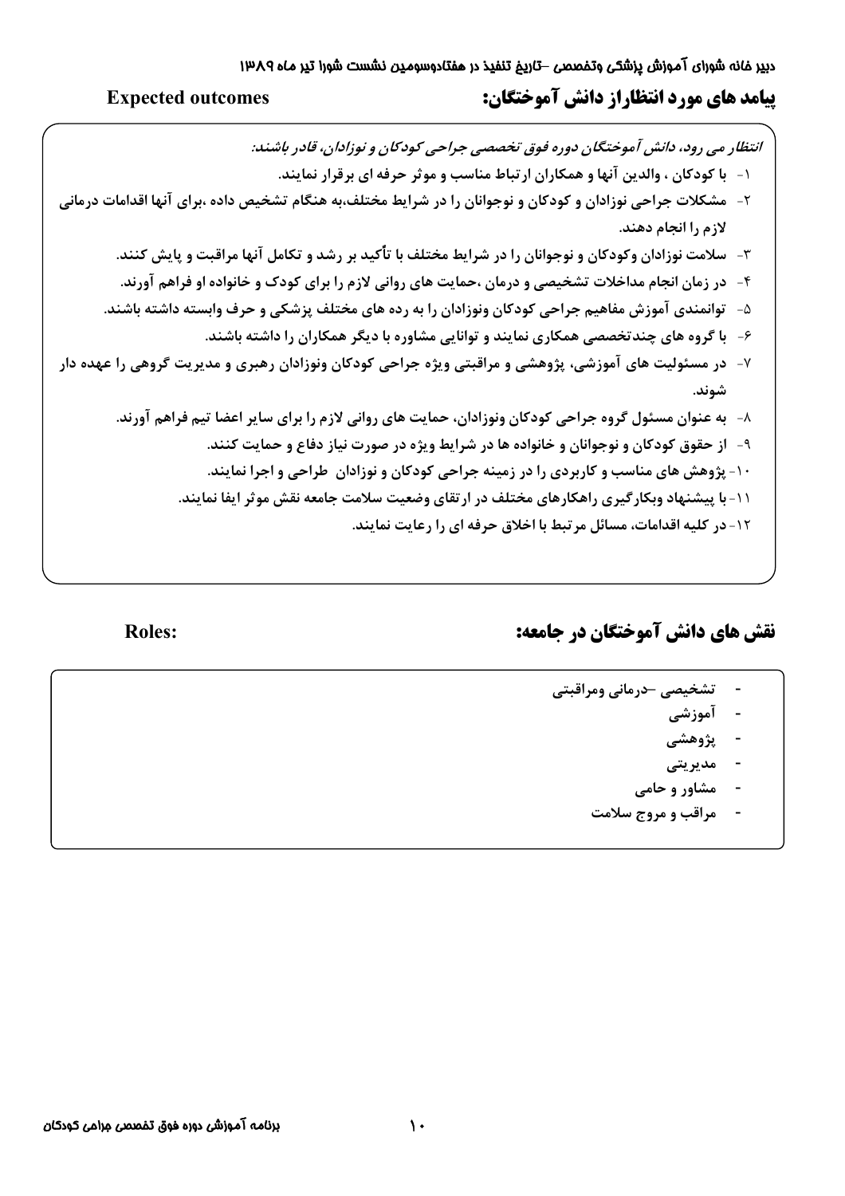## پیامد های مورد انتظاراز دانش آموختگان: Expected outcomes

*انتظار می رود، دانش آموختگان دوره فوق تخصصی جراحی کودکان و نوزادان، قادر باشند:*

۱- با کودکان ، والدین آنها و همکاران ارتباط مناسب و موثر حرفه ای برقرار نمایند.

۲- مشکلات جراحی نوزادان و کودکان و نوجوانان را در شرایط مختلف،به هنگام تشخیص داده ،برای آنها اقدامات درمانی لازم را انجام دهند.

۳- سلامت نوزادان وکودکان و نوجوانان را در شرایط مختلف با تأکید بر رشد و تکامل آنها مراقبت و پایش کنند.

۴- در زمان انجام مداخلات تشخیصی و درمان ،حمایت های روانی لازم را برای کودک و خانواده او فراهم آورند.

۵- توانمندی آموزش مفاهیم جراحی کودکان ونوزادان را به رده های مختلف پزشکی و حرف وابسته داشته باشند.

۶- با گروه های چندتخصصی همکاری نمایند و توانایی مشاوره با دیگر همکاران را داشته باشند.

۷- در مسئولیت های آموزشی، پژوهشی و مراقبتی ویژه جراحی کودکان ونوزادان رهبری و مدیریت گروهی را عهده دار شوند.

۸- به عنوان مسئول گروه جراحی کودکان ونوزادان، حمایت های روانی لازم را برای سایر اعضا تیم فراهم آورند.

۹- از حقوق کودکان و نوجوانان و خانواده ها در شرایط ویژه در صورت نیاز دفاع و حمایت کنند.

۱۰- پژوهش های مناسب و کاربردی را در زمینه جراحی کودکان و نوزادان طراحی و اجرا نمایند.

۱۱- با پیشنهاد وبکارگیری راهکارهای مختلف در ارتقای وضعیت سلامت جامعه نقش موثر ایفا نمایند.

۱۲- در کلیه اقدامات، مسائل مرتبط با اخلاق حرفه ای را رعایت نمایند.

## نقش های دانش آموختگان در جامعه: Roles:

- تشخیصی –درمانی ومراقبتی
- آموزشی
- پژوهشی
- مدیریتی
- مشاور و حامی
- مراقب و مروج سلامت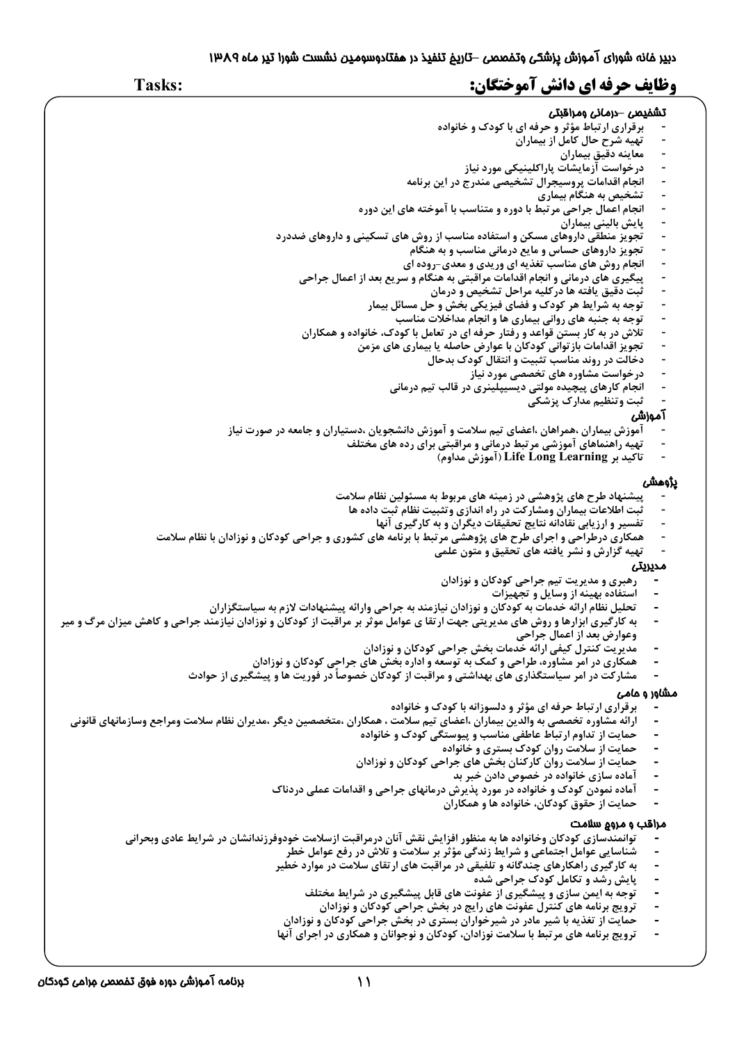## Tasks: وظایف حرفه ای دانش آموختگان:

### تشخیص –درمانی ومراقبتی

- برقراری ارتباط مؤثر و حرفه ای با کودک و خانواده
- تهیه شرح حال کامل از بیماران
- معاینه دقیق بیماران
- درخواست آزمایشات پاراکلینیکی مورد نیاز
- انجام اقدامات پروسیجرال تشخیصی مندرج در این برنامه
- تشخیص به هنگام بیماری
- انجام اعمال جراحی مرتبط با دوره و متناسب با آموخته های این دوره
- پایش بالینی بیماران
- تجویز منطقی داروهای مسکن و استفاده مناسب از روش های تسکینی و داروهای ضددرد
- تجویز داروهای حساس و مایع درمانی مناسب و به هنگام
- انجام روش های مناسب تغذیه ای وریدی و معدی-روده ای
- پیگیری های درمانی و انجام اقدامات مراقبتی به هنگام و سریع بعد از اعمال جراحی
- ثبت دقیق یافته ها درکلیه مراحل تشخیص و درمان
- توجه به شرایط هر کودک و فضای فیزیکی بخش و حل مسائل بیمار
- توجه به جنبه های روانی بیماری ها و انجام مداخلات مناسب
- تلاش در به کار بستن قواعد و رفتار حرفه ای در تعامل با کودک، خانواده و همکاران
- تجویز اقدامات بازتوانی کودکان با عوارض حاصله یا بیماری های مزمن
- دخالت در روند مناسب تثبیت و انتقال کودک بدحال
- درخواست مشاوره های تخصصی مورد نیاز
- انجام کارهای پیچیده مولتی دیسیپلینری در قالب تیم درمانی
- ثبت وتنظیم مدارک پزشکی

### آموزشی

- آموزش بیماران ،همراهان ،اعضای تیم سلامت و آموزش دانشجویان ،دستیاران و جامعه در صورت نیاز
- تهیه راهنماهای آموزشی مرتبط درمانی و مراقبتی برای رده های مختلف
- تاکید بر Life Long Learning (آموزش مداوم)

### پژوهشی

- پیشنهاد طرح های پژوهشی در زمینه های مربوط به مسئولین نظام سلامت
- ثبت اطلاعات بیماران ومشارکت در راه اندازی وتثبیت نظام ثبت داده ها
- تفسیر و ارزیابی نقادانه نتایج تحقیقات دیگران و به کارگیری آنها
- همکاری درطراحی و اجرای طرح های پژوهشی مرتبط با برنامه های کشوری و جراحی کودکان و نوزادان با نظام سلامت
- تهیه گزارش و نشر یافته های تحقیق و متون علمی

### مدیریتی

- رهبری و مدیریت تیم جراحی کودکان و نوزادان
- استفاده بهینه از وسایل و تجهیزات
- تحلیل نظام ارائه خدمات به کودکان و نوزادان نیازمند به جراحی وارائه پیشنهادات لازم به سیاستگزاران
- به کارگیری ابزارها و روش های مدیریتی جهت ارتقا ی عوامل موثر بر مراقبت از کودکان و نوزادان نیازمند جراحی و کاهش میزان مرگ و میر وعوارض بعد از اعمال جراحی
- مدیریت کنترل کیفی ارائه خدمات بخش جراحی کودکان و نوزادان
- همکاری در امر مشاوره، طراحی و کمک به توسعه و اداره بخش های جراحی کودکان و نوزادان
- مشارکت در امر سیاستگذاری های بهداشتی و مراقبت از کودکان خصوصاً در فوریت ها و پیشگیری از حوادث

### مشاور و حامی

- برقراری ارتباط حرفه ای مؤثر و دلسوزانه با کودک و خانواده
- ارائه مشاوره تخصصی به والدین بیماران ،اعضای تیم سلامت ، همکاران ،متخصصین دیگر ،مدیران نظام سلامت ومراجع وسازمانهای قانونی
- حمایت از تداوم ارتباط عاطفی مناسب و پیوستگی کودک و خانواده
- حمایت از سلامت روان کودک بستری و خانواده
- حمایت از سلامت روان کارکنان بخش های جراحی کودکان و نوزادان
- آماده سازی خانواده در خصوص دادن خبر بد
- آماده نمودن کودک و خانواده در مورد پذیرش درمانهای جراحی و اقدامات عملی دردناک
- حمایت از حقوق کودکان، خانواده ها و همکاران

### مراقب و مروج سلامت

- توانمندسازی کودکان وخانواده ها به منظور افزایش نقش آنان درمراقبت ازسلامت خودوفرزندانشان در شرایط عادی وبحرانی
- شناسایی عوامل اجتماعی و شرایط زندگی مؤثر بر سلامت و تلاش در رفع عوامل خطر
- به کارگیری راهکارهای چندگانه و تلفیقی در مراقبت های ارتقای سلامت در موارد خطیر
- پایش رشد و تکامل کودک جراحی شده
- توجه به ایمن سازی و پیشگیری از عفونت های قابل پیشگیری در شرایط مختلف
- ترویج برنامه های کنترل عفونت های رایج در بخش جراحی کودکان و نوزادان
- حمایت از تغذیه با شیر مادر در شیرخواران بستری در بخش جراحی کودکان و نوزادان
- ترویج برنامه های مرتبط با سلامت نوزادان، کودکان و نوجوانان و همکاری در اجرای آنها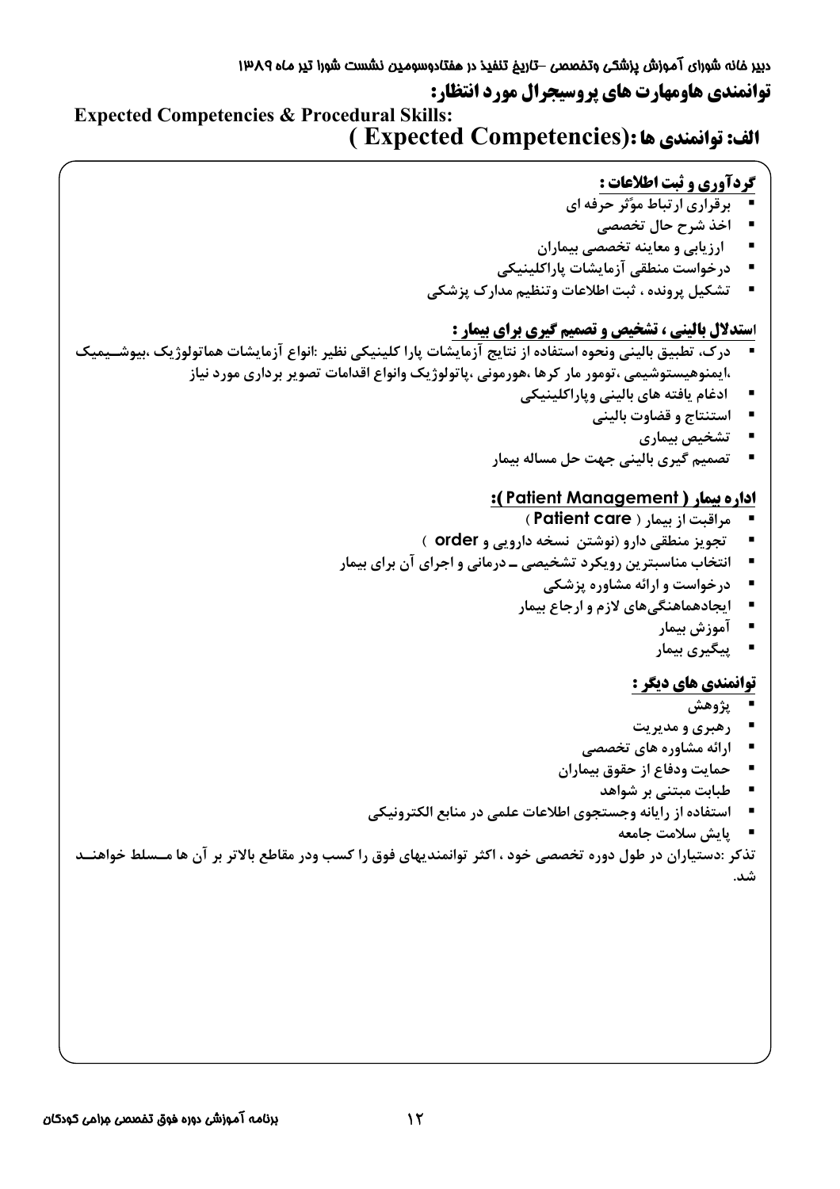## توانمندی هاومهارت های پروسیجرال مورد انتظار:

**Expected Competencies & Procedural Skills:**

### الف: توانمندی ها :(Expected Competencies )

**گردآوری و ثبت اطلاعات :**

- برقراری ارتباط موٌثر حرفه ای
- اخذ شرح حال تخصصی
- ارزیابی و معاینه تخصصی بیماران
- درخواست منطقی آزمایشات پاراکلینیکی
- تشکیل پرونده ، ثبت اطلاعات وتنظیم مدارک پزشکی

**استدلال بالینی ، تشخیص و تصمیم گیری برای بیمار :**

- درک، تطبیق بالینی ونحوه استفاده از نتایج آزمایشات پارا کلینیکی نظیر :انواع آزمایشات هماتولوژیک ،بیوشیمیک ،ایمنوهیستوشیمی ،تومور مار کرها ،هورمونی ،پاتولوژیک وانواع اقدامات تصویر برداری مورد نیاز
- ادغام یافته های بالینی وپاراکلینیکی
- استنتاج و قضاوت بالینی
- تشخیص بیماری
- تصمیم گیری بالینی جهت حل مساله بیمار

**اداره بیمار ( Patient Management ):**

- مراقبت از بیمار ( Patient care )
- تجویز منطقی دارو (نوشتن نسخه دارویی و order )
- انتخاب مناسبترین رویکرد تشخیصی ـ درمانی و اجرای آن برای بیمار
- درخواست و ارائه مشاوره پزشکی
- ایجادهماهنگی‌های لازم و ارجاع بیمار
- آموزش بیمار
- پیگیری بیمار

**توانمندی های دیگر :**

- پژوهش
- رهبری و مدیریت
- ارائه مشاوره های تخصصی
- حمایت ودفاع از حقوق بیماران
- طبابت مبتنی بر شواهد
- استفاده از رایانه وجستجوی اطلاعات علمی در منابع الکترونیکی
- پایش سلامت جامعه

تذکر :دستیاران در طول دوره تخصصی خود ، اکثر توانمندیهای فوق را کسب ودر مقاطع بالاتر بر آن ها مسلط خواهند شد.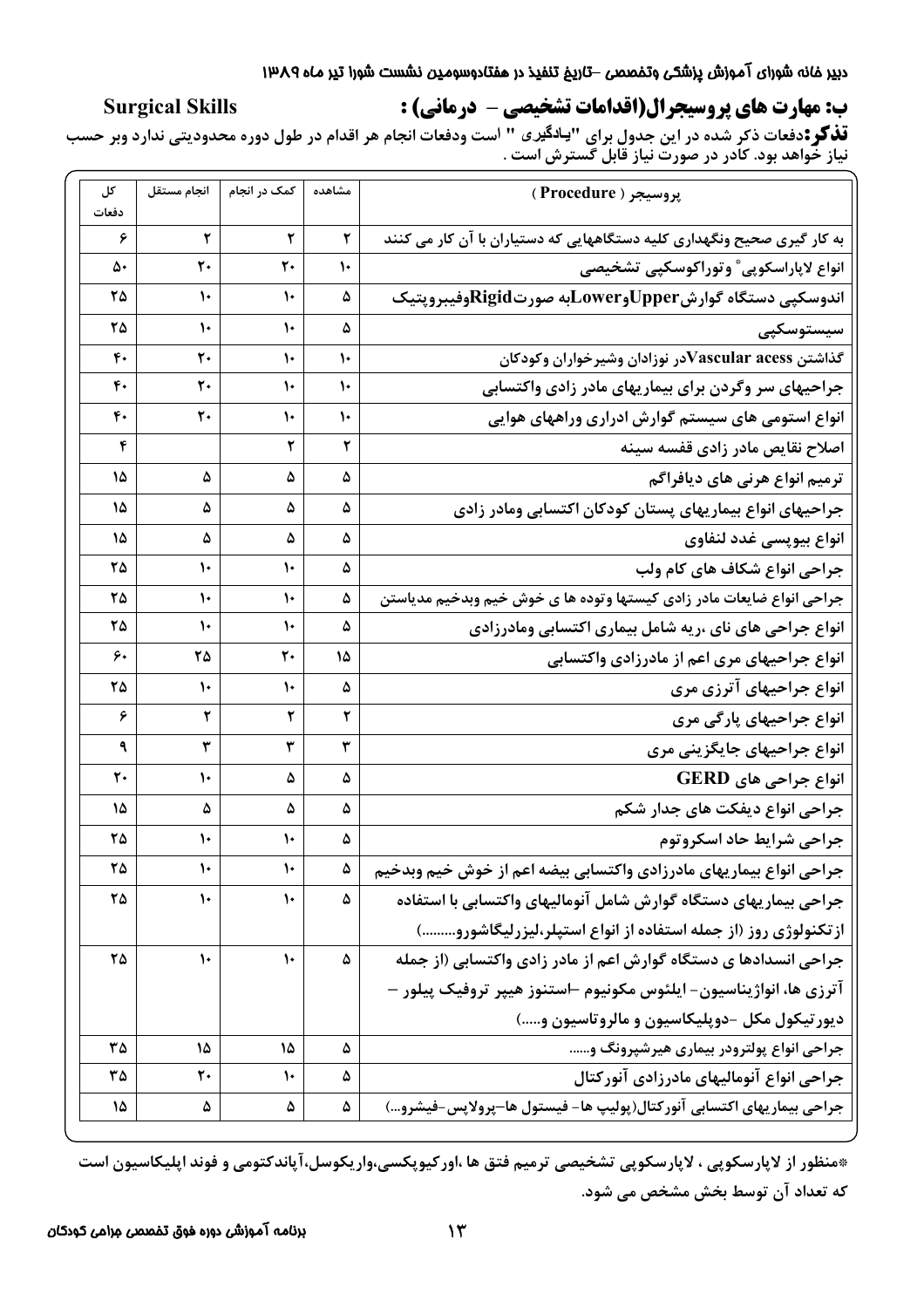## ب: مهارت های پروسیجرال(اقدامات تشخیصی - درمانی) : Surgical Skills

**تذکر:** دفعات ذکر شده در این جدول برای "یادگیری " است ودفعات انجام هر اقدام در طول دوره محدودیتی ندارد وبر حسب نیاز خواهد بود. کادر در صورت نیاز قابل گسترش است .

| پروسیجر ( Procedure ) | مشاهده | کمک در انجام | انجام مستقل | کل دفعات |
|---|---|---|---|---|
| به کار گیری صحیح ونگهداری کلیه دستگاههایی که دستیاران با آن کار می کنند | ۲ | ۲ | ۲ | ۶ |
| انواع لاپاراسکوپی* وتوراکوسکپی تشخیصی | ۱۰ | ۲۰ | ۲۰ | ۵۰ |
| اندوسکپی دستگاه گوارش Upper و Lower به صورت Rigid وفیبروپتیک | ۵ | ۱۰ | ۱۰ | ۲۵ |
| سیستوسکپی | ۵ | ۱۰ | ۱۰ | ۲۵ |
| گذاشتن Vascular acess در نوزادان وشیرخواران وکودکان | ۱۰ | ۱۰ | ۲۰ | ۴۰ |
| جراحیهای سر وگردن برای بیماریهای مادر زادی واکتسابی | ۱۰ | ۱۰ | ۲۰ | ۴۰ |
| انواع استومی های سیستم گوارش ادراری وراههای هوایی | ۱۰ | ۱۰ | ۲۰ | ۴۰ |
| اصلاح نقایص مادر زادی قفسه سینه | ۲ | ۲ | | ۴ |
| ترمیم انواع هرنی های دیافراگم | ۵ | ۵ | ۵ | ۱۵ |
| جراحیهای انواع بیماریهای پستان کودکان اکتسابی ومادر زادی | ۵ | ۵ | ۵ | ۱۵ |
| انواع بیوپسی غدد لنفاوی | ۵ | ۵ | ۵ | ۱۵ |
| جراحی انواع شکاف های کام ولب | ۵ | ۱۰ | ۱۰ | ۲۵ |
| جراحی انواع ضایعات مادر زادی کیستها وتوده ها ی خوش خیم وبدخیم مدیاستن | ۵ | ۱۰ | ۱۰ | ۲۵ |
| انواع جراحی های نای ،ریه شامل بیماری اکتسابی ومادرزادی | ۵ | ۱۰ | ۱۰ | ۲۵ |
| انواع جراحیهای مری اعم از مادرزادی واکتسابی | ۱۵ | ۲۰ | ۲۵ | ۶۰ |
| انواع جراحیهای آترزی مری | ۵ | ۱۰ | ۱۰ | ۲۵ |
| انواع جراحیهای پارگی مری | ۲ | ۲ | ۲ | ۶ |
| انواع جراحیهای جایگزینی مری | ۳ | ۳ | ۳ | ۹ |
| انواع جراحی های GERD | ۵ | ۵ | ۱۰ | ۲۰ |
| جراحی انواع دیفکت های جدار شکم | ۵ | ۵ | ۵ | ۱۵ |
| جراحی شرایط حاد اسکروتوم | ۵ | ۱۰ | ۱۰ | ۲۵ |
| جراحی انواع بیماریهای مادرزادی واکتسابی بیضه اعم از خوش خیم وبدخیم | ۵ | ۱۰ | ۱۰ | ۲۵ |
| جراحی بیماریهای دستگاه گوارش شامل آنومالیهای واکتسابی با استفاده ازتکنولوژی روز (از جمله استفاده از انواع استپلر،لیزرلیگاشورو.........) | ۵ | ۱۰ | ۱۰ | ۲۵ |
| جراحی انسدادها ی دستگاه گوارش اعم از مادر زادی واکتسابی (از جمله آترزی ها، انواژیناسیون- ایلئوس مکونیوم –استنوز هیپر تروفیک پیلور – دیورتیکول مکل -دوپلیکاسیون و مالروتاسیون و.....) | ۵ | ۱۰ | ۱۰ | ۲۵ |
| جراحی انواع پولترودر بیماری هیرشپرونگ و...... | ۵ | ۱۵ | ۱۵ | ۳۵ |
| جراحی انواع آنومالیهای مادرزادی آنورکتال | ۵ | ۱۰ | ۲۰ | ۳۵ |
| جراحی بیماریهای اکتسابی آنورکتال(پولیپ ها- فیستول ها–پرولاپس–فیشرو...) | ۵ | ۵ | ۵ | ۱۵ |

*منظور از لاپارسکوپی ، لاپارسکوپی تشخیصی ترمیم فتق ها ،اورکیوپکسی،واریکوسل،آپاندکتومی و فوند اپلیکاسیون است که تعداد آن توسط بخش مشخص می شود.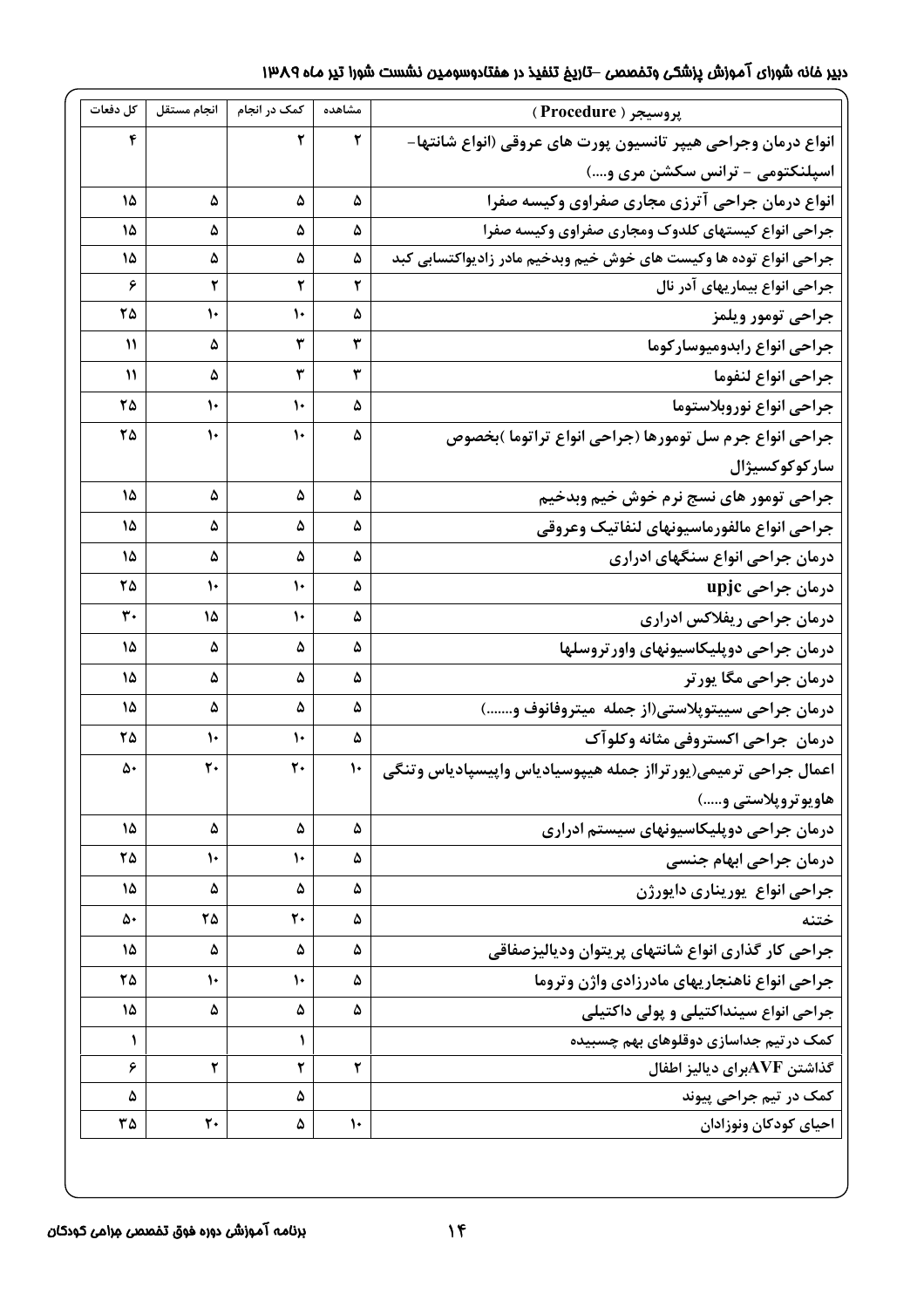| پروسیجر ( Procedure ) | مشاهده | کمک در انجام | انجام مستقل | کل دفعات |
| --- | --- | --- | --- | --- |
| انواع درمان وجراحی هیپر تانسیون پورت های عروقی (انواع شانتها- اسپلنکتومی - ترانس سکشن مری و....) | ۲ | ۲ | | ۴ |
| انواع درمان جراحی آترزی مجاری صفراوی وکیسه صفرا | ۵ | ۵ | ۵ | ۱۵ |
| جراحی انواع کیستهای کلدوک ومجاری صفراوی وکیسه صفرا | ۵ | ۵ | ۵ | ۱۵ |
| جراحی انواع توده ها وکیست های خوش خیم وبدخیم مادر زادیواکتسابی کبد | ۵ | ۵ | ۵ | ۱۵ |
| جراحی انواع بیماریهای آدر نال | ۲ | ۲ | ۲ | ۶ |
| جراحی تومور ویلمز | ۵ | ۱۰ | ۱۰ | ۲۵ |
| جراحی انواع رابدومیوسارکوما | ۳ | ۳ | ۵ | ۱۱ |
| جراحی انواع لنفوما | ۳ | ۳ | ۵ | ۱۱ |
| جراحی انواع نوروبلاستوما | ۵ | ۱۰ | ۱۰ | ۲۵ |
| جراحی انواع جرم سل تومورها (جراحی انواع تراتوما )بخصوص سارکوکوکسیژال | ۵ | ۱۰ | ۱۰ | ۲۵ |
| جراحی تومور های نسج نرم خوش خیم وبدخیم | ۵ | ۵ | ۵ | ۱۵ |
| جراحی انواع مالفورماسیونهای لنفاتیک وعروقی | ۵ | ۵ | ۵ | ۱۵ |
| درمان جراحی انواع سنگهای ادراری | ۵ | ۵ | ۵ | ۱۵ |
| درمان جراحی upjc | ۵ | ۱۰ | ۱۰ | ۲۵ |
| درمان جراحی ریفلاکس ادراری | ۵ | ۱۰ | ۱۵ | ۳۰ |
| درمان جراحی دوپلیکاسیونهای واورتروسلها | ۵ | ۵ | ۵ | ۱۵ |
| درمان جراحی مگا یورتر | ۵ | ۵ | ۵ | ۱۵ |
| درمان جراحی سیستوپلاستی(از جمله میتروفانوف و.......) | ۵ | ۵ | ۵ | ۱۵ |
| درمان جراحی اکستروفی مثانه وکلوآک | ۵ | ۱۰ | ۱۰ | ۲۵ |
| اعمال جراحی ترمیمی(یورتراز جمله هیپوسیادیاس واپیسپادیاس وتنگی هاویوتروپلاستی و.....) | ۱۰ | ۲۰ | ۲۰ | ۵۰ |
| درمان جراحی دوپلیکاسیونهای سیستم ادراری | ۵ | ۵ | ۵ | ۱۵ |
| درمان جراحی ابهام جنسی | ۵ | ۱۰ | ۱۰ | ۲۵ |
| جراحی انواع یوریناری دایورژن | ۵ | ۵ | ۵ | ۱۵ |
| ختنه | ۵ | ۲۰ | ۲۵ | ۵۰ |
| جراحی کار گذاری انواع شانتهای پریتوان ودیالیزصفاقی | ۵ | ۵ | ۵ | ۱۵ |
| جراحی انواع ناهنجاریهای مادرزادی واژن وتروما | ۵ | ۱۰ | ۱۰ | ۲۵ |
| جراحی انواع سینداکتیلی و پولی داکتیلی | ۵ | ۵ | ۵ | ۱۵ |
| کمک درتیم جداسازی دوقلوهای بهم چسبیده | | ۱ | | ۱ |
| گذاشتن AVFبرای دیالیز اطفال | ۲ | ۲ | ۲ | ۶ |
| کمک در تیم جراحی پیوند | | ۵ | | ۵ |
| احیای کودکان ونوزادان | ۱۰ | ۵ | ۲۰ | ۳۵ |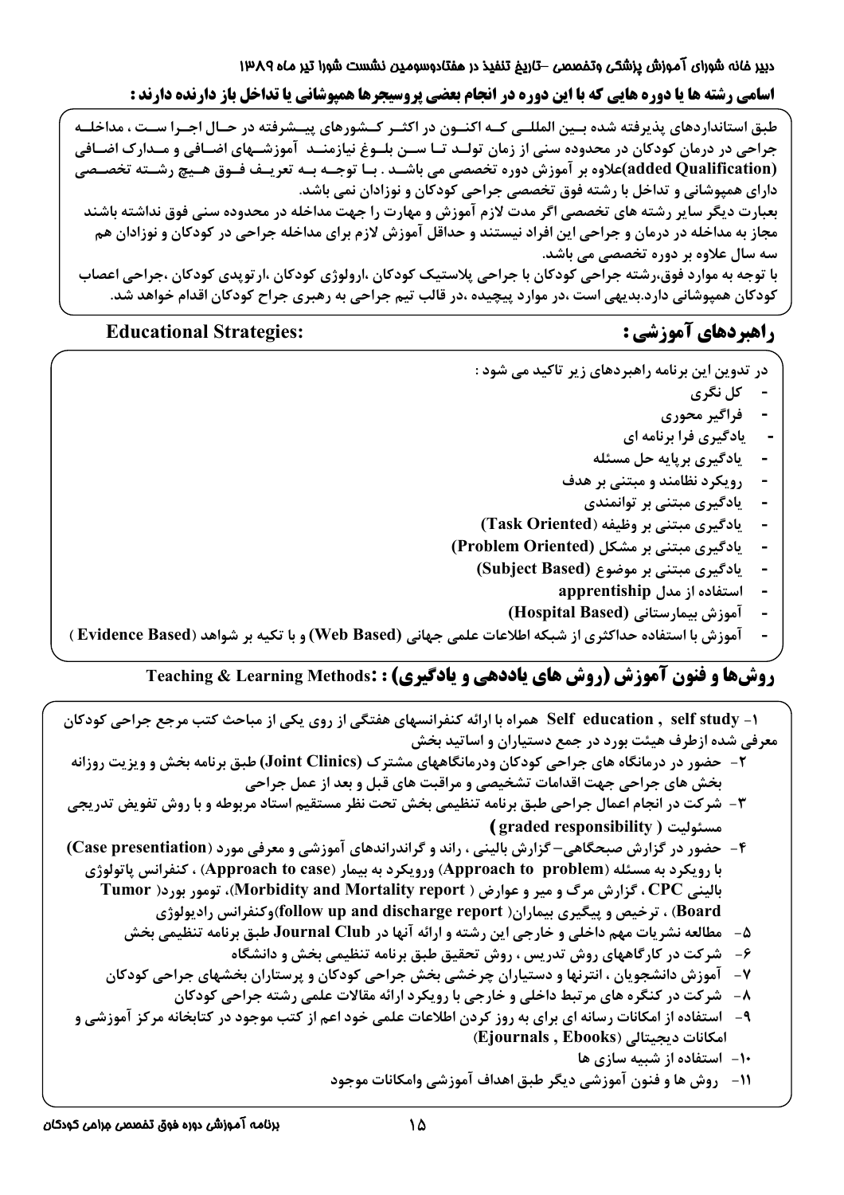## اسامی رشته ها یا دوره هایی که با این دوره در انجام بعضی پروسیجرها همپوشانی یا تداخل باز دارنده دارند :

طبق استانداردهای پذیرفته شده بین المللی که اکنون در اکثر کشورهای پیشرفته در حال اجرا ست ، مداخله جراحی در درمان کودکان در محدوده سنی از زمان تولد تا سن بلوغ نیازمند آموزشهای اضافی و مدارک اضافی (added Qualification)علاوه بر آموزش دوره تخصصی می باشد . با توجه به تعریف فوق هیچ رشته تخصصی دارای همپوشانی و تداخل با رشته فوق تخصصی جراحی کودکان و نوزادان نمی باشد.

بعبارت دیگر سایر رشته های تخصصی اگر مدت لازم آموزش و مهارت را جهت مداخله در محدوده سنی فوق نداشته باشند مجاز به مداخله در درمان و جراحی این افراد نیستند و حداقل آموزش لازم برای مداخله جراحی در کودکان و نوزادان هم سه سال علاوه بر دوره تخصصی می باشد.

با توجه به موارد فوق،رشته جراحی کودکان با جراحی پلاستیک کودکان ،ارولوژی کودکان ،ارتوپدی کودکان ،جراحی اعصاب کودکان همپوشانی دارد.بدیهی است ،در موارد پیچیده ،در قالب تیم جراحی به رهبری جراح کودکان اقدام خواهد شد.

## راهبردهای آموزشی : Educational Strategies:

در تدوین این برنامه راهبردهای زیر تاکید می شود :

- کل نگری
- فراگیر محوری
- یادگیری فرا برنامه ای
- یادگیری برپایه حل مسئله
- رویکرد نظامند و مبتنی بر هدف
- یادگیری مبتنی بر توانمندی
- یادگیری مبتنی بر وظیفه (Task Oriented)
- یادگیری مبتنی بر مشکل (Problem Oriented)
- یادگیری مبتنی بر موضوع (Subject Based)
- استفاده از مدل apprentiship
- آموزش بیمارستانی (Hospital Based)
- آموزش با استفاده حداکثری از شبکه اطلاعات علمی جهانی (Web Based) و با تکیه بر شواهد (Evidence Based)

## روشها و فنون آموزش (روش های یاددهی و یادگیری) : :Teaching & Learning Methods

۱- Self education , self study همراه با ارائه کنفرانسهای هفتگی از روی یکی از مباحث کتب مرجع جراحی کودکان معرفی شده ازطرف هیئت بورد در جمع دستیاران و اساتید بخش

۲- حضور در درمانگاه های جراحی کودکان ودرمانگاههای مشترک (Joint Clinics) طبق برنامه بخش و ویزیت روزانه بخش های جراحی جهت اقدامات تشخیصی و مراقبت های قبل و بعد از عمل جراحی

۳- شرکت در انجام اعمال جراحی طبق برنامه تنظیمی بخش تحت نظر مستقیم استاد مربوطه و با روش تفویض تدریجی مسئولیت ( graded responsibility )

۴- حضور در گزارش صبحگاهی– گزارش بالینی ، راند و گراندراندهای آموزشی و معرفی مورد (Case presentiation) با رویکرد به مسئله (Approach to problem) ورویکرد به بیمار (Approach to case) ، کنفرانس پاتولوژی بالینی CPC ، گزارش مرگ و میر و عوارض ( Morbidity and Mortality report)، تومور بورد( Tumor Board) ، ترخیص و پیگیری بیماران( follow up and discharge report)وکنفرانس رادیولوژی

۵- مطالعه نشریات مهم داخلی و خارجی این رشته و ارائه آنها در Journal Club طبق برنامه تنظیمی بخش

۶- شرکت در کارگاههای روش تدریس ، روش تحقیق طبق برنامه تنظیمی بخش و دانشگاه

۷- آموزش دانشجویان ، انترنها و دستیاران چرخشی بخش جراحی کودکان و پرستاران بخشهای جراحی کودکان

۸- شرکت در کنگره های مرتبط داخلی و خارجی با رویکرد ارائه مقالات علمی رشته جراحی کودکان

۹- استفاده از امکانات رسانه ای برای به روز کردن اطلاعات علمی خود اعم از کتب موجود در کتابخانه مرکز آموزشی و امکانات دیجیتالی (Ejournals , Ebooks)

۱۰- استفاده از شبیه سازی ها

۱۱- روش ها و فنون آموزشی دیگر طبق اهداف آموزشی وامکانات موجود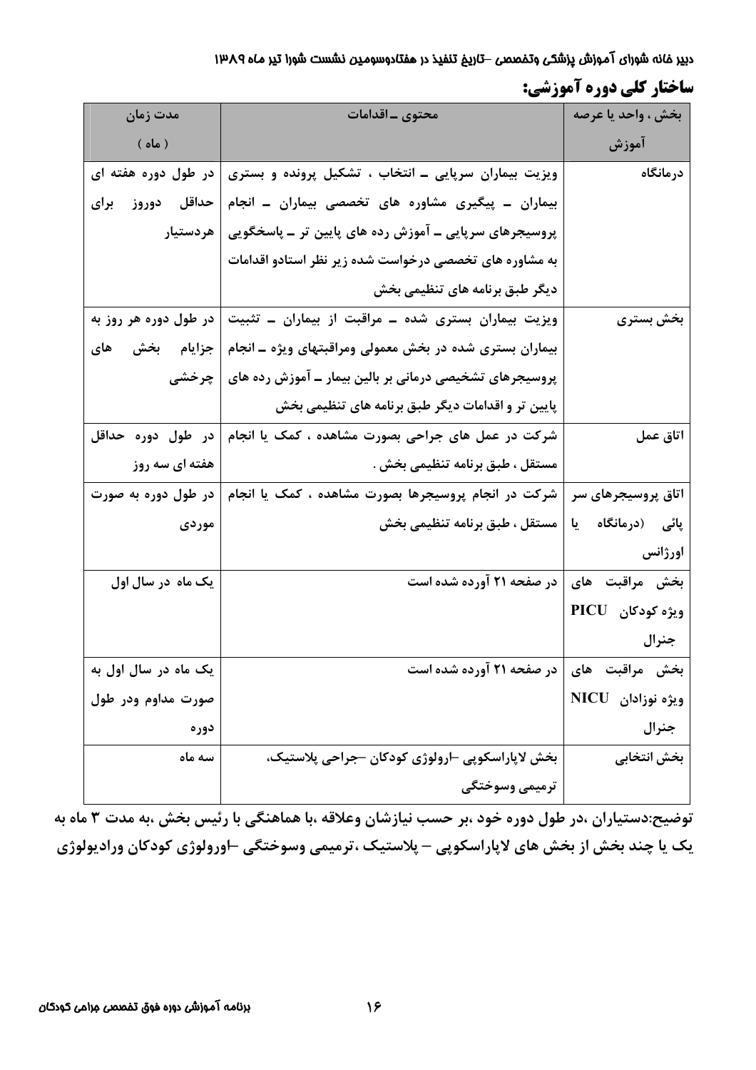## ساختار کلی دوره آموزشی:

| بخش ، واحد یا عرصه آموزش | محتوی ـ اقدامات | مدت زمان ( ماه ) |
|---|---|---|
| درمانگاه | ویزیت بیماران سرپایی ـ انتخاب ، تشکیل پرونده و بستری بیماران ـ پیگیری مشاوره های تخصصی بیماران ـ انجام پروسیجرهای سرپایی ـ آموزش رده های پایین تر ـ پاسخگویی به مشاوره های تخصصی درخواست شده زیر نظر استادو اقدامات دیگر طبق برنامه های تنظیمی بخش | در طول دوره هفته ای حداقل دوروز برای هردستیار |
| بخش بستری | ویزیت بیماران بستری شده ـ مراقبت از بیماران ـ تثبیت بیماران بستری شده در بخش معمولی ومراقبتهای ویژه ـ انجام پروسیجرهای تشخیصی درمانی بر بالین بیمار ـ آموزش رده های پایین تر و اقدامات دیگر طبق برنامه های تنظیمی بخش | در طول دوره هر روز به جزایام بخش های چرخشی |
| اتاق عمل | شرکت در عمل های جراحی بصورت مشاهده ، کمک یا انجام مستقل ، طبق برنامه تنظیمی بخش . | در طول دوره حداقل هفته ای سه روز |
| اتاق پروسیجرهای سر پائی (درمانگاه یا اورژانس | شرکت در انجام پروسیجرها بصورت مشاهده ، کمک یا انجام مستقل ، طبق برنامه تنظیمی بخش | در طول دوره به صورت موردی |
| بخش مراقبت های ویژه کودکان PICU جنرال | در صفحه ۲۱ آورده شده است | یک ماه در سال اول |
| بخش مراقبت های ویژه نوزادان NICU جنرال | در صفحه ۲۱ آورده شده است | یک ماه در سال اول به صورت مداوم ودر طول دوره |
| بخش انتخابی | بخش لاپاراسکوپی –ارولوژی کودکان –جراحی پلاستیک، ترمیمی وسوختگی | سه ماه |

**توضیح:دستیاران ،در طول دوره خود ،بر حسب نیازشان وعلاقه ،با هماهنگی با رئیس بخش ،به مدت ۳ ماه به یک یا چند بخش از بخش های لاپاراسکوپی – پلاستیک ،ترمیمی وسوختگی –اورولوژی کودکان ورادیولوژی**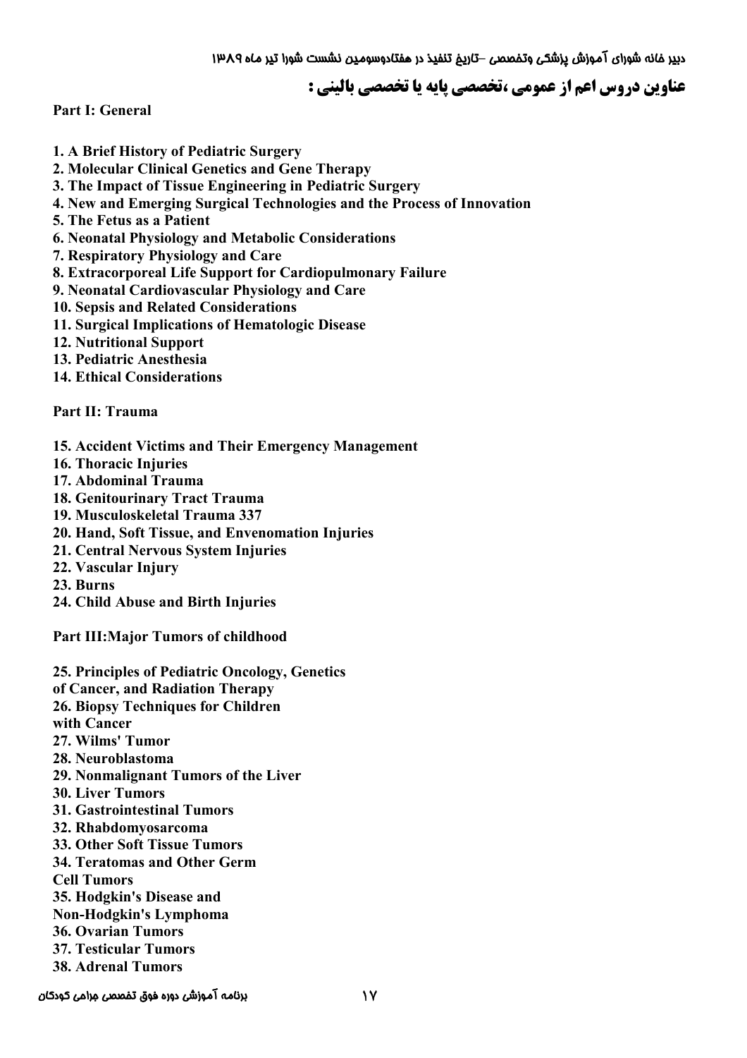## عناوین دروس اعم از عمومی ،تخصصی پایه یا تخصصی بالینی :

**Part I: General**

1. A Brief History of Pediatric Surgery
2. Molecular Clinical Genetics and Gene Therapy
3. The Impact of Tissue Engineering in Pediatric Surgery
4. New and Emerging Surgical Technologies and the Process of Innovation
5. The Fetus as a Patient
6. Neonatal Physiology and Metabolic Considerations
7. Respiratory Physiology and Care
8. Extracorporeal Life Support for Cardiopulmonary Failure
9. Neonatal Cardiovascular Physiology and Care
10. Sepsis and Related Considerations
11. Surgical Implications of Hematologic Disease
12. Nutritional Support
13. Pediatric Anesthesia
14. Ethical Considerations

**Part II: Trauma**

15. Accident Victims and Their Emergency Management
16. Thoracic Injuries
17. Abdominal Trauma
18. Genitourinary Tract Trauma
19. Musculoskeletal Trauma 337
20. Hand, Soft Tissue, and Envenomation Injuries
21. Central Nervous System Injuries
22. Vascular Injury
23. Burns
24. Child Abuse and Birth Injuries

**Part III:Major Tumors of childhood**

25. Principles of Pediatric Oncology, Genetics of Cancer, and Radiation Therapy
26. Biopsy Techniques for Children with Cancer
27. Wilms' Tumor
28. Neuroblastoma
29. Nonmalignant Tumors of the Liver
30. Liver Tumors
31. Gastrointestinal Tumors
32. Rhabdomyosarcoma
33. Other Soft Tissue Tumors
34. Teratomas and Other Germ Cell Tumors
35. Hodgkin's Disease and Non-Hodgkin's Lymphoma
36. Ovarian Tumors
37. Testicular Tumors
38. Adrenal Tumors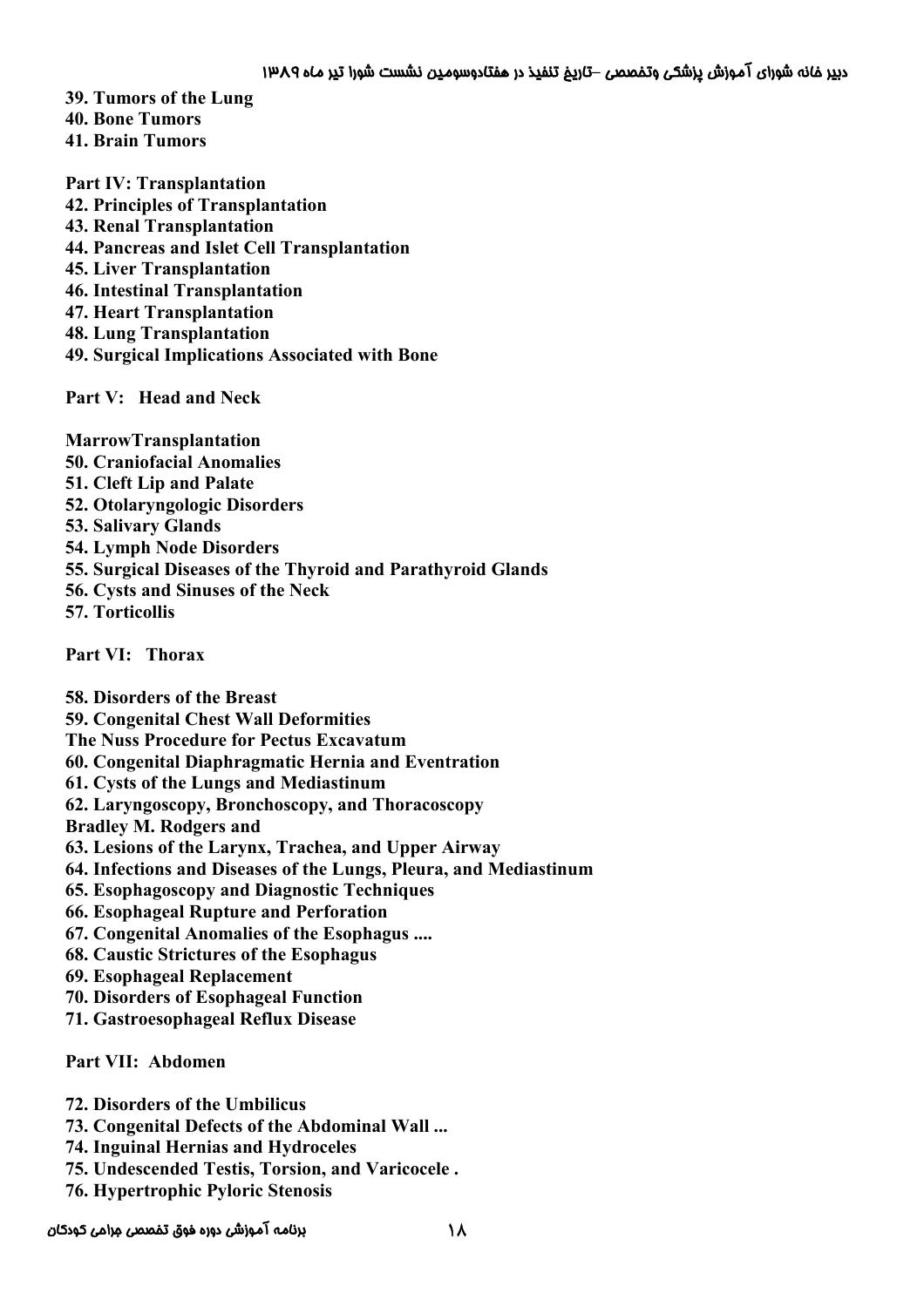**39. Tumors of the Lung**
**40. Bone Tumors**
**41. Brain Tumors**

**Part IV: Transplantation**

**42. Principles of Transplantation**
**43. Renal Transplantation**
**44. Pancreas and Islet Cell Transplantation**
**45. Liver Transplantation**
**46. Intestinal Transplantation**
**47. Heart Transplantation**
**48. Lung Transplantation**
**49. Surgical Implications Associated with Bone**

**Part V: Head and Neck**

**MarrowTransplantation**
**50. Craniofacial Anomalies**
**51. Cleft Lip and Palate**
**52. Otolaryngologic Disorders**
**53. Salivary Glands**
**54. Lymph Node Disorders**
**55. Surgical Diseases of the Thyroid and Parathyroid Glands**
**56. Cysts and Sinuses of the Neck**
**57. Torticollis**

**Part VI: Thorax**

**58. Disorders of the Breast**
**59. Congenital Chest Wall Deformities**
**The Nuss Procedure for Pectus Excavatum**
**60. Congenital Diaphragmatic Hernia and Eventration**
**61. Cysts of the Lungs and Mediastinum**
**62. Laryngoscopy, Bronchoscopy, and Thoracoscopy**
**Bradley M. Rodgers and**
**63. Lesions of the Larynx, Trachea, and Upper Airway**
**64. Infections and Diseases of the Lungs, Pleura, and Mediastinum**
**65. Esophagoscopy and Diagnostic Techniques**
**66. Esophageal Rupture and Perforation**
**67. Congenital Anomalies of the Esophagus ....**
**68. Caustic Strictures of the Esophagus**
**69. Esophageal Replacement**
**70. Disorders of Esophageal Function**
**71. Gastroesophageal Reflux Disease**

**Part VII: Abdomen**

**72. Disorders of the Umbilicus**
**73. Congenital Defects of the Abdominal Wall ...**
**74. Inguinal Hernias and Hydroceles**
**75. Undescended Testis, Torsion, and Varicocele .**
**76. Hypertrophic Pyloric Stenosis**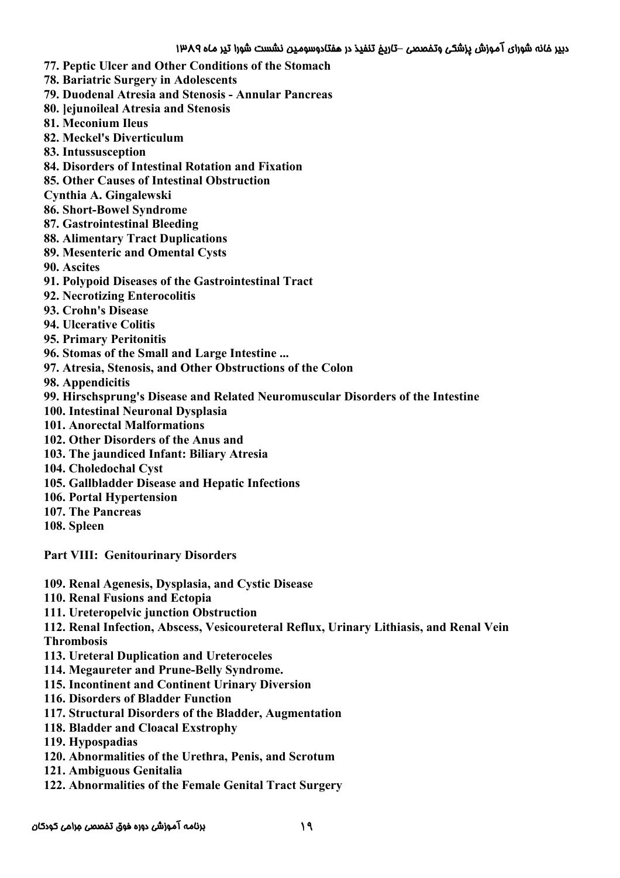**77. Peptic Ulcer and Other Conditions of the Stomach**
**78. Bariatric Surgery in Adolescents**
**79. Duodenal Atresia and Stenosis - Annular Pancreas**
**80. ]ejunoileal Atresia and Stenosis**
**81. Meconium Ileus**
**82. Meckel's Diverticulum**
**83. Intussusception**
**84. Disorders of Intestinal Rotation and Fixation**
**85. Other Causes of Intestinal Obstruction**
**Cynthia A. Gingalewski**
**86. Short-Bowel Syndrome**
**87. Gastrointestinal Bleeding**
**88. Alimentary Tract Duplications**
**89. Mesenteric and Omental Cysts**
**90. Ascites**
**91. Polypoid Diseases of the Gastrointestinal Tract**
**92. Necrotizing Enterocolitis**
**93. Crohn's Disease**
**94. Ulcerative Colitis**
**95. Primary Peritonitis**
**96. Stomas of the Small and Large Intestine ...**
**97. Atresia, Stenosis, and Other Obstructions of the Colon**
**98. Appendicitis**
**99. Hirschsprung's Disease and Related Neuromuscular Disorders of the Intestine**
**100. Intestinal Neuronal Dysplasia**
**101. Anorectal Malformations**
**102. Other Disorders of the Anus and**
**103. The jaundiced Infant: Biliary Atresia**
**104. Choledochal Cyst**
**105. Gallbladder Disease and Hepatic Infections**
**106. Portal Hypertension**
**107. The Pancreas**
**108. Spleen**

**Part VIII: Genitourinary Disorders**

**109. Renal Agenesis, Dysplasia, and Cystic Disease**
**110. Renal Fusions and Ectopia**
**111. Ureteropelvic junction Obstruction**
**112. Renal Infection, Abscess, Vesicoureteral Reflux, Urinary Lithiasis, and Renal Vein Thrombosis**
**113. Ureteral Duplication and Ureteroceles**
**114. Megaureter and Prune-Belly Syndrome.**
**115. Incontinent and Continent Urinary Diversion**
**116. Disorders of Bladder Function**
**117. Structural Disorders of the Bladder, Augmentation**
**118. Bladder and Cloacal Exstrophy**
**119. Hypospadias**
**120. Abnormalities of the Urethra, Penis, and Scrotum**
**121. Ambiguous Genitalia**
**122. Abnormalities of the Female Genital Tract Surgery**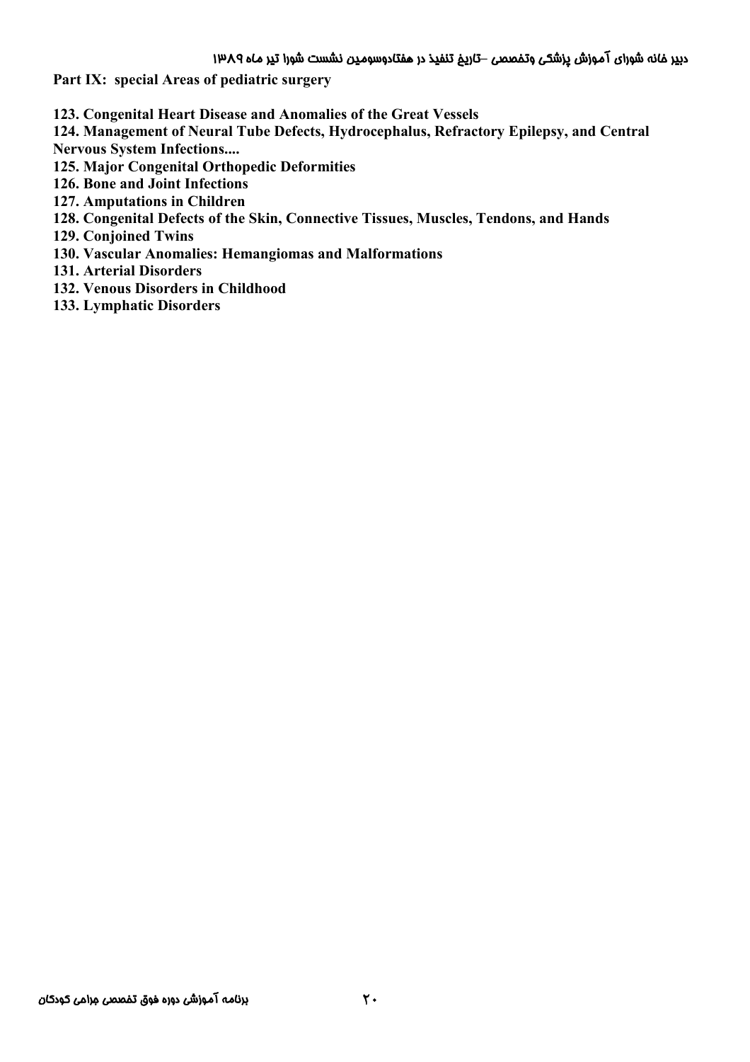**Part IX: special Areas of pediatric surgery**

123. Congenital Heart Disease and Anomalies of the Great Vessels
124. Management of Neural Tube Defects, Hydrocephalus, Refractory Epilepsy, and Central Nervous System Infections....
125. Major Congenital Orthopedic Deformities
126. Bone and Joint Infections
127. Amputations in Children
128. Congenital Defects of the Skin, Connective Tissues, Muscles, Tendons, and Hands
129. Conjoined Twins
130. Vascular Anomalies: Hemangiomas and Malformations
131. Arterial Disorders
132. Venous Disorders in Childhood
133. Lymphatic Disorders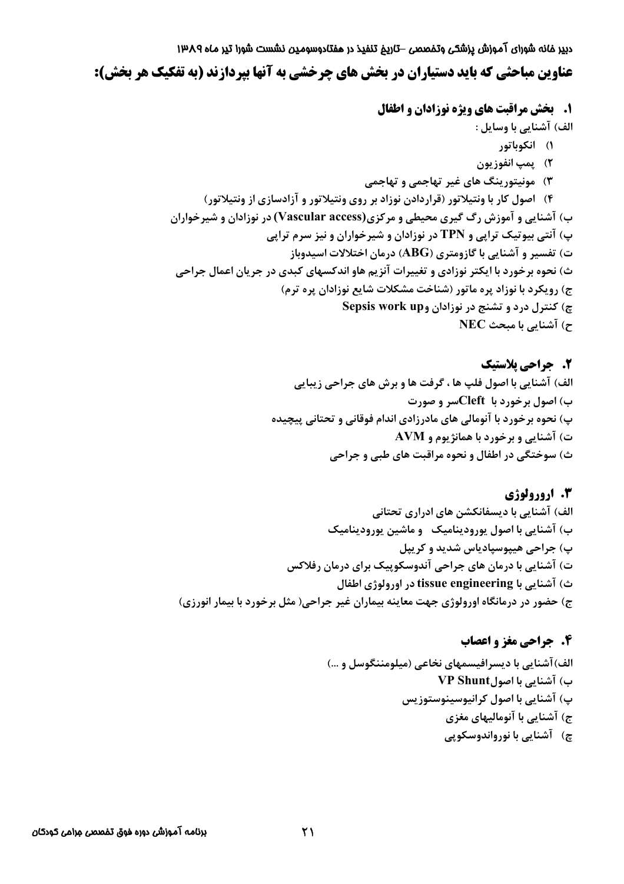## عناوین مباحثی که باید دستیاران در بخش های چرخشی به آنها بپردازند (به تفکیک هر بخش):

### ۱. بخش مراقبت های ویژه نوزادان و اطفال

الف) آشنایی با وسایل :

۱) انکوباتور

۲) پمپ انفوزیون

۳) مونیتورینگ های غیر تهاجمی و تهاجمی

۴) اصول کار با ونتیلاتور (قراردادن نوزاد بر روی ونتیلاتور و آزادسازی از ونتیلاتور)

ب) آشنایی و آموزش رگ گیری محیطی و مرکزی(Vascular access) در نوزادان و شیرخواران

پ) آنتی بیوتیک تراپی و TPN در نوزادان و شیرخواران و نیز سرم تراپی

ت) تفسیر و آشنایی با گازومتری (ABG) درمان اختلالات اسیدوباز

ث) نحوه برخورد با ایکتر نوزادی و تغییرات آنزیم هاو اندکسهای کبدی در جریان اعمال جراحی

ج) رویکرد با نوزاد پره ماتور (شناخت مشکلات شایع نوزادان پره ترم)

چ) کنترل درد و تشنج در نوزادان وSepsis work up

ح) آشنایی با مبحث NEC

### ۲. جراحی پلاستیک

الف) آشنایی با اصول فلپ ها ، گرفت ها و برش های جراحی زیبایی

ب) اصول برخورد با Cleftسر و صورت

پ) نحوه برخورد با آنومالی های مادرزادی اندام فوقانی و تحتانی پیچیده

ت) آشنایی و برخورد با همانژیوم و AVM

ث) سوختگی در اطفال و نحوه مراقبت های طبی و جراحی

### ۳. ارورولوژی

الف) آشنایی با دیسفانکشن های ادراری تحتانی

ب) آشنایی با اصول یورودینامیک و ماشین یورودینامیک

پ) جراحی هیپوسپادیاس شدید و کریپل

ت) آشنایی با درمان های جراحی آندوسکوپیک برای درمان رفلاکس

ث) آشنایی با tissue engineering در اورولوژی اطفال

ج) حضور در درمانگاه اورولوژی جهت معاینه بیماران غیر جراحی( مثل برخورد با بیمار انورزی)

### ۴. جراحی مغز و اعصاب

الف)آشنایی با دیسرافیسمهای نخاعی (میلومننگوسل و ...)

ب) آشنایی با اصولVP Shunt

پ) آشنایی با اصول کرانیوسینوستوزیس

ج) آشنایی با آنومالیهای مغزی

چ) آشنایی با نوروآندوسکوپی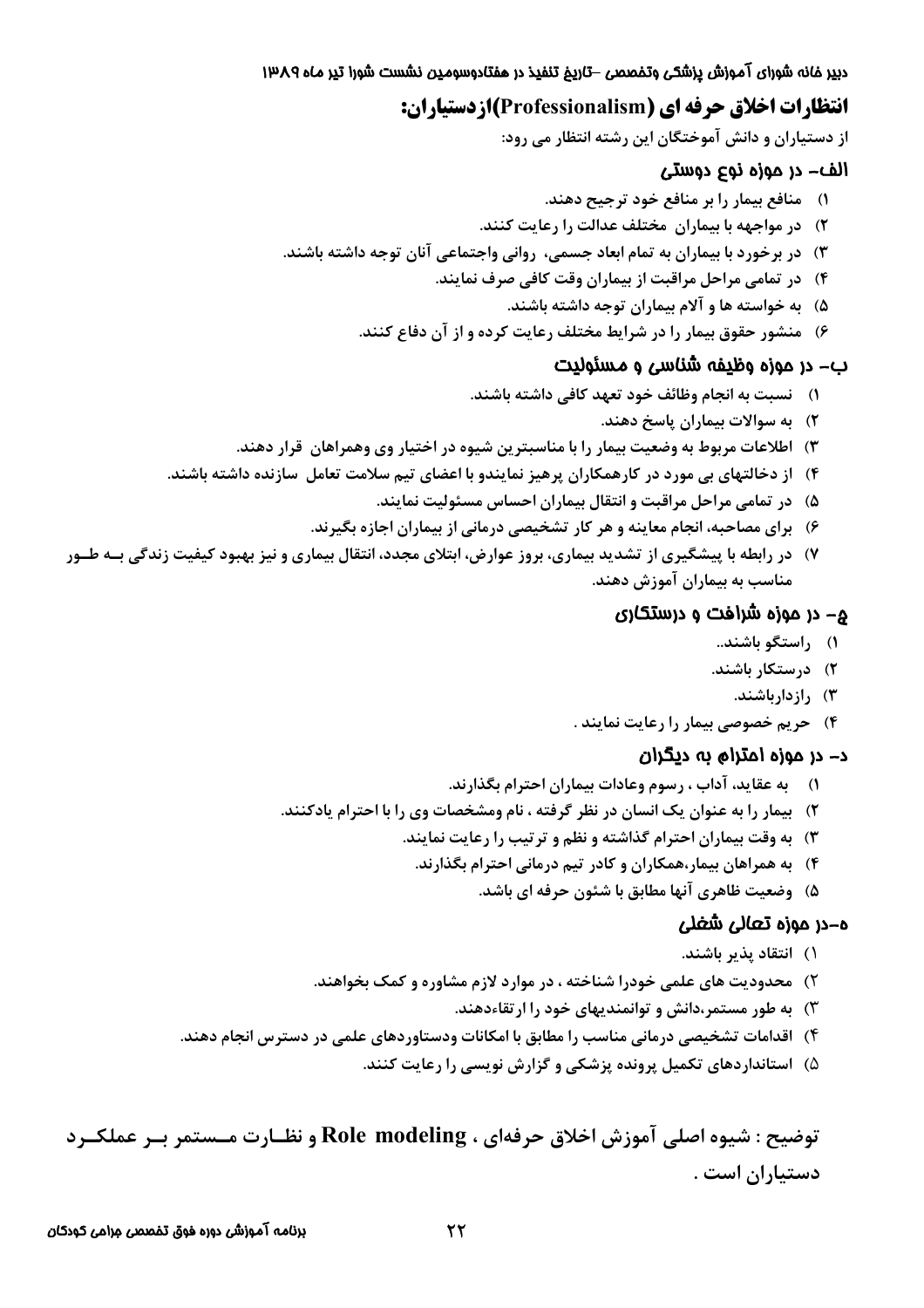## انتظارات اخلاق حرفه ای (Professionalism)ازدستیاران:

از دستیاران و دانش آموختگان این رشته انتظار می رود:

### الف- در حوزه نوع دوستی

۱) منافع بیمار را بر منافع خود ترجیح دهند.
۲) در مواجهه با بیماران مختلف عدالت را رعایت کنند.
۳) در برخورد با بیماران به تمام ابعاد جسمی، روانی واجتماعی آنان توجه داشته باشند.
۴) در تمامی مراحل مراقبت از بیماران وقت کافی صرف نمایند.
۵) به خواسته ها و آلام بیماران توجه داشته باشند.
۶) منشور حقوق بیمار را در شرایط مختلف رعایت کرده و از آن دفاع کنند.

### ب- در حوزه وظیفه شناسی و مسئولیت

۱) نسبت به انجام وظائف خود تعهد کافی داشته باشند.
۲) به سوالات بیماران پاسخ دهند.
۳) اطلاعات مربوط به وضعیت بیمار را با مناسبترین شیوه در اختیار وی وهمراهان قرار دهند.
۴) از دخالتهای بی مورد در کارهمکاران پرهیز نمایندو با اعضای تیم سلامت تعامل سازنده داشته باشند.
۵) در تمامی مراحل مراقبت و انتقال بیماران احساس مسئولیت نمایند.
۶) برای مصاحبه، انجام معاینه و هر کار تشخیصی درمانی از بیماران اجازه بگیرند.
۷) در رابطه با پیشگیری از تشدید بیماری، بروز عوارض، ابتلای مجدد، انتقال بیماری و نیز بهبود کیفیت زندگی به طور مناسب به بیماران آموزش دهند.

### ج- در حوزه شرافت و درستکاری

۱) راستگو باشند..
۲) درستکار باشند.
۳) رازدارباشند.
۴) حریم خصوصی بیمار را رعایت نمایند .

### د- در حوزه احترام به دیگران

۱) به عقاید، آداب ، رسوم وعادات بیماران احترام بگذارند.
۲) بیمار را به عنوان یک انسان در نظر گرفته ، نام ومشخصات وی را با احترام یادکنند.
۳) به وقت بیماران احترام گذاشته و نظم و ترتیب را رعایت نمایند.
۴) به همراهان بیمار،همکاران و کادر تیم درمانی احترام بگذارند.
۵) وضعیت ظاهری آنها مطابق با شئون حرفه ای باشد.

### ه-در حوزه تعالی شغلی

۱) انتقاد پذیر باشند.
۲) محدودیت های علمی خودرا شناخته ، در موارد لازم مشاوره و کمک بخواهند.
۳) به طور مستمر،دانش و توانمندیهای خود را ارتقاءدهند.
۴) اقدامات تشخیصی درمانی مناسب را مطابق با امکانات ودستاوردهای علمی در دسترس انجام دهند.
۵) استانداردهای تکمیل پرونده پزشکی و گزارش نویسی را رعایت کنند.

**توضیح : شیوه اصلی آموزش اخلاق حرفه‌ای ، Role modeling و نظارت مستمر بر عملکرد دستیاران است .**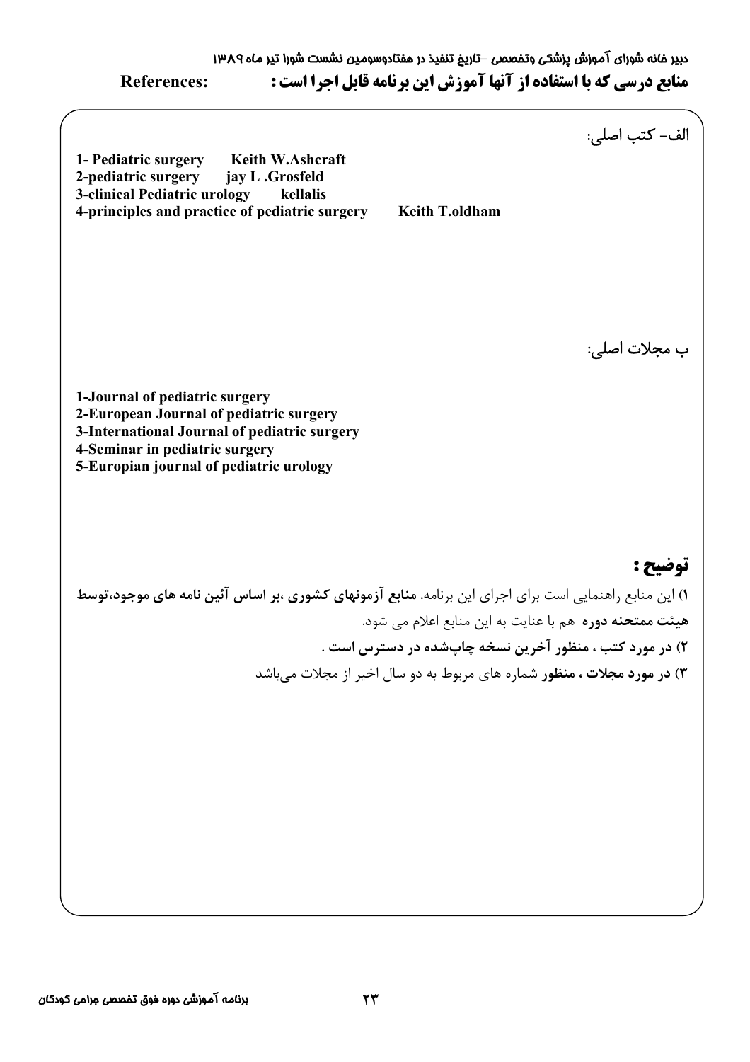## منابع درسی که با استفاده از آنها آموزش این برنامه قابل اجرا است : References:

الف- کتب اصلی:

1- Pediatric surgery Keith W.Ashcraft
2-pediatric surgery jay L .Grosfeld
3-clinical Pediatric urology kellalis
4-principles and practice of pediatric surgery Keith T.oldham

ب مجلات اصلی:

1-Journal of pediatric surgery
2-European Journal of pediatric surgery
3-International Journal of pediatric surgery
4-Seminar in pediatric surgery
5-Europian journal of pediatric urology

## توضیح :

۱) این منابع راهنمایی است برای اجرای این برنامه. **منابع آزمونهای کشوری ،بر اساس آئین نامه های موجود،توسط هیئت ممتحنه دوره** هم با عنایت به این منابع اعلام می شود.

۲) **در مورد کتب ، منظور آخرین نسخه چاپشده در دسترس است .**

۳) **در مورد مجلات ، منظور** شماره های مربوط به دو سال اخیر از مجلات می‌باشد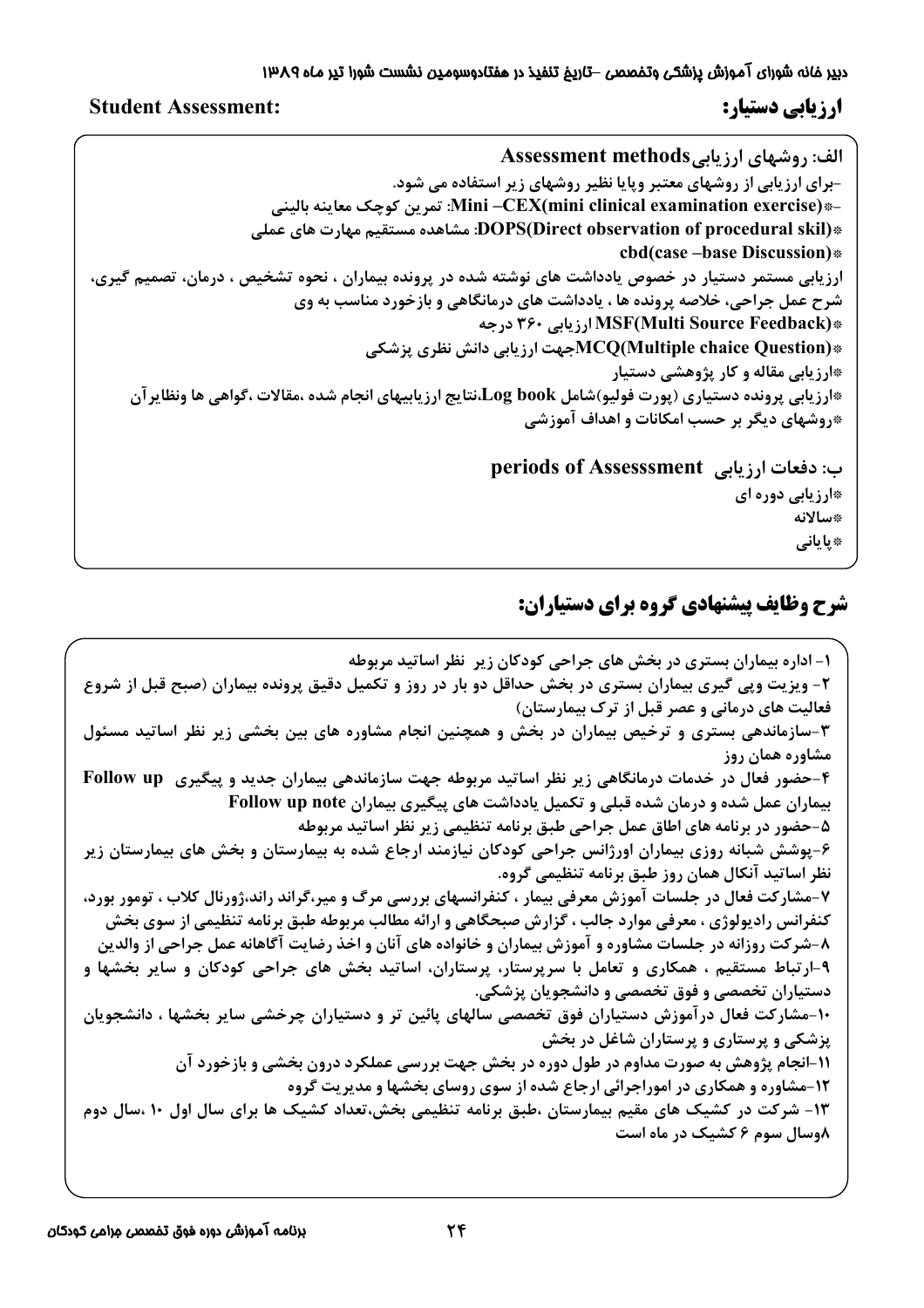## ارزیابی دستیار: Student Assessment:

**الف: روشهای ارزیابی Assessment methods**

-برای ارزیابی از روشهای معتبر وپایا نظیر روشهای زیر استفاده می شود.

-*Mini –CEX(mini clinical examination exercise): تمرین کوچک معاینه بالینی

*DOPS(Direct observation of procedural skil): مشاهده مستقیم مهارت های عملی

*cbd(case –base Discussion)

ارزیابی مستمر دستیار در خصوص یادداشت های نوشته شده در پرونده بیماران ، نحوه تشخیص ، درمان، تصمیم گیری، شرح عمل جراحی، خلاصه پرونده ها ، یادداشت های درمانگاهی و بازخورد مناسب به وی

*MSF(Multi Source Feedback) ارزیابی ۳۶۰ درجه

*MCQ(Multiple chaice Question)جهت ارزیابی دانش نظری پزشکی

*ارزیابی مقاله و کار پژوهشی دستیار

*ارزیابی پرونده دستیاری (پورت فولیو)شامل Log book،نتایج ارزیابیهای انجام شده ،مقالات ،گواهی ها ونظایرآن

*روشهای دیگر بر حسب امکانات و اهداف آموزشی

**ب: دفعات ارزیابی periods of Assesssment**

*ارزیابی دوره ای

*سالانه

*پایانی

## شرح وظایف پیشنهادی گروه برای دستیاران:

۱- اداره بیماران بستری در بخش های جراحی کودکان زیر نظر اساتید مربوطه

۲- ویزیت وپی گیری بیماران بستری در بخش حداقل دو بار در روز و تکمیل دقیق پرونده بیماران (صبح قبل از شروع فعالیت های درمانی و عصر قبل از ترک بیمارستان)

۳-سازماندهی بستری و ترخیص بیماران در بخش و همچنین انجام مشاوره های بین بخشی زیر نظر اساتید مسئول مشاوره همان روز

۴-حضور فعال در خدمات درمانگاهی زیر نظر اساتید مربوطه جهت سازماندهی بیماران جدید و پیگیری Follow up بیماران عمل شده و درمان شده قبلی و تکمیل یادداشت های پیگیری بیماران Follow up note

۵-حضور در برنامه های اطاق عمل جراحی طبق برنامه تنظیمی زیر نظر اساتید مربوطه

۶-پوشش شبانه روزی بیماران اورژانس جراحی کودکان نیازمند ارجاع شده به بیمارستان و بخش های بیمارستان زیر نظر اساتید آنکال همان روز طبق برنامه تنظیمی گروه.

۷-مشارکت فعال در جلسات آموزش معرفی بیمار ، کنفرانسهای بررسی مرگ و میر،گراند راند،ژورنال کلاب ، تومور بورد، کنفرانس رادیولوژی ، معرفی موارد جالب ، گزارش صبحگاهی و ارائه مطالب مربوطه طبق برنامه تنظیمی از سوی بخش

۸-شرکت روزانه در جلسات مشاوره و آموزش بیماران و خانواده های آنان و اخذ رضایت آگاهانه عمل جراحی از والدین

۹-ارتباط مستقیم ، همکاری و تعامل با سرپرستار، پرستاران، اساتید بخش های جراحی کودکان و سایر بخشها و دستیاران تخصصی و فوق تخصصی و دانشجویان پزشکی.

۱۰-مشارکت فعال درآموزش دستیاران فوق تخصصی سالهای پائین تر و دستیاران چرخشی سایر بخشها ، دانشجویان پزشکی و پرستاری و پرستاران شاغل در بخش

۱۱-انجام پژوهش به صورت مداوم در طول دوره در بخش جهت بررسی عملکرد درون بخشی و بازخورد آن

۱۲-مشاوره و همکاری در اموراجرائی ارجاع شده از سوی روسای بخشها و مدیریت گروه

۱۳- شرکت در کشیک های مقیم بیمارستان ،طبق برنامه تنظیمی بخش،تعداد کشیک ها برای سال اول ۱۰ ،سال دوم ۸وسال سوم ۶ کشیک در ماه است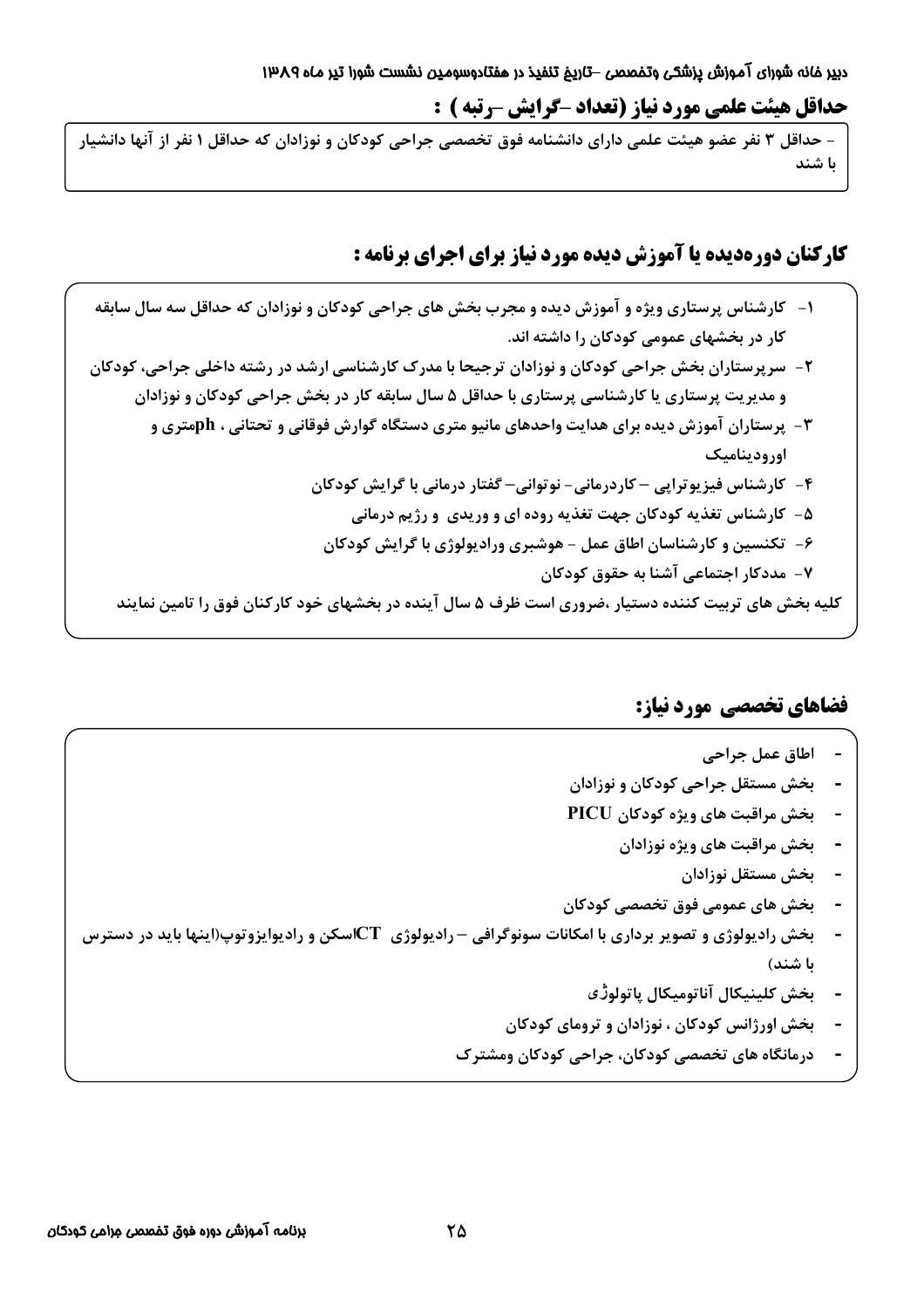## حداقل هیئت علمی مورد نیاز (تعداد -گرایش -رتبه ) :

- حداقل ۳ نفر عضو هیئت علمی دارای دانشنامه فوق تخصصی جراحی کودکان و نوزادان که حداقل ۱ نفر از آنها دانشیار با شند

## کارکنان دوره‌دیده یا آموزش دیده مورد نیاز برای اجرای برنامه :

۱- کارشناس پرستاری ویژه و آموزش دیده و مجرب بخش های جراحی کودکان و نوزادان که حداقل سه سال سابقه کار در بخشهای عمومی کودکان را داشته اند.
۲- سرپرستاران بخش جراحی کودکان و نوزادان ترجیحا با مدرک کارشناسی ارشد در رشته داخلی جراحی، کودکان و مدیریت پرستاری یا کارشناسی پرستاری با حداقل ۵ سال سابقه کار در بخش جراحی کودکان و نوزادان
۳- پرستاران آموزش دیده برای هدایت واحدهای مانیو متری دستگاه گوارش فوقانی و تحتانی ، phمتری و اورودینامیک
۴- کارشناس فیزیوتراپی –کاردرمانی- نوتوانی– گفتار درمانی با گرایش کودکان
۵- کارشناس تغذیه کودکان جهت تغذیه روده ای و وریدی و رژیم درمانی
۶- تکنسین و کارشناسان اطاق عمل - هوشبری ورادیولوژی با گرایش کودکان
۷- مددکار اجتماعی آشنا به حقوق کودکان

کلیه بخش های تربیت کننده دستیار ،ضروری است ظرف ۵ سال آینده در بخشهای خود کارکنان فوق را تامین نمایند

## فضاهای تخصصی مورد نیاز:

- اطاق عمل جراحی
- بخش مستقل جراحی کودکان و نوزادان
- بخش مراقبت های ویژه کودکان PICU
- بخش مراقبت های ویژه نوزادان
- بخش مستقل نوزادان
- بخش های عمومی فوق تخصصی کودکان
- بخش رادیولوژی و تصویر برداری با امکانات سونوگرافی – رادیولوژی CTاسکن و رادیوایزوتوپ(اینها باید در دسترس با شند)
- بخش کلینیکال آناتومیکال پاتولوژی
- بخش اورژانس کودکان ، نوزادان و ترومای کودکان
- درمانگاه های تخصصی کودکان، جراحی کودکان ومشترک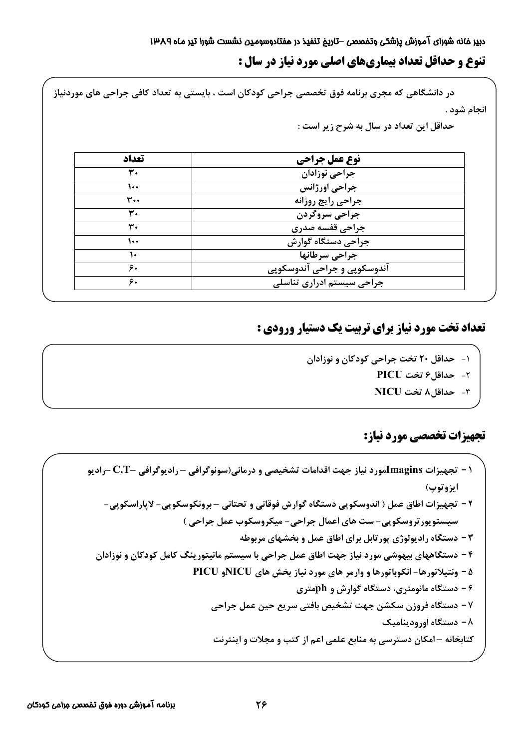## تنوع و حداقل تعداد بیماری‌های اصلی مورد نیاز در سال :

در دانشگاهی که مجری برنامه فوق تخصصی جراحی کودکان است ، بایستی به تعداد کافی جراحی های موردنیاز انجام شود .

حداقل این تعداد در سال به شرح زیر است :

| نوع عمل جراحی | تعداد |
|---|---|
| جراحی نوزادان | ۳۰ |
| جراحی اورژانس | ۱۰۰ |
| جراحی رایج روزانه | ۳۰۰ |
| جراحی سروگردن | ۳۰ |
| جراحی قفسه صدری | ۳۰ |
| جراحی دستگاه گوارش | ۱۰۰ |
| جراحی سرطانها | ۱۰ |
| آندوسکوپی و جراحی آندوسکوپی | ۶۰ |
| جراحی سیستم ادراری تناسلی | ۶۰ |

## تعداد تخت مورد نیاز برای تربیت یک دستیار ورودی :

۱- حداقل ۲۰ تخت جراحی کودکان و نوزادان

۲- حداقل۶ تخت PICU

۳- حداقل۸ تخت NICU

## تجهیزات تخصصی مورد نیاز:

۱ - تجهیزات Imaginsمورد نیاز جهت اقدامات تشخیصی و درمانی(سونوگرافی – رادیوگرافی –C.T –رادیو ایزوتوپ)

۲ - تجهیزات اطاق عمل ( اندوسکوپی دستگاه گوارش فوقانی و تحتانی –برونکوسکوپی- لاپاراسکوپی- سیستویورتروسکوپی- ست های اعمال جراحی- میکروسکوب عمل جراحی )

۳ - دستگاه رادیولوژی پورتابل برای اطاق عمل و بخشهای مربوطه

۴ - دستگاههای بیهوشی مورد نیاز جهت اطاق عمل جراحی با سیستم مانیتورینگ کامل کودکان و نوزادان

۵ - ونتیلاتورها- انکوباتورها و وارمر های مورد نیاز بخش های NICUو PICU

۶ - دستگاه مانومتری، دستگاه گوارش و phمتری

۷ - دستگاه فروزن سکشن جهت تشخیص بافتی سریع حین عمل جراحی

۸ - دستگاه اورودینامیک

کتابخانه –امکان دسترسی به منابع علمی اعم از کتب و مجلات و اینترنت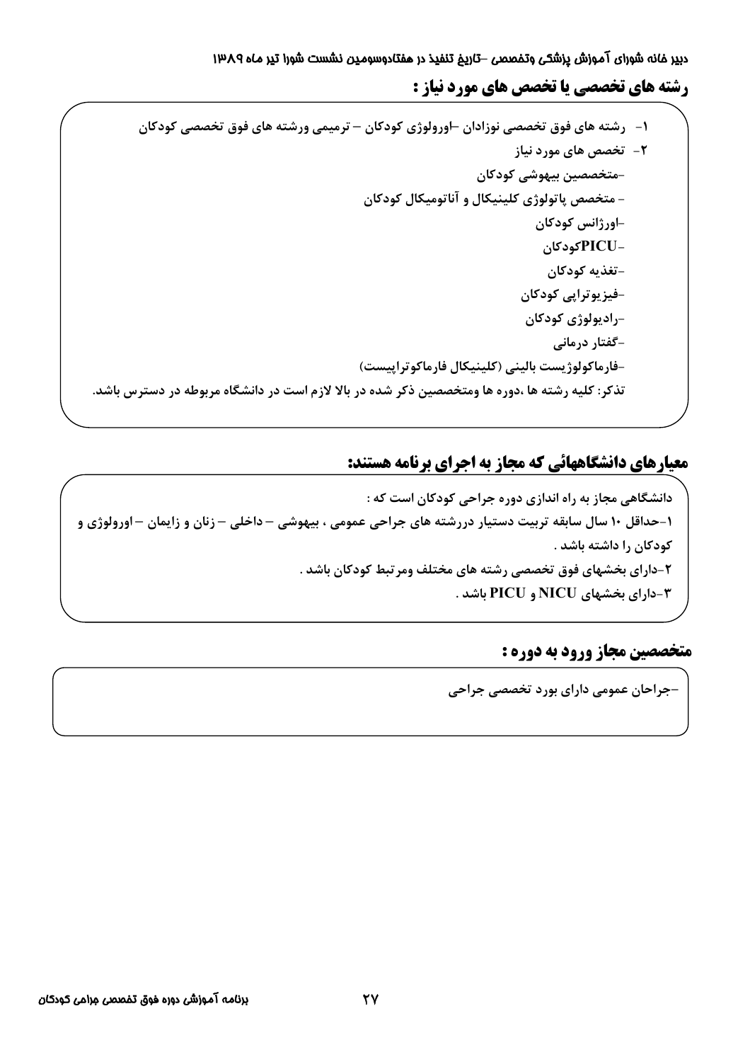## رشته های تخصصی یا تخصص های مورد نیاز :

۱- رشته های فوق تخصصی نوزادان –اورولوژی کودکان – ترمیمی ورشته های فوق تخصصی کودکان

۲- تخصص های مورد نیاز

-متخصصین بیهوشی کودکان

- متخصص پاتولوژی کلینیکال و آناتومیکال کودکان

-اورژانس کودکان

-PICUکودکان

-تغذیه کودکان

-فیزیوتراپی کودکان

-رادیولوژی کودکان

-گفتار درمانی

-فارماکولوژیست بالینی (کلینیکال فارماکوتراپیست)

تذکر: کلیه رشته ها ،دوره ها ومتخصصین ذکر شده در بالا لازم است در دانشگاه مربوطه در دسترس باشد.

## معیارهای دانشگاههائی که مجاز به اجرای برنامه هستند:

دانشگاهی مجاز به راه اندازی دوره جراحی کودکان است که :

۱-حداقل ۱۰ سال سابقه تربیت دستیار دررشته های جراحی عمومی ، بیهوشی – داخلی – زنان و زایمان – اورولوژی و کودکان را داشته باشد .

۲-دارای بخشهای فوق تخصصی رشته های مختلف ومرتبط کودکان باشد .

۳-دارای بخشهای NICU و PICU باشد .

## متخصصین مجاز ورود به دوره :

-جراحان عمومی دارای بورد تخصصی جراحی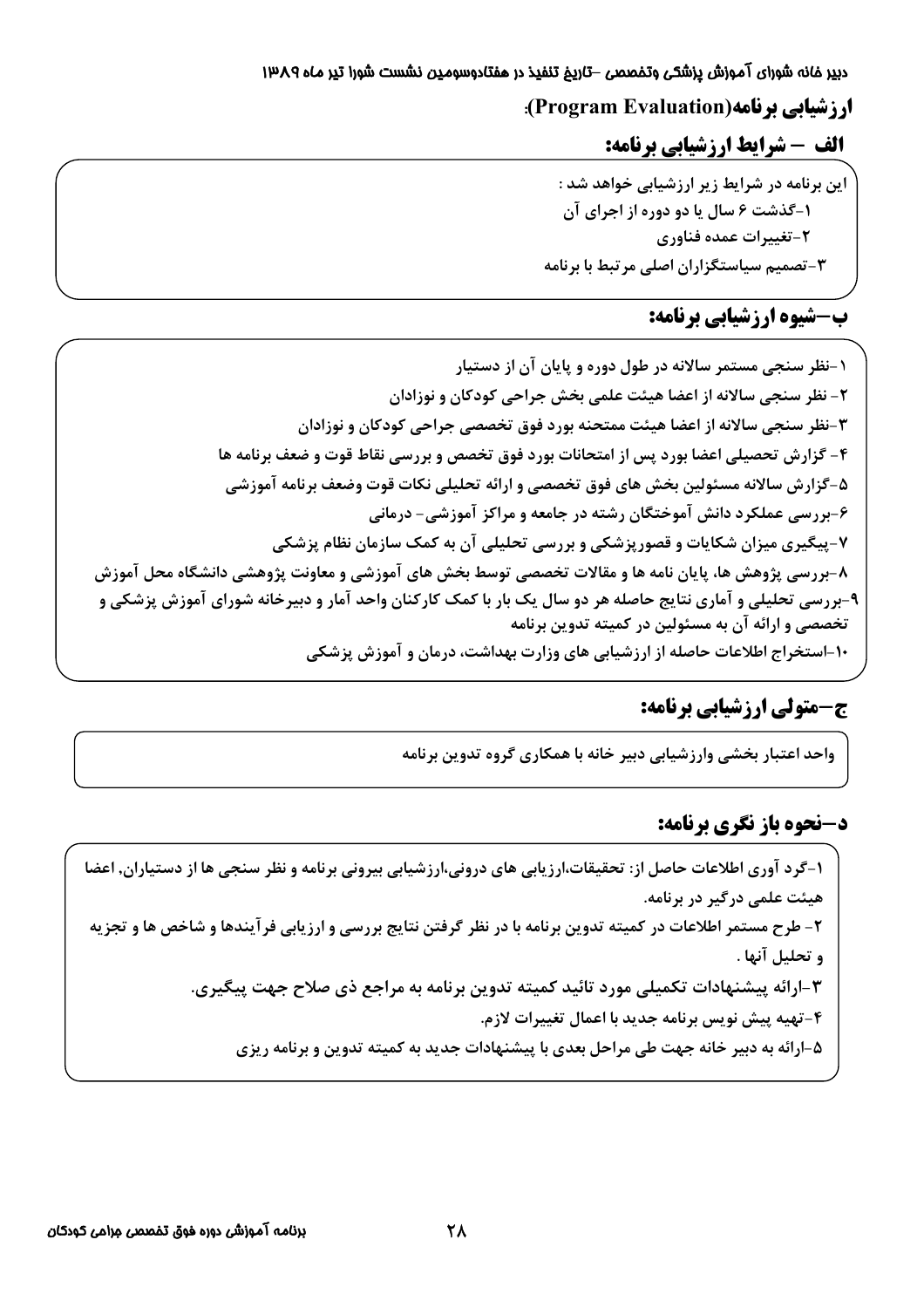**ارزشیابی برنامه(Program Evaluation):**

## الف – شرایط ارزشیابی برنامه:

این برنامه در شرایط زیر ارزشیابی خواهد شد :

۱-گذشت ۶ سال یا دو دوره از اجرای آن

۲-تغییرات عمده فناوری

۳-تصمیم سیاستگزاران اصلی مرتبط با برنامه

## ب–شیوه ارزشیابی برنامه:

۱-نظر سنجی مستمر سالانه در طول دوره و پایان آن از دستیار

۲- نظر سنجی سالانه از اعضا هیئت علمی بخش جراحی کودکان و نوزادان

۳-نظر سنجی سالانه از اعضا هیئت ممتحنه بورد فوق تخصصی جراحی کودکان و نوزادان

۴- گزارش تحصیلی اعضا بورد پس از امتحانات بورد فوق تخصص و بررسی نقاط قوت و ضعف برنامه ها

۵-گزارش سالانه مسئولین بخش های فوق تخصصی و ارائه تحلیلی نکات قوت وضعف برنامه آموزشی

۶-بررسی عملکرد دانش آموختگان رشته در جامعه و مراکز آموزشی- درمانی

۷-پیگیری میزان شکایات و قصورپزشکی و بررسی تحلیلی آن به کمک سازمان نظام پزشکی

۸-بررسی پژوهش ها، پایان نامه ها و مقالات تخصصی توسط بخش های آموزشی و معاونت پژوهشی دانشگاه محل آموزش

۹-بررسی تحلیلی و آماری نتایج حاصله هر دو سال یک بار با کمک کارکنان واحد آمار و دبیرخانه شورای آموزش پزشکی و تخصصی و ارائه آن به مسئولین در کمیته تدوین برنامه

۱۰-استخراج اطلاعات حاصله از ارزشیابی های وزارت بهداشت، درمان و آموزش پزشکی

## ج–متولی ارزشیابی برنامه:

واحد اعتبار بخشی وارزشیابی دبیر خانه با همکاری گروه تدوین برنامه

## د–نحوه باز نگری برنامه:

۱-گرد آوری اطلاعات حاصل از: تحقیقات،ارزیابی های درونی،ارزشیابی بیرونی برنامه و نظر سنجی ها از دستیاران، اعضا هیئت علمی درگیر در برنامه.

۲- طرح مستمر اطلاعات در کمیته تدوین برنامه با در نظر گرفتن نتایج بررسی و ارزیابی فرآیندها و شاخص ها و تجزیه و تحلیل آنها .

۳-ارائه پیشنهادات تکمیلی مورد تائید کمیته تدوین برنامه به مراجع ذی صلاح جهت پیگیری.

۴-تهیه پیش نویس برنامه جدید با اعمال تغییرات لازم.

۵-ارائه به دبیر خانه جهت طی مراحل بعدی با پیشنهادات جدید به کمیته تدوین و برنامه ریزی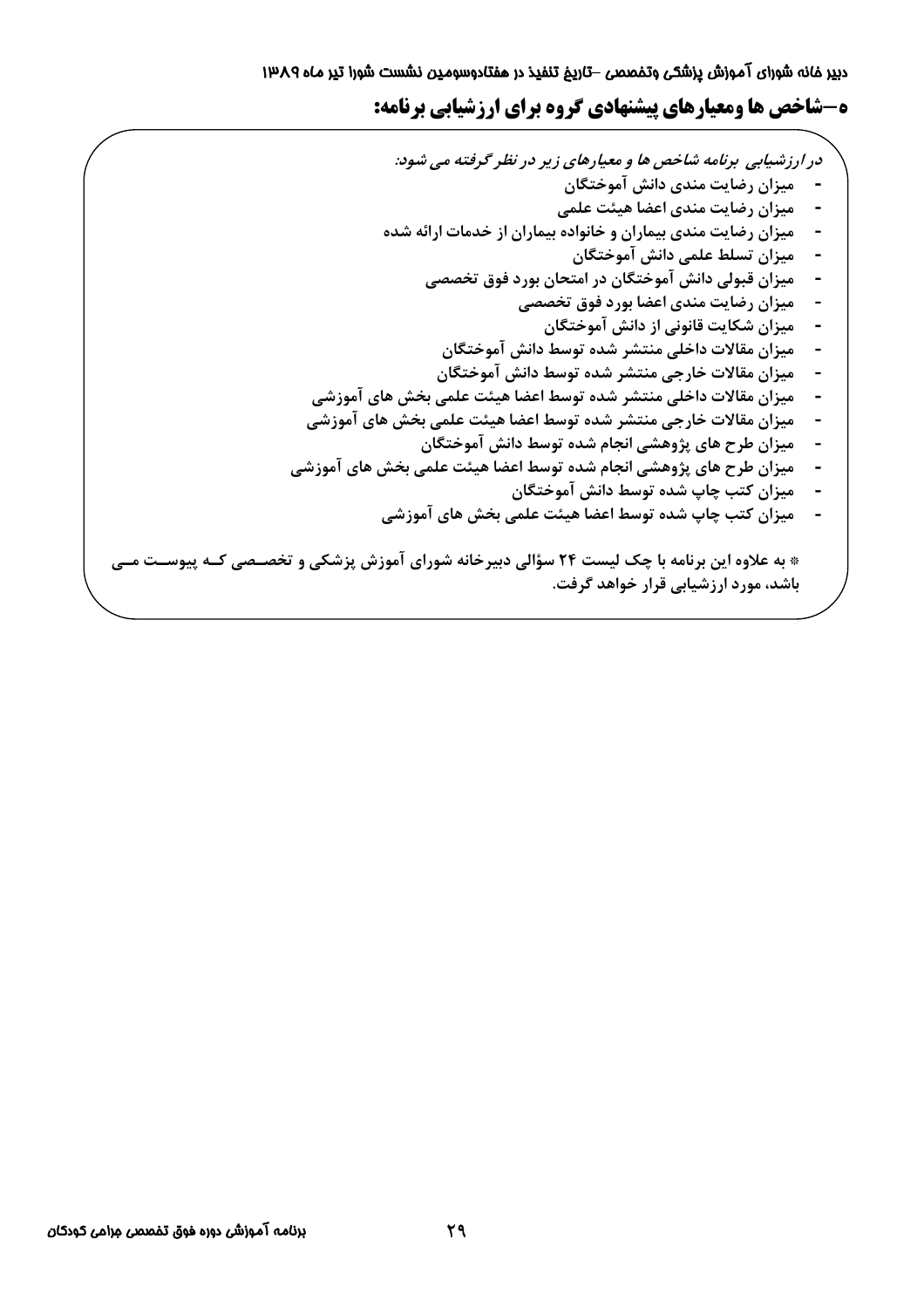## ه–شاخص ها ومعیارهای پیشنهادی گروه برای ارزشیابی برنامه:

*در ارزشیابی برنامه شاخص ها و معیارهای زیر در نظر گرفته می شود:*

- میزان رضایت مندی دانش آموختگان
- میزان رضایت مندی اعضا هیئت علمی
- میزان رضایت مندی بیماران و خانواده بیماران از خدمات ارائه شده
- میزان تسلط علمی دانش آموختگان
- میزان قبولی دانش آموختگان در امتحان بورد فوق تخصصی
- میزان رضایت مندی اعضا بورد فوق تخصصی
- میزان شکایت قانونی از دانش آموختگان
- میزان مقالات داخلی منتشر شده توسط دانش آموختگان
- میزان مقالات خارجی منتشر شده توسط دانش آموختگان
- میزان مقالات داخلی منتشر شده توسط اعضا هیئت علمی بخش های آموزشی
- میزان مقالات خارجی منتشر شده توسط اعضا هیئت علمی بخش های آموزشی
- میزان طرح های پژوهشی انجام شده توسط دانش آموختگان
- میزان طرح های پژوهشی انجام شده توسط اعضا هیئت علمی بخش های آموزشی
- میزان کتب چاپ شده توسط دانش آموختگان
- میزان کتب چاپ شده توسط اعضا هیئت علمی بخش های آموزشی

* به علاوه این برنامه با چک لیست ۲۴ سؤالی دبیرخانه شورای آموزش پزشکی و تخصصی که پیوست می باشد، مورد ارزشیابی قرار خواهد گرفت.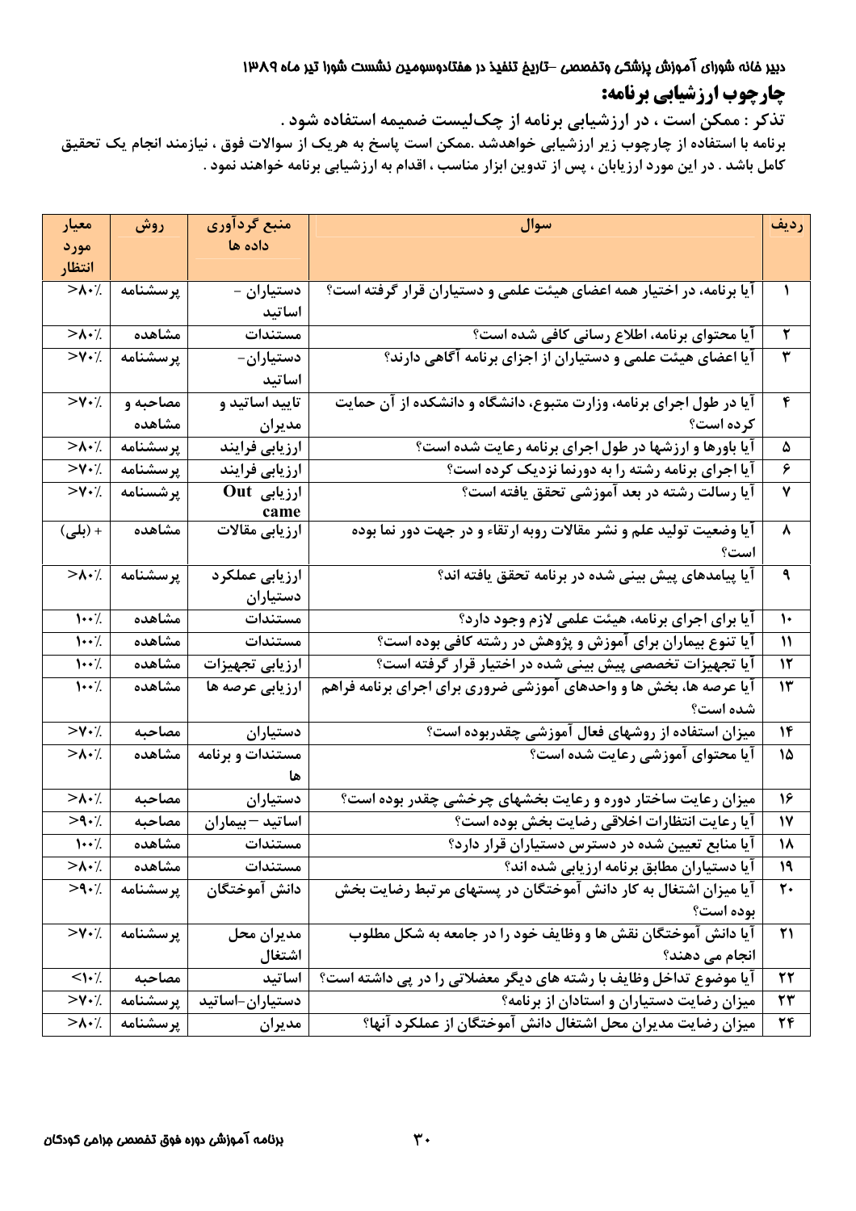دبیر خانه شورای آموزش پزشکی وتخصصی –تاریخ تنفیذ در هفتادوسومین نشست شورا تیر ماه ۱۳۸۹

## چارچوب ارزشیابی برنامه:

**تذکر : ممکن است ، در ارزشیابی برنامه از چک‌لیست ضمیمه استفاده شود .**

**برنامه با استفاده از چارچوب زیر ارزشیابی خواهدشد .ممکن است پاسخ به هریک از سوالات فوق ، نیازمند انجام یک تحقیق کامل باشد . در این مورد ارزیابان ، پس از تدوین ابزار مناسب ، اقدام به ارزشیابی برنامه خواهند نمود .**

| ردیف | سوال | منبع گردآوری داده ها | روش | معیار مورد انتظار |
|---|---|---|---|---|
| ۱ | آیا برنامه، در اختیار همه اعضای هیئت علمی و دستیاران قرار گرفته است؟ | دستیاران – اساتید | پرسشنامه | >۸۰٪ |
| ۲ | آیا محتوای برنامه، اطلاع رسانی کافی شده است؟ | مستندات | مشاهده | >۸۰٪ |
| ۳ | آیا اعضای هیئت علمی و دستیاران از اجزای برنامه آگاهی دارند؟ | دستیاران- اساتید | پرسشنامه | >۷۰٪ |
| ۴ | آیا در طول اجرای برنامه، وزارت متبوع، دانشگاه و دانشکده از آن حمایت کرده است؟ | تایید اساتید و مدیران | مصاحبه و مشاهده | >۷۰٪ |
| ۵ | آیا باورها و ارزشها در طول اجرای برنامه رعایت شده است؟ | ارزیابی فرایند | پرسشنامه | >۸۰٪ |
| ۶ | آیا اجرای برنامه رشته را به دورنما نزدیک کرده است؟ | ارزیابی فرایند | پرسشنامه | >۷۰٪ |
| ۷ | آیا رسالت رشته در بعد آموزشی تحقق یافته است؟ | ارزیابی Out came | پرشسنامه | >۷۰٪ |
| ۸ | آیا وضعیت تولید علم و نشر مقالات روبه ارتقاء و در جهت دور نما بوده است؟ | ارزیابی مقالات | مشاهده | + (بلی) |
| ۹ | آیا پیامدهای پیش بینی شده در برنامه تحقق یافته اند؟ | ارزیابی عملکرد دستیاران | پرسشنامه | >۸۰٪ |
| ۱۰ | آیا برای اجرای برنامه، هیئت علمی لازم وجود دارد؟ | مستندات | مشاهده | ۱۰۰٪ |
| ۱۱ | آیا تنوع بیماران برای آموزش و پژوهش در رشته کافی بوده است؟ | مستندات | مشاهده | ۱۰۰٪ |
| ۱۲ | آیا تجهیزات تخصصی پیش بینی شده در اختیار قرار گرفته است؟ | ارزیابی تجهیزات | مشاهده | ۱۰۰٪ |
| ۱۳ | آیا عرصه ها، بخش ها و واحدهای آموزشی ضروری برای اجرای برنامه فراهم شده است؟ | ارزیابی عرصه ها | مشاهده | ۱۰۰٪ |
| ۱۴ | میزان استفاده از روشهای فعال آموزشی چقدربوده است؟ | دستیاران | مصاحبه | >۷۰٪ |
| ۱۵ | آیا محتوای آموزشی رعایت شده است؟ | مستندات و برنامه ها | مشاهده | >۸۰٪ |
| ۱۶ | میزان رعایت ساختار دوره و رعایت بخشهای چرخشی چقدر بوده است؟ | دستیاران | مصاحبه | >۸۰٪ |
| ۱۷ | آیا رعایت انتظارات اخلاقی رضایت بخش بوده است؟ | اساتید – بیماران | مصاحبه | >۹۰٪ |
| ۱۸ | آیا منابع تعیین شده در دسترس دستیاران قرار دارد؟ | مستندات | مشاهده | ۱۰۰٪ |
| ۱۹ | آیا دستیاران مطابق برنامه ارزیابی شده اند؟ | مستندات | مشاهده | >۸۰٪ |
| ۲۰ | آیا میزان اشتغال به کار دانش آموختگان در پستهای مرتبط رضایت بخش بوده است؟ | دانش آموختگان | پرسشنامه | >۹۰٪ |
| ۲۱ | آیا دانش آموختگان نقش ها و وظایف خود را در جامعه به شکل مطلوب انجام می دهند؟ | مدیران محل اشتغال | پرسشنامه | >۷۰٪ |
| ۲۲ | آیا موضوع تداخل وظایف با رشته های دیگر معضلاتی را در پی داشته است؟ | اساتید | مصاحبه | <۱۰٪ |
| ۲۳ | میزان رضایت دستیاران و استادان از برنامه؟ | دستیاران-اساتید | پرسشنامه | >۷۰٪ |
| ۲۴ | میزان رضایت مدیران محل اشتغال دانش آموختگان از عملکرد آنها؟ | مدیران | پرسشنامه | >۸۰٪ |

برنامه آموزشی دوره فوق تخصصی جراحی کودکان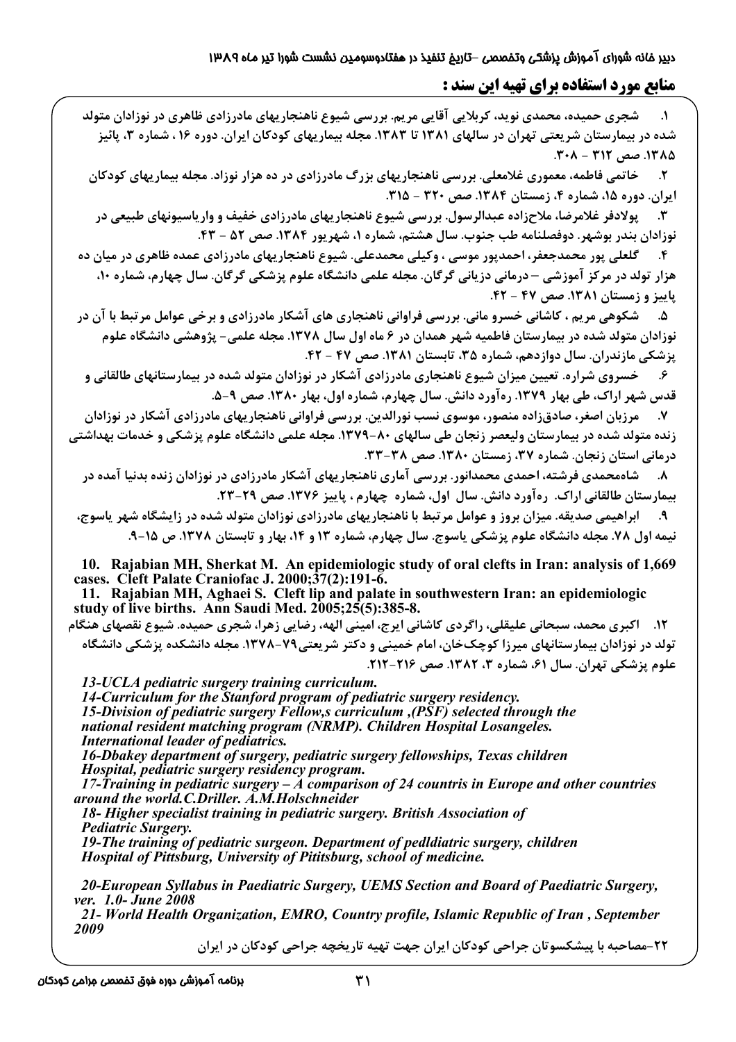## منابع مورد استفاده برای تهیه این سند :

۱. شجری حمیده، محمدی نوید، کربلایی آقایی مریم. بررسی شیوع ناهنجاریهای مادرزادی ظاهری در نوزادان متولد شده در بیمارستان شریعتی تهران در سالهای ۱۳۸۱ تا ۱۳۸۳. مجله بیماریهای کودکان ایران. دوره ۱۶ ، شماره ۳، پائیز ۱۳۸۵. صص ۳۱۲ - ۳۰۸.

۲. خاتمی فاطمه، معموری غلامعلی. بررسی ناهنجاریهای بزرگ مادرزادی در ده هزار نوزاد. مجله بیماریهای کودکان ایران. دوره ۱۵، شماره ۴، زمستان ۱۳۸۴. صص ۳۲۰ - ۳۱۵.

۳. پولادفر غلامرضا، ملاحزاده عبدالرسول. بررسی شیوع ناهنجاریهای مادرزادی خفیف و واریاسیونهای طبیعی در نوزادان بندر بوشهر. دوفصلنامه طب جنوب. سال هشتم، شماره ۱، شهریور ۱۳۸۴. صص ۵۲ - ۴۳.

۴. گلعلی پور محمدجعفر، احمدپور موسی ، وکیلی محمدعلی. شیوع ناهنجاریهای مادرزادی عمده ظاهری در میان ده هزار تولد در مرکز آموزشی – درمانی دزیانی گرگان. مجله علمی دانشگاه علوم پزشکی گرگان. سال چهارم، شماره ۱۰، پاییز و زمستان ۱۳۸۱. صص ۴۷ - ۴۲.

۵. شکوهی مریم ، کاشانی خسرو مانی. بررسی فراوانی ناهنجاری های آشکار مادرزادی و برخی عوامل مرتبط با آن در نوزادان متولد شده در بیمارستان فاطمیه شهر همدان در ۶ ماه اول سال ۱۳۷۸. مجله علمی- پژوهشی دانشگاه علوم پزشکی مازندران. سال دوازدهم، شماره ۳۵، تابستان ۱۳۸۱. صص ۴۷ - ۴۲.

۶. خسروی شراره. تعیین میزان شیوع ناهنجاری مادرزادی آشکار در نوزادان متولد شده در بیمارستانهای طالقانی و قدس شهر اراک، طی بهار ۱۳۷۹. ره‌آورد دانش. سال چهارم، شماره اول، بهار ۱۳۸۰. صص ۹-۵.

۷. مرزبان اصغر، صادق‌زاده منصور، موسوی نسب نورالدین. بررسی فراوانی ناهنجاریهای مادرزادی آشکار در نوزادان زنده متولد شده در بیمارستان ولیعصر زنجان طی سالهای ۸۰-۱۳۷۹. مجله علمی دانشگاه علوم پزشکی و خدمات بهداشتی درمانی استان زنجان. شماره ۳۷، زمستان ۱۳۸۰. صص ۳۸-۳۳.

۸. شاه‌محمدی فرشته، احمدی محمدانور. بررسی آماری ناهنجاریهای آشکار مادرزادی در نوزادان زنده بدنیا آمده در بیمارستان طالقانی اراک. ره‌آورد دانش. سال اول، شماره چهارم ، پاییز ۱۳۷۶. صص ۲۹-۲۳.

۹. ابراهیمی صدیقه. میزان بروز و عوامل مرتبط با ناهنجاریهای مادرزادی نوزادان متولد شده در زایشگاه شهر یاسوج، نیمه اول ۷۸. مجله دانشگاه علوم پزشکی یاسوج. سال چهارم، شماره ۱۳ و ۱۴، بهار و تابستان ۱۳۷۸. ص ۱۵-۹.

**10. Rajabian MH, Sherkat M. An epidemiologic study of oral clefts in Iran: analysis of 1,669 cases. Cleft Palate Craniofac J. 2000;37(2):191-6.**

**11. Rajabian MH, Aghaei S. Cleft lip and palate in southwestern Iran: an epidemiologic study of live births. Ann Saudi Med. 2005;25(5):385-8.**

۱۲. اکبری محمد، سبحانی علیقلی، راگردی کاشانی ایرج، امینی الهه، رضایی زهرا، شجری حمیده. شیوع نقصهای هنگام تولد در نوزادان بیمارستانهای میرزا کوچک‌خان، امام خمینی و دکتر شریعتی۷۹-۱۳۷۸. مجله دانشکده پزشکی دانشگاه علوم پزشکی تهران. سال ۶۱، شماره ۳، ۱۳۸۲. صص ۲۱۶-۲۱۲.

*13-UCLA pediatric surgery training curriculum.*

*14-Curriculum for the Stanford program of pediatric surgery residency.*

*15-Division of pediatric surgery Fellow,s curriculum ,(PSF) selected through the national resident matching program (NRMP). Children Hospital Losangeles. International leader of pediatrics.*

*16-Dbakey department of surgery, pediatric surgery fellowships, Texas children Hospital, pediatric surgery residency program.*

*17-Training in pediatric surgery – A comparison of 24 countris in Europe and other countries around the world.C.Driller. A.M.Holschneider*

*18- Higher specialist training in pediatric surgery. British Association of Pediatric Surgery.*

*19-The training of pediatric surgeon. Department of pedldiatric surgery, children Hospital of Pittsburg, University of Pititsburg, school of medicine.*

*20-European Syllabus in Paediatric Surgery, UEMS Section and Board of Paediatric Surgery, ver. 1.0- June 2008*

*21- World Health Organization, EMRO, Country profile, Islamic Republic of Iran , September 2009*

۲۲-مصاحبه با پیشکسوتان جراحی کودکان ایران جهت تهیه تاریخچه جراحی کودکان در ایران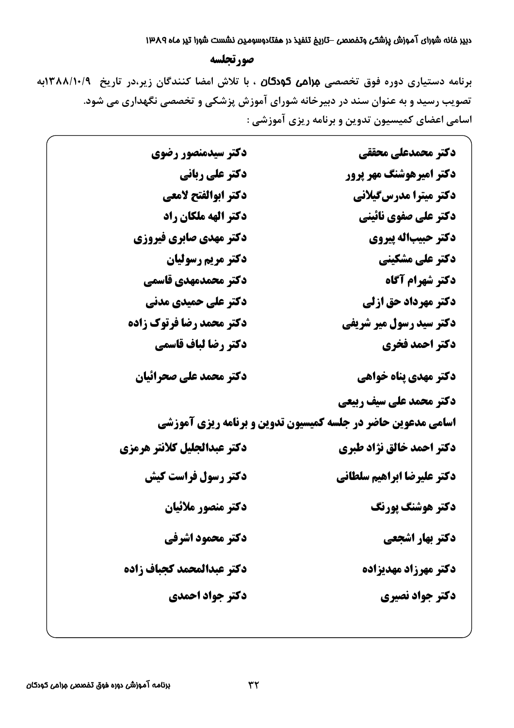## صورتجلسه

برنامه دستیاری دوره فوق تخصصی **جراحی کودکان** ، با تلاش امضا کنندگان زیر،در تاریخ ۱۳۸۸/۱۰/۹به تصویب رسید و به عنوان سند در دبیرخانه شورای آموزش پزشکی و تخصصی نگهداری می شود.

اسامی اعضای کمیسیون تدوین و برنامه ریزی آموزشی :

| | |
|---|---|
| **دکتر محمدعلی محققی** | **دکتر سیدمنصور رضوی** |
| **دکتر امیرهوشنگ مهر پرور** | **دکتر علی ربانی** |
| **دکتر میترا مدرس‌گیلانی** | **دکتر ابوالفتح لامعی** |
| **دکتر علی صفوی نائینی** | **دکتر الهه ملکان راد** |
| **دکتر حبیب‌اله پیروی** | **دکتر مهدی صابری فیروزی** |
| **دکتر علی مشکینی** | **دکتر مریم رسولیان** |
| **دکتر شهرام آگاه** | **دکتر محمدمهدی قاسمی** |
| **دکتر مهرداد حق ازلی** | **دکتر علی حمیدی مدنی** |
| **دکتر سید رسول میر شریفی** | **دکتر محمد رضا فرتوک زاده** |
| **دکتر احمد فخری** | **دکتر رضا لباف قاسمی** |
| **دکتر مهدی پناه خواهی** | **دکتر محمد علی صحرائیان** |
| **دکتر محمد علی سیف ربیعی** | |

**اسامی مدعوین حاضر در جلسه کمیسیون تدوین و برنامه ریزی آموزشی**

| | |
|---|---|
| **دکتر احمد خالق نژاد طبری** | **دکتر عبدالجلیل کلانتر هرمزی** |
| **دکتر علیرضا ابراهیم سلطانی** | **دکتر رسول فراست کیش** |
| **دکتر هوشنگ پورنگ** | **دکتر منصور ملائیان** |
| **دکتر بهار اشجعی** | **دکتر محمود اشرفی** |
| **دکتر مهرزاد مهدیزاده** | **دکتر عبدالمحمد کجباف زاده** |
| **دکتر جواد نصیری** | **دکتر جواد احمدی** |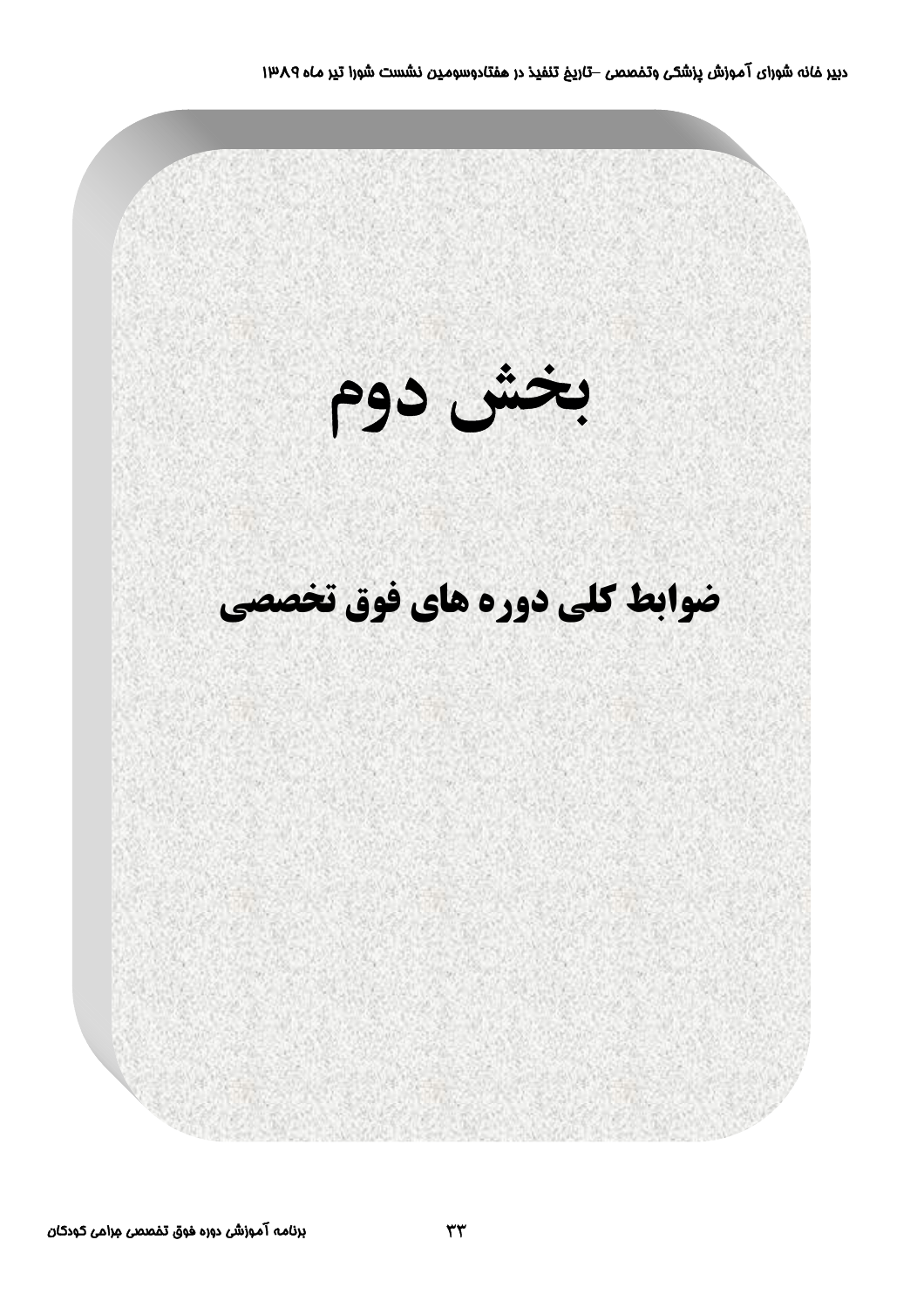# بخش دوم

## ضوابط کلی دوره های فوق تخصصی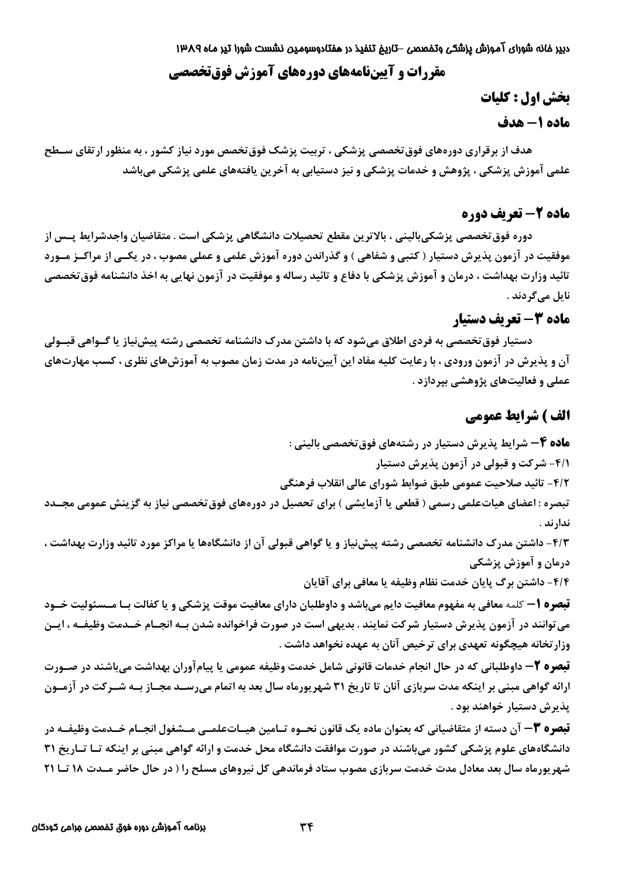دبیر خانه شورای آموزش پزشکی وتخصصی –تاریخ تنفیذ در هفتادوسومین نشست شورا تیر ماه ۱۳۸۹

# مقررات و آیین‌نامه‌های دوره‌های آموزش فوق‌تخصصی

## بخش اول : کلیات

### ماده ۱– هدف

هدف از برقراری دوره‌های فوق‌تخصصی پزشکی ، تربیت پزشک فوق‌تخصص مورد نیاز کشور ، به منظور ارتقای سطح علمی آموزش پزشکی ، پژوهش و خدمات پزشکی و نیز دستیابی به آخرین یافته‌های علمی پزشکی می‌باشد

### ماده ۲– تعریف دوره

دوره فوق‌تخصصی پزشکی‌بالینی ، بالاترین مقطع تحصیلات دانشگاهی پزشکی است . متقاضیان واجدشرایط پس از موفقیت در آزمون پذیرش دستیار ( کتبی و شفاهی ) و گذراندن دوره آموزش علمی و عملی مصوب ، در یکی از مراکز مورد تائید وزارت بهداشت ، درمان و آموزش پزشکی با دفاع و تائید رساله و موفقیت در آزمون نهایی به اخذ دانشنامه فوق‌تخصصی نایل می‌گردند .

### ماده ۳– تعریف دستیار

دستیار فوق‌تخصصی به فردی اطلاق می‌شود که با داشتن مدرک دانشنامه تخصصی رشته پیش‌نیاز یا گواهی قبولی آن و پذیرش در آزمون ورودی ، با رعایت کلیه مفاد این آیین‌نامه در مدت زمان مصوب به آموزش‌های نظری ، کسب مهارت‌های عملی و فعالیت‌های پژوهشی بپردازد .

## الف ) شرایط عمومی

**ماده ۴–** شرایط پذیرش دستیار در رشته‌های فوق‌تخصصی بالینی :

۴/۱- شرکت و قبولی در آزمون پذیرش دستیار

۴/۲- تائید صلاحیت عمومی طبق ضوابط شورای عالی انقلاب فرهنگی

تبصره : اعضای هیات‌علمی رسمی ( قطعی یا آزمایشی ) برای تحصیل در دوره‌های فوق‌تخصصی نیاز به گزینش عمومی مجدد ندارند .

۴/۳- داشتن مدرک دانشنامه تخصصی رشته پیش‌نیاز و یا گواهی قبولی آن از دانشگاه‌ها یا مراکز مورد تائید وزارت بهداشت ، درمان و آموزش پزشکی

۴/۴- داشتن برگ پایان خدمت نظام وظیفه یا معافی برای آقایان

**تبصره ۱–** کلمه معافی به مفهوم معافیت دایم می‌باشد و داوطلبان دارای معافیت موقت پزشکی و یا کفالت بـا مسئولیت خود می‌توانند در آزمون پذیرش دستیار شرکت نمایند . بدیهی است در صورت فراخوانده شدن بـه انجام خدمت وظیفه ، این وزارتخانه هیچگونه تعهدی برای ترخیص آنان به عهده نخواهد داشت .

**تبصره ۲–** داوطلبانی که در حال انجام خدمات قانونی شامل خدمت وظیفه عمومی یا پیام‌آوران بهداشت می‌باشند در صورت ارائه گواهی مبنی بر اینکه مدت سربازی آنان تا تاریخ ۳۱ شهریورماه سال بعد به اتمام می‌رسد مجاز بـه شرکت در آزمون پذیرش دستیار خواهند بود .

**تبصره ۳–** آن دسته از متقاضیانی که بعنوان ماده یک قانون نحوه تامین هیات‌علمی مشغول انجام خدمت وظیفه در دانشگاه‌های علوم پزشکی کشور می‌باشند در صورت موافقت دانشگاه محل خدمت و ارائه گواهی مبنی بر اینکه تا تاریخ ۳۱ شهریورماه سال بعد معادل مدت خدمت سربازی مصوب ستاد فرماندهی کل نیروهای مسلح را ( در حال حاضر مدت ۱۸ تا ۲۱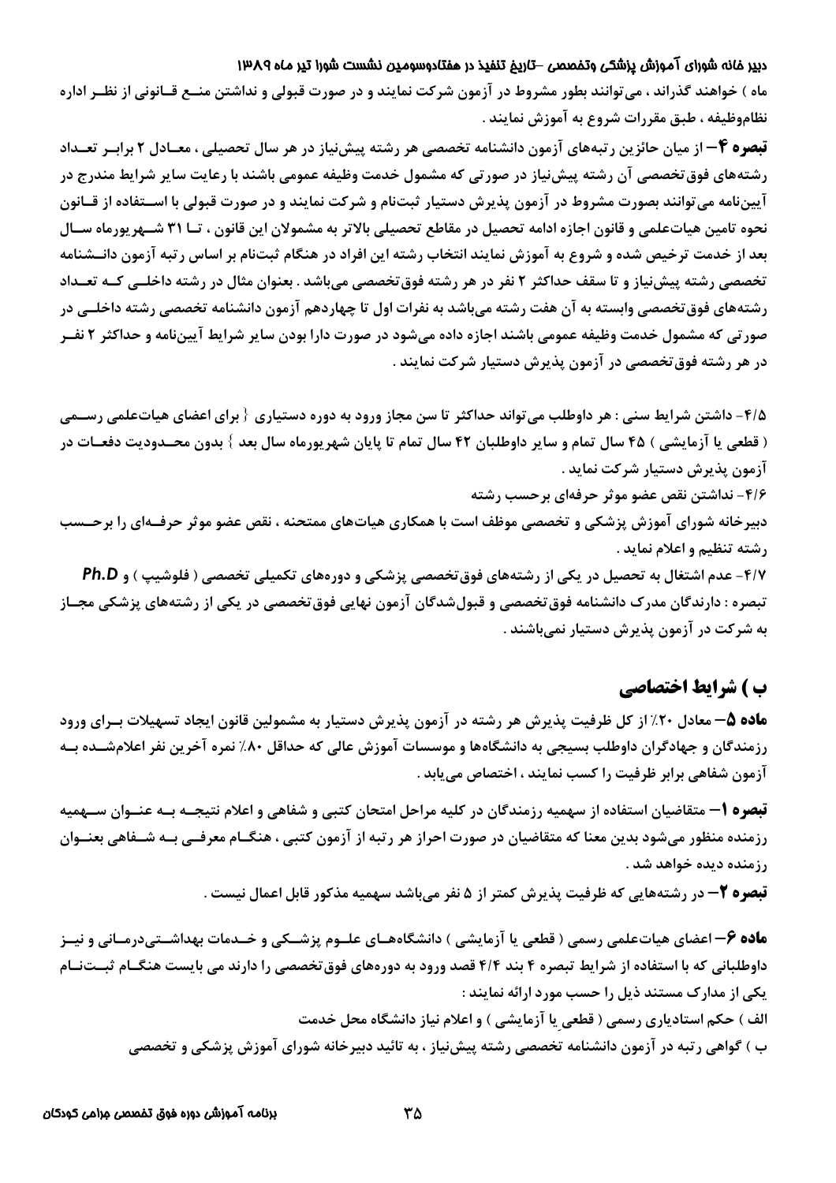ماه ) خواهند گذراند ، می‌توانند بطور مشروط در آزمون شرکت نمایند و در صورت قبولی و نداشتن منـع قـانونی از نظـر اداره نظام‌وظیفه ، طبق مقررات شروع به آموزش نمایند .

**تبصره ۴–** از میان حائزین رتبه‌های آزمون دانشنامه تخصصی هر رشته پیش‌نیاز در هر سال تحصیلی ، معـادل ۲ برابـر تعـداد رشته‌های فوق‌تخصصی آن رشته پیش‌نیاز در صورتی که مشمول خدمت وظیفه عمومی باشند با رعایت سایر شرایط مندرج در آیین‌نامه می‌توانند بصورت مشروط در آزمون پذیرش دستیار ثبت‌نام و شرکت نمایند و در صورت قبولی با اسـتفاده از قـانون نحوه تامین هیات‌علمی و قانون اجازه ادامه تحصیل در مقاطع تحصیلی بالاتر به مشمولان این قانون ، تـا ۳۱ شـهریورماه سـال بعد از خدمت ترخیص شده و شروع به آموزش نمایند انتخاب رشته این افراد در هنگام ثبت‌نام بر اساس رتبه آزمون دانـشنامه تخصصی رشته پیش‌نیاز و تا سقف حداکثر ۲ نفر در هر رشته فوق‌تخصصی می‌باشد . بعنوان مثال در رشته داخلـی کـه تعـداد رشته‌های فوق‌تخصصی وابسته به آن هفت رشته می‌باشد به نفرات اول تا چهاردهم آزمون دانشنامه تخصصی رشته داخلـی در صورتی که مشمول خدمت وظیفه عمومی باشند اجازه داده می‌شود در صورت دارا بودن سایر شرایط آیین‌نامه و حداکثر ۲ نفـر در هر رشته فوق‌تخصصی در آزمون پذیرش دستیار شرکت نمایند .

۴/۵- داشتن شرایط سنی : هر داوطلب می‌تواند حداکثر تا سن مجاز ورود به دوره دستیاری { برای اعضای هیات‌علمی رسـمی ( قطعی یا آزمایشی ) ۴۵ سال تمام و سایر داوطلبان ۴۲ سال تمام تا پایان شهریورماه سال بعد } بدون محـدودیت دفعـات در آزمون پذیرش دستیار شرکت نماید .

۴/۶- نداشتن نقص عضو موثر حرفه‌ای برحسب رشته

دبیرخانه شورای آموزش پزشکی و تخصصی موظف است با همکاری هیات‌های ممتحنه ، نقص عضو موثر حرفـه‌ای را برحـسب رشته تنظیم و اعلام نماید .

۴/۷- عدم اشتغال به تحصیل در یکی از رشته‌های فوق‌تخصصی پزشکی و دوره‌های تکمیلی تخصصی ( فلوشیپ ) و **Ph.D**

تبصره : دارندگان مدرک دانشنامه فوق‌تخصصی و قبول‌شدگان آزمون نهایی فوق‌تخصصی در یکی از رشته‌های پزشکی مجـاز به شرکت در آزمون پذیرش دستیار نمی‌باشند .

## ب ) شرایط اختصاصی

**ماده ۵–** معادل ۲۰٪ از کل ظرفیت پذیرش هر رشته در آزمون پذیرش دستیار به مشمولین قانون ایجاد تسهیلات بـرای ورود رزمندگان و جهادگران داوطلب بسیجی به دانشگاه‌ها و موسسات آموزش عالی که حداقل ۸۰٪ نمره آخرین نفر اعلام‌شـده بـه آزمون شفاهی برابر ظرفیت را کسب نمایند ، اختصاص می‌یابد .

**تبصره ۱–** متقاضیان استفاده از سهمیه رزمندگان در کلیه مراحل امتحان کتبی و شفاهی و اعلام نتیجـه بـه عنـوان سـهمیه رزمنده منظور می‌شود بدین معنا که متقاضیان در صورت احراز هر رتبه از آزمون کتبی ، هنگـام معرفـی بـه شـفاهی بعنـوان رزمنده دیده خواهد شد .

**تبصره ۲–** در رشته‌هایی که ظرفیت پذیرش کمتر از ۵ نفر می‌باشد سهمیه مذکور قابل اعمال نیست .

**ماده ۶–** اعضای هیات‌علمی رسمی ( قطعی یا آزمایشی ) دانشگاه‌هـای علـوم پزشـکی و خـدمات بهداشـتی‌درمـانی و نیـز داوطلبانی که با استفاده از شرایط تبصره ۴ بند ۴/۴ قصد ورود به دوره‌های فوق‌تخصصی را دارند می بایست هنگـام ثبـت‌نـام یکی از مدارک مستند ذیل را حسب مورد ارائه نمایند :

الف ) حکم استادیاری رسمی ( قطعی یا آزمایشی ) و اعلام نیاز دانشگاه محل خدمت

ب ) گواهی رتبه در آزمون دانشنامه تخصصی رشته پیش‌نیاز ، به تائید دبیرخانه شورای آموزش پزشکی و تخصصی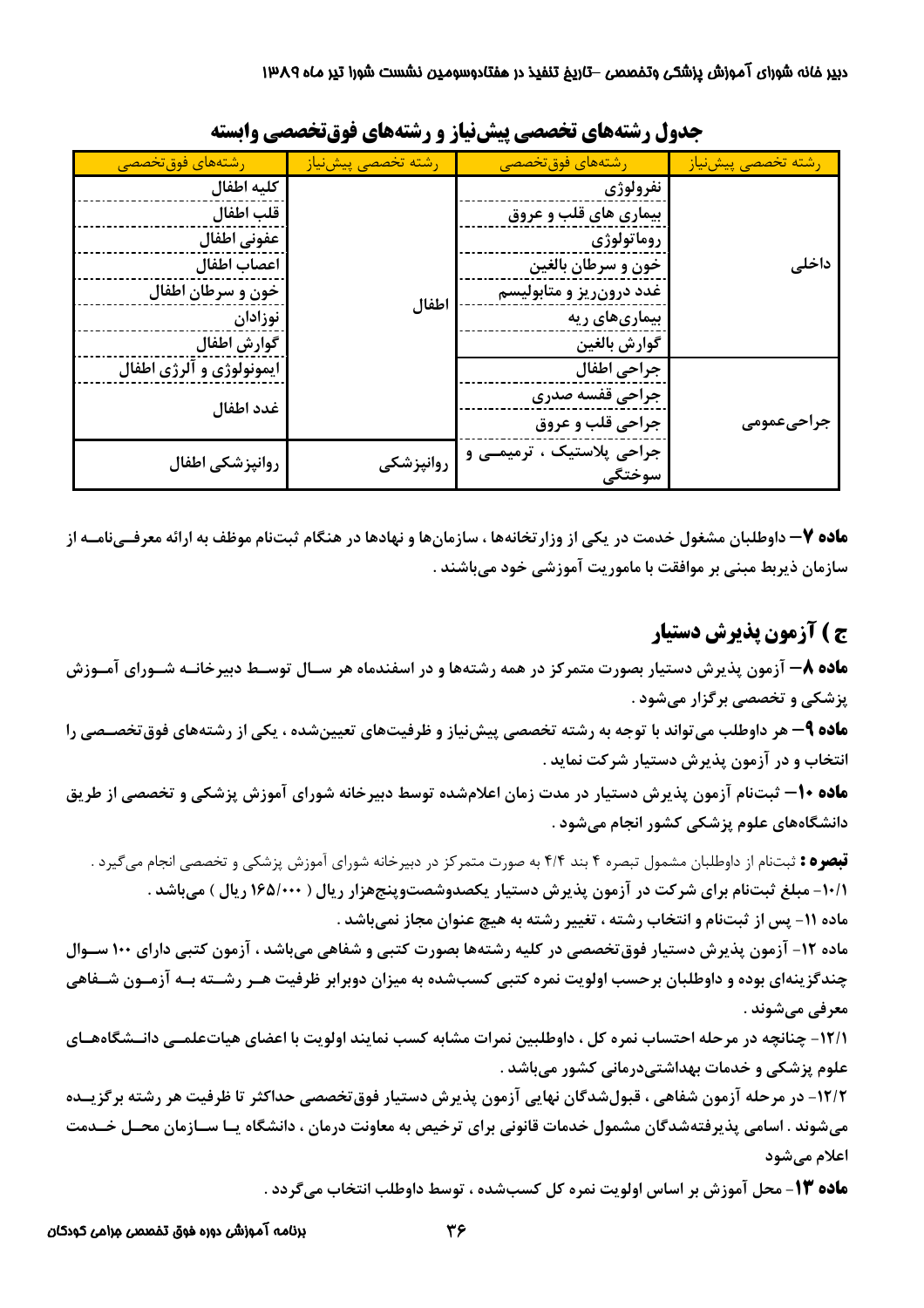## جدول رشته‌های تخصصی پیش‌نیاز و رشته‌های فوق‌تخصصی وابسته

| رشته تخصصی پیش‌نیاز | رشته‌های فوق‌تخصصی | رشته تخصصی پیش‌نیاز | رشته‌های فوق‌تخصصی |
|---|---|---|---|
| داخلی | نفرولوژی | اطفال | کلیه اطفال |
| | بیماری های قلب و عروق | | قلب اطفال |
| | روماتولوژی | | عفونی اطفال |
| | خون و سرطان بالغین | | اعصاب اطفال |
| | غدد درون‌ریز و متابولیسم | | خون و سرطان اطفال |
| | بیماری‌های ریه | | نوزادان |
| | گوارش بالغین | | گوارش اطفال |
| جراحی‌عمومی | جراحی اطفال | | ایمونولوژی و آلرژی اطفال |
| | جراحی قفسه صدری | | غدد اطفال |
| | جراحی قلب و عروق | | |
| | جراحی پلاستیک ، ترمیمی و سوختگی | روانپزشکی | روانپزشکی اطفال |

**ماده ۷**– داوطلبان مشغول خدمت در یکی از وزارتخانه‌ها ، سازمان‌ها و نهادها در هنگام ثبت‌نام موظف به ارائه معرفی‌نامه از سازمان ذیربط مبنی بر موافقت با ماموریت آموزشی خود می‌باشند .

## ج ) آزمون پذیرش دستیار

**ماده ۸**– آزمون پذیرش دستیار بصورت متمرکز در همه رشته‌ها و در اسفندماه هر سال توسط دبیرخانه شورای آموزش پزشکی و تخصصی برگزار می‌شود .

**ماده ۹**– هر داوطلب می‌تواند با توجه به رشته تخصصی پیش‌نیاز و ظرفیت‌های تعیین‌شده ، یکی از رشته‌های فوق‌تخصصی را انتخاب و در آزمون پذیرش دستیار شرکت نماید .

**ماده ۱۰**– ثبت‌نام آزمون پذیرش دستیار در مدت زمان اعلام‌شده توسط دبیرخانه شورای آموزش پزشکی و تخصصی از طریق دانشگاه‌های علوم پزشکی کشور انجام می‌شود .

**تبصره :** ثبت‌نام از داوطلبان مشمول تبصره ۴ بند ۴/۴ به صورت متمرکز در دبیرخانه شورای آموزش پزشکی و تخصصی انجام می‌گیرد .

۱۰/۱- مبلغ ثبت‌نام برای شرکت در آزمون پذیرش دستیار یکصدوشصت‌وپنج‌هزار ریال ( ۱۶۵/۰۰۰ ریال ) می‌باشد .

ماده ۱۱- پس از ثبت‌نام و انتخاب رشته ، تغییر رشته به هیچ عنوان مجاز نمی‌باشد .

ماده ۱۲- آزمون پذیرش دستیار فوق‌تخصصی در کلیه رشته‌ها بصورت کتبی و شفاهی می‌باشد ، آزمون کتبی دارای ۱۰۰ سوال چندگزینه‌ای بوده و داوطلبان برحسب اولویت نمره کتبی کسب‌شده به میزان دوبرابر ظرفیت هر رشته به آزمون شفاهی معرفی می‌شوند .

۱۲/۱- چنانچه در مرحله احتساب نمره کل ، داوطلبین نمرات مشابه کسب نمایند اولویت با اعضای هیات‌علمی دانشگاه‌های علوم پزشکی و خدمات بهداشتی‌درمانی کشور می‌باشد .

۱۲/۲- در مرحله آزمون شفاهی ، قبول‌شدگان نهایی آزمون پذیرش دستیار فوق‌تخصصی حداکثر تا ظرفیت هر رشته برگزیده می‌شوند . اسامی پذیرفته‌شدگان مشمول خدمات قانونی برای ترخیص به معاونت درمان ، دانشگاه یا سازمان محل خدمت اعلام می‌شود

**ماده ۱۳**- محل آموزش بر اساس اولویت نمره کل کسب‌شده ، توسط داوطلب انتخاب می‌گردد .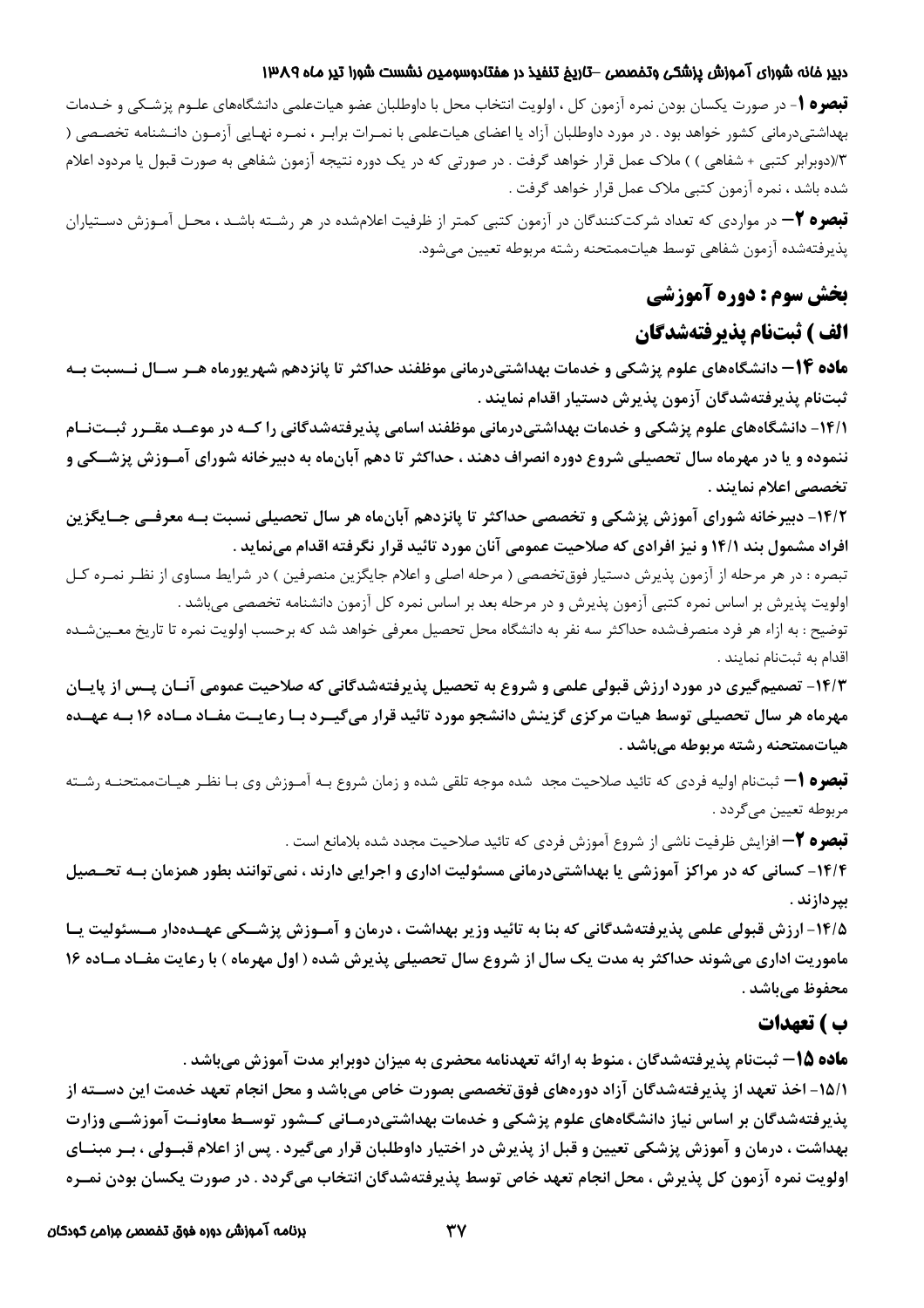**تبصره ۱**- در صورت یکسان بودن نمره آزمون کل ، اولویت انتخاب محل با داوطلبان عضو هیات‌علمی دانشگاه‌های علـوم پزشـکی و خـدمات بهداشتی‌درمانی کشور خواهد بود . در مورد داوطلبان آزاد یا اعضای هیات‌علمی با نمـرات برابـر ، نمـره نهـایی آزمـون دانـشنامه تخصـصی ( ۳/(دوبرابر کتبی + شفاهی ) ) ملاک عمل قرار خواهد گرفت . در صورتی که در یک دوره نتیجه آزمون شفاهی به صورت قبول یا مردود اعلام شده باشد ، نمره آزمون کتبی ملاک عمل قرار خواهد گرفت .

**تبصره ۲**– در مواردی که تعداد شرکت‌کنندگان در آزمون کتبی کمتر از ظرفیت اعلام‌شده در هر رشـته باشـد ، محـل آمـوزش دسـتیاران پذیرفته‌شده آزمون شفاهی توسط هیات‌ممتحنه رشته مربوطه تعیین می‌شود.

## بخش سوم : دوره آموزشی

### الف ) ثبت‌نام پذیرفته‌شدگان

**ماده ۱۴– دانشگاه‌های علوم پزشکی و خدمات بهداشتی‌درمانی موظفند حداکثر تا پانزدهم شهریورماه هـر سـال نـسبت بـه ثبت‌نام پذیرفته‌شدگان آزمون پذیرش دستیار اقدام نمایند .**

**۱۴/۱- دانشگاه‌های علوم پزشکی و خدمات بهداشتی‌درمانی موظفند اسامی پذیرفته‌شدگانی را کـه در موعـد مقـرر ثبـت‌نـام ننموده و یا در مهرماه سال تحصیلی شروع دوره انصراف دهند ، حداکثر تا دهم آبان‌ماه به دبیرخانه شورای آمـوزش پزشـکی و تخصصی اعلام نمایند .**

**۱۴/۲- دبیرخانه شورای آموزش پزشکی و تخصصی حداکثر تا پانزدهم آبان‌ماه هر سال تحصیلی نسبت بـه معرفـی جـایگزین افراد مشمول بند ۱۴/۱ و نیز افرادی که صلاحیت عمومی آنان مورد تائید قرار نگرفته اقدام می‌نماید .**

تبصره : در هر مرحله از آزمون پذیرش دستیار فوق‌تخصصی ( مرحله اصلی و اعلام جایگزین منصرفین ) در شرایط مساوی از نظـر نمـره کـل اولویت پذیرش بر اساس نمره کتبی آزمون پذیرش و در مرحله بعد بر اساس نمره کل آزمون دانشنامه تخصصی می‌باشد .

توضیح : به ازاء هر فرد منصرف‌شده حداکثر سه نفر به دانشگاه محل تحصیل معرفی خواهد شد که برحسب اولویت نمره تا تاریخ معـین‌شـده اقدام به ثبت‌نام نمایند .

**۱۴/۳- تصمیم‌گیری در مورد ارزش قبولی علمی و شروع به تحصیل پذیرفته‌شدگانی که صلاحیت عمومی آنـان پـس از پایـان مهرماه هر سال تحصیلی توسط هیات مرکزی گزینش دانشجو مورد تائید قرار می‌گیـرد بـا رعایـت مفـاد مـاده ۱۶ بـه عهـده هیات‌ممتحنه رشته مربوطه می‌باشد .**

**تبصره ۱**– ثبت‌نام اولیه فردی که تائید صلاحیت مجدد شده موجه تلقی شده و زمان شروع بـه آمـوزش وی بـا نظـر هیـات‌ممتحنـه رشـته مربوطه تعیین می‌گردد .

**تبصره ۲**– افزایش ظرفیت ناشی از شروع آموزش فردی که تائید صلاحیت مجدد شده بلامانع است .

**۱۴/۴- کسانی که در مراکز آموزشی یا بهداشتی‌درمانی مسئولیت اداری و اجرایی دارند ، نمی‌توانند بطور همزمان بـه تحـصیل بپردازند .**

**۱۴/۵- ارزش قبولی علمی پذیرفته‌شدگانی که بنا به تائید وزیر بهداشت ، درمان و آمـوزش پزشـکی عهـده‌دار مـسئولیت یـا ماموریت اداری می‌شوند حداکثر به مدت یک سال از شروع سال تحصیلی پذیرش شده ( اول مهرماه ) با رعایت مفـاد مـاده ۱۶ محفوظ می‌باشد .**

### ب ) تعهدات

**ماده ۱۵– ثبت‌نام پذیرفته‌شدگان ، منوط به ارائه تعهدنامه محضری به میزان دوبرابر مدت آموزش می‌باشد .**

**۱۵/۱- اخذ تعهد از پذیرفته‌شدگان آزاد دوره‌های فوق‌تخصصی بصورت خاص می‌باشد و محل انجام تعهد خدمت این دسـته از پذیرفته‌شدگان بر اساس نیاز دانشگاه‌های علوم پزشکی و خدمات بهداشتی‌درمـانی کـشور توسـط معاونـت آموزشـی وزارت بهداشت ، درمان و آموزش پزشکی تعیین و قبل از پذیرش در اختیار داوطلبان قرار می‌گیرد . پس از اعلام قبـولی ، بـر مبنـای اولویت نمره آزمون کل پذیرش ، محل انجام تعهد خاص توسط پذیرفته‌شدگان انتخاب می‌گردد . در صورت یکسان بودن نمـره**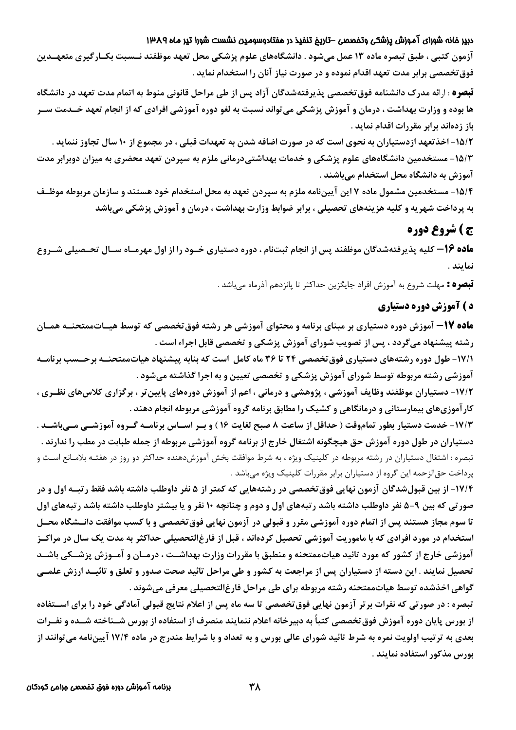آزمون کتبی ، طبق تبصره ماده ۱۳ عمل می‌شود . دانشگاه‌های علوم پزشکی محل تعهد موظفند نسبت بکارگیری متعهدین فوق‌تخصصی برابر مدت تعهد اقدام نموده و در صورت نیاز آنان را استخدام نماید .

**تبصره** : ارائه مدرک دانشنامه فوق‌تخصصی پذیرفته‌شدگان آزاد پس از طی مراحل قانونی منوط به اتمام مدت تعهد در دانشگاه ها بوده و وزارت بهداشت ، درمان و آموزش پزشکی می‌تواند نسبت به لغو دوره آموزشی افرادی که از انجام تعهد خدمت سر باز زده‌اند برابر مقررات اقدام نماید .

۱۵/۲- اخذتعهد ازدستیاران به نحوی است که در صورت اضافه شدن به تعهدات قبلی ، در مجموع از ۱۰ سال تجاوز ننماید .

۱۵/۳- مستخدمین دانشگاه‌های علوم پزشکی و خدمات بهداشتی‌درمانی ملزم به سپردن تعهد محضری به میزان دوبرابر مدت آموزش به دانشگاه محل استخدام می‌باشند .

۱۵/۴- مستخدمین مشمول ماده ۷ این آیین‌نامه ملزم به سپردن تعهد به محل استخدام خود هستند و سازمان مربوطه موظف به پرداخت شهریه و کلیه هزینه‌های تحصیلی ، برابر ضوابط وزارت بهداشت ، درمان و آموزش پزشکی می‌باشد

## ج ) شروع دوره

**ماده ۱۶**– کلیه پذیرفته‌شدگان موظفند پس از انجام ثبت‌نام ، دوره دستیاری خود را از اول مهرماه سال تحصیلی شروع نمایند .

**تبصره :** مهلت شروع به آموزش افراد جایگزین حداکثر تا پانزدهم آذرماه می‌باشد .

## د ) آموزش دوره دستیاری

**ماده ۱۷**– آموزش دوره دستیاری بر مبنای برنامه و محتوای آموزشی هر رشته فوق‌تخصصی که توسط هیات‌ممتحنه همان رشته پیشنهاد می‌گردد ، پس از تصویب شورای آموزش پزشکی و تخصصی قابل اجراء است .

۱۷/۱- طول دوره رشته‌های دستیاری فوق‌تخصصی ۲۴ تا ۳۶ ماه کامل است که بنابه پیشنهاد هیات‌ممتحنه برحسب برنامه آموزشی رشته مربوطه توسط شورای آموزش پزشکی و تخصصی تعیین و به اجرا گذاشته می‌شود .

۱۷/۲- دستیاران موظفند وظایف آموزشی ، پژوهشی و درمانی ، اعم از آموزش دوره‌های پایین‌تر ، برگزاری کلاس‌های نظری ، کارآموزی‌های بیمارستانی و درمانگاهی و کشیک را مطابق برنامه گروه آموزشی مربوطه انجام دهند .

۱۷/۳- خدمت دستیار بطور تمام‌وقت ( حداقل از ساعت ۸ صبح لغایت ۱۶ ) و بر اساس برنامه گروه آموزشی می‌باشد . دستیاران در طول دوره آموزش حق هیچگونه اشتغال خارج از برنامه گروه آموزشی مربوطه از جمله طبابت در مطب را ندارند .

تبصره : اشتغال دستیاران در رشته مربوطه در کلینیک ویژه ، به شرط موافقت بخش آموزش‌دهنده حداکثر دو روز در هفته بلامانع است و پرداخت حق‌الزحمه این گروه از دستیاران برابر مقررات کلینیک ویژه می‌باشد .

۱۷/۴- از بین قبول‌شدگان آزمون نهایی فوق‌تخصصی در رشته‌هایی که کمتر از ۵ نفر داوطلب داشته باشد فقط رتبه اول و در صورتی که بین ۹-۵ نفر داوطلب داشته باشد رتبه‌های اول و دوم و چنانچه ۱۰ نفر و یا بیشتر داوطلب داشته باشد رتبه‌های اول تا سوم مجاز هستند پس از اتمام دوره آموزشی مقرر و قبولی در آزمون نهایی فوق‌تخصصی و با کسب موافقت دانشگاه محل استخدام در مورد افرادی که با ماموریت آموزشی تحصیل کرده‌اند ، قبل از فارغ‌التحصیلی حداکثر به مدت یک سال در مراکز آموزشی خارج از کشور که مورد تائید هیات‌ممتحنه و منطبق با مقررات وزارت بهداشت ، درمان و آموزش پزشکی باشد تحصیل نمایند . این دسته از دستیاران پس از مراجعت به کشور و طی مراحل تائید صحت صدور و تعلق و تائید ارزش علمی گواهی اخذشده توسط هیات‌ممتحنه رشته مربوطه برای طی مراحل فارغ‌التحصیلی معرفی می‌شوند .

تبصره : در صورتی که نفرات برتر آزمون نهایی فوق‌تخصصی تا سه ماه پس از اعلام نتایج قبولی آمادگی خود را برای استفاده از بورس پایان دوره آموزش فوق‌تخصصی کتباً به دبیرخانه اعلام ننمایند منصرف از استفاده از بورس شناخته شده و نفرات بعدی به ترتیب اولویت نمره به شرط تائید شورای عالی بورس و به تعداد و با شرایط مندرج در ماده ۱۷/۴ آیین‌نامه می‌توانند از بورس مذکور استفاده نمایند .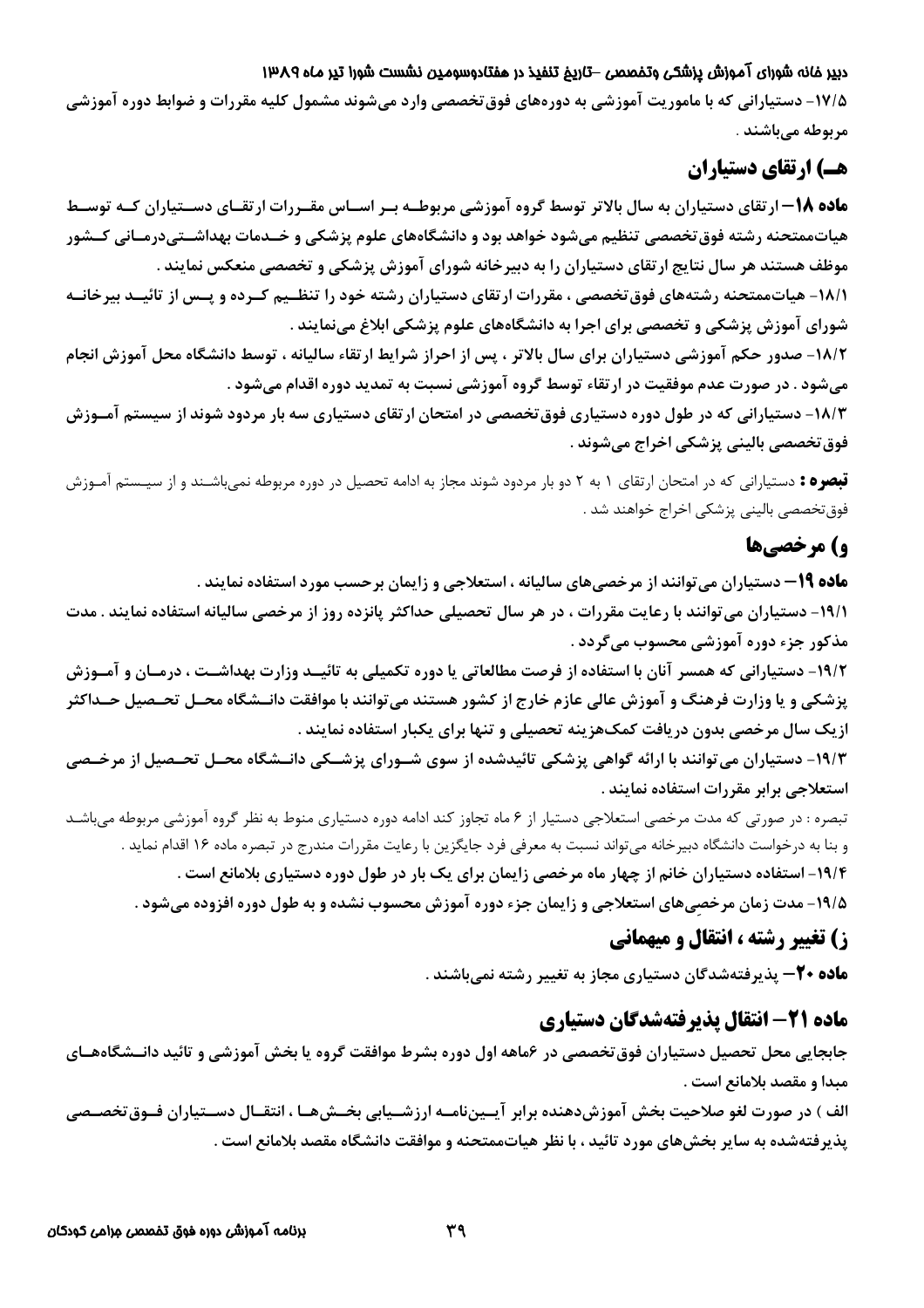۱۷/۵- دستیارانی که با ماموریت آموزشی به دوره‌های فوق‌تخصصی وارد می‌شوند مشمول کلیه مقررات و ضوابط دوره آموزشی مربوطه می‌باشند .

## هـ) ارتقای دستیاران

**ماده ۱۸**– ارتقای دستیاران به سال بالاتر توسط گروه آموزشی مربوطه بر اساس مقررات ارتقای دستیاران که توسط هیات‌ممتحنه رشته فوق‌تخصصی تنظیم می‌شود خواهد بود و دانشگاه‌های علوم پزشکی و خدمات بهداشتی‌درمانی کشور موظف هستند هر سال نتایج ارتقای دستیاران را به دبیرخانه شورای آموزش پزشکی و تخصصی منعکس نمایند .

۱۸/۱- هیات‌ممتحنه رشته‌های فوق‌تخصصی ، مقررات ارتقای دستیاران رشته خود را تنظیم کرده و پس از تائید بیرخانه شورای آموزش پزشکی و تخصصی برای اجرا به دانشگاه‌های علوم پزشکی ابلاغ می‌نمایند .

۱۸/۲- صدور حکم آموزشی دستیاران برای سال بالاتر ، پس از احراز شرایط ارتقاء سالیانه ، توسط دانشگاه محل آموزش انجام می‌شود . در صورت عدم موفقیت در ارتقاء توسط گروه آموزشی نسبت به تمدید دوره اقدام می‌شود .

۱۸/۳- دستیارانی که در طول دوره دستیاری فوق‌تخصصی در امتحان ارتقای دستیاری سه بار مردود شوند از سیستم آموزش فوق‌تخصصی بالینی پزشکی اخراج می‌شوند .

**تبصره :** دستیارانی که در امتحان ارتقای ۱ به ۲ دو بار مردود شوند مجاز به ادامه تحصیل در دوره مربوطه نمی‌باشند و از سیستم آموزش فوق‌تخصصی بالینی پزشکی اخراج خواهند شد .

## و) مرخصی‌ها

**ماده ۱۹**– دستیاران می‌توانند از مرخصی‌های سالیانه ، استعلاجی و زایمان برحسب مورد استفاده نمایند .

۱۹/۱- دستیاران می‌توانند با رعایت مقررات ، در هر سال تحصیلی حداکثر پانزده روز از مرخصی سالیانه استفاده نمایند . مدت مذکور جزء دوره آموزشی محسوب می‌گردد .

۱۹/۲- دستیارانی که همسر آنان با استفاده از فرصت مطالعاتی یا دوره تکمیلی به تائید وزارت بهداشت ، درمان و آموزش پزشکی و یا وزارت فرهنگ و آموزش عالی عازم خارج از کشور هستند می‌توانند با موافقت دانشگاه محل تحصیل حداکثر ازیک سال مرخصی بدون دریافت کمک‌هزینه تحصیلی و تنها برای یکبار استفاده نمایند .

۱۹/۳- دستیاران می‌توانند با ارائه گواهی پزشکی تائیدشده از سوی شورای پزشکی دانشگاه محل تحصیل از مرخصی استعلاجی برابر مقررات استفاده نمایند .

تبصره : در صورتی که مدت مرخصی استعلاجی دستیار از ۶ ماه تجاوز کند ادامه دوره دستیاری منوط به نظر گروه آموزشی مربوطه می‌باشد و بنا به درخواست دانشگاه دبیرخانه می‌تواند نسبت به معرفی فرد جایگزین با رعایت مقررات مندرج در تبصره ماده ۱۶ اقدام نماید .

۱۹/۴- استفاده دستیاران خانم از چهار ماه مرخصی زایمان برای یک بار در طول دوره دستیاری بلامانع است .

۱۹/۵- مدت زمان مرخصِی‌های استعلاجی و زایمان جزء دوره آموزش محسوب نشده و به طول دوره افزوده می‌شود .

## ز) تغییر رشته ، انتقال و میهمانی

**ماده ۲۰**– پذیرفته‌شدگان دستیاری مجاز به تغییر رشته نمی‌باشند .

## ماده ۲۱– انتقال پذیرفته‌شدگان دستیاری

جابجایی محل تحصیل دستیاران فوق‌تخصصی در ۶ماهه اول دوره بشرط موافقت گروه یا بخش آموزشی و تائید دانشگاه‌های مبدا و مقصد بلامانع است .

**الف ) در صورت لغو صلاحیت بخش آموزش‌دهنده برابر آیین‌نامه ارزشیابی بخش‌ها ، انتقال دستیاران فوق‌تخصصی پذیرفته‌شده به سایر بخش‌های مورد تائید ، با نظر هیات‌ممتحنه و موافقت دانشگاه مقصد بلامانع است .**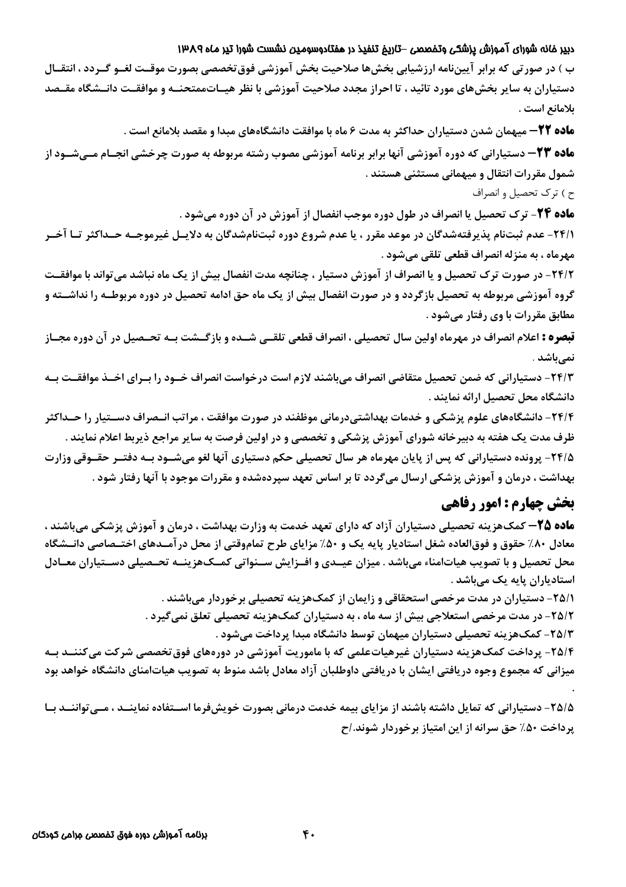ب ) در صورتی که برابر آیین‌نامه ارزشیابی بخش‌ها صلاحیت بخش آموزشی فوق‌تخصصی بصورت موقت لغو گردد ، انتقال دستیاران به سایر بخش‌های مورد تائید ، تا احراز مجدد صلاحیت آموزشی با نظر هیات‌ممتحنه و موافقت دانشگاه مقصد بلامانع است .

**ماده ۲۲**– میهمان شدن دستیاران حداکثر به مدت ۶ ماه با موافقت دانشگاه‌های مبدا و مقصد بلامانع است .

**ماده ۲۳**– دستیارانی که دوره آموزشی آنها برابر برنامه آموزشی مصوب رشته مربوطه به صورت چرخشی انجام می‌شود از شمول مقررات انتقال و میهمانی مستثنی هستند .

ح ) ترک تحصیل و انصراف

**ماده ۲۴**- ترک تحصیل یا انصراف در طول دوره موجب انفصال از آموزش در آن دوره می‌شود .

۲۴/۱- عدم ثبت‌نام پذیرفته‌شدگان در موعد مقرر ، یا عدم شروع دوره ثبت‌نام‌شدگان به دلایل غیرموجه حداکثر تا آخر مهرماه ، به منزله انصراف قطعی تلقی می‌شود .

۲۴/۲- در صورت ترک تحصیل و یا انصراف از آموزش دستیار ، چنانچه مدت انفصال بیش از یک ماه نباشد می‌تواند با موافقت گروه آموزشی مربوطه به تحصیل بازگردد و در صورت انفصال بیش از یک ماه حق ادامه تحصیل در دوره مربوطه را نداشته و مطابق مقررات با وی رفتار می‌شود .

**تبصره :** اعلام انصراف در مهرماه اولین سال تحصیلی ، انصراف قطعی تلقی شده و بازگشت به تحصیل در آن دوره مجاز نمی‌باشد .

۲۴/۳- دستیارانی که ضمن تحصیل متقاضی انصراف می‌باشند لازم است درخواست انصراف خود را برای اخذ موافقت به دانشگاه محل تحصیل ارائه نمایند .

۲۴/۴- دانشگاه‌های علوم پزشکی و خدمات بهداشتی‌درمانی موظفند در صورت موافقت ، مراتب انصراف دستیار را حداکثر ظرف مدت یک هفته به دبیرخانه شورای آموزش پزشکی و تخصصی و در اولین فرصت به سایر مراجع ذیربط اعلام نمایند .

۲۴/۵- پرونده دستیارانی که پس از پایان مهرماه هر سال تحصیلی حکم دستیاری آنها لغو می‌شود به دفتر حقوقی وزارت بهداشت ، درمان و آموزش پزشکی ارسال می‌گردد تا بر اساس تعهد سپرده‌شده و مقررات موجود با آنها رفتار شود .

## بخش چهارم : امور رفاهی

**ماده ۲۵**– کمک‌هزینه تحصیلی دستیاران آزاد که دارای تعهد خدمت به وزارت بهداشت ، درمان و آموزش پزشکی می‌باشند ، معادل ۸۰٪ حقوق و فوق‌العاده شغل استادیار پایه یک و ۵۰٪ مزایای طرح تمام‌وقتی از محل درآمدهای اختصاصی دانشگاه محل تحصیل و با تصویب هیات‌امناء می‌باشد . میزان عیدی و افزایش سنواتی کمک‌هزینه تحصیلی دستیاران معادل استادیاران پایه یک می‌باشد .

۲۵/۱- دستیاران در مدت مرخصی استحقاقی و زایمان از کمک‌هزینه تحصیلی برخوردار می‌باشند .

۲۵/۲- در مدت مرخصی استعلاجی بیش از سه ماه ، به دستیاران کمک‌هزینه تحصیلی تعلق نمی‌گیرد .

۲۵/۳- کمک‌هزینه تحصیلی دستیاران میهمان توسط دانشگاه مبدا پرداخت می‌شود .

۲۵/۴- پرداخت کمک‌هزینه دستیاران غیرهیات‌علمی که با ماموریت آموزشی در دوره‌های فوق‌تخصصی شرکت می‌کنند به میزانی که مجموع وجوه دریافتی ایشان با دریافتی داوطلبان آزاد معادل باشد منوط به تصویب هیات‌امنای دانشگاه خواهد بود .

۲۵/۵- دستیارانی که تمایل داشته باشند از مزایای بیمه خدمت درمانی بصورت خویش‌فرما استفاده نمایند ، می‌توانند با پرداخت ۵۰٪ حق سرانه از این امتیاز برخوردار شوند./ح